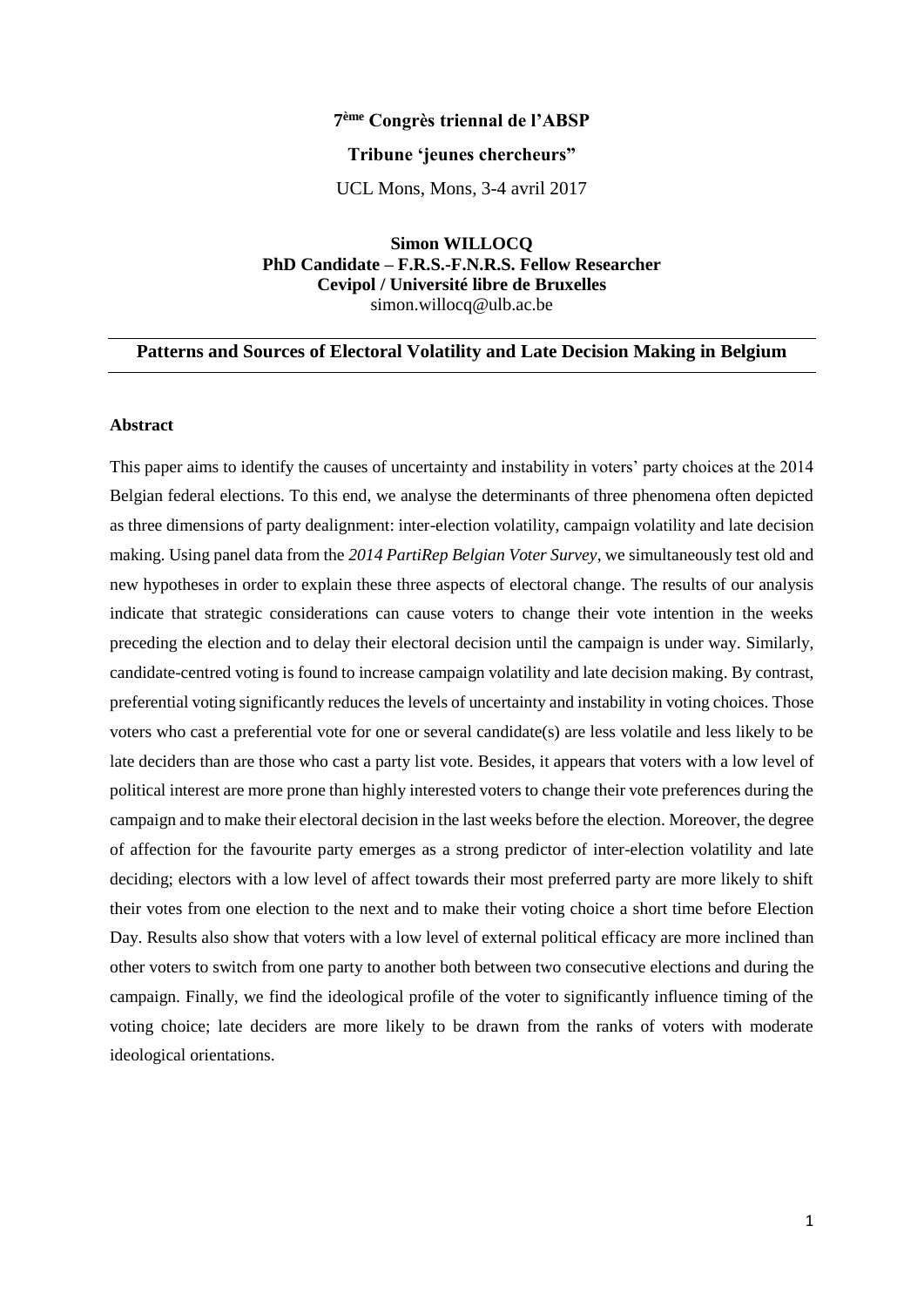**7ème Congrès triennal de l'ABSP**

**Tribune 'jeunes chercheurs"**

UCL Mons, Mons, 3-4 avril 2017

**Simon WILLOCQ**
**PhD Candidate – F.R.S.-F.N.R.S. Fellow Researcher**
**Cevipol / Université libre de Bruxelles**
simon.willocq@ulb.ac.be

---

# Patterns and Sources of Electoral Volatility and Late Decision Making in Belgium

---

## Abstract

This paper aims to identify the causes of uncertainty and instability in voters' party choices at the 2014 Belgian federal elections. To this end, we analyse the determinants of three phenomena often depicted as three dimensions of party dealignment: inter-election volatility, campaign volatility and late decision making. Using panel data from the *2014 PartiRep Belgian Voter Survey*, we simultaneously test old and new hypotheses in order to explain these three aspects of electoral change. The results of our analysis indicate that strategic considerations can cause voters to change their vote intention in the weeks preceding the election and to delay their electoral decision until the campaign is under way. Similarly, candidate-centred voting is found to increase campaign volatility and late decision making. By contrast, preferential voting significantly reduces the levels of uncertainty and instability in voting choices. Those voters who cast a preferential vote for one or several candidate(s) are less volatile and less likely to be late deciders than are those who cast a party list vote. Besides, it appears that voters with a low level of political interest are more prone than highly interested voters to change their vote preferences during the campaign and to make their electoral decision in the last weeks before the election. Moreover, the degree of affection for the favourite party emerges as a strong predictor of inter-election volatility and late deciding; electors with a low level of affect towards their most preferred party are more likely to shift their votes from one election to the next and to make their voting choice a short time before Election Day. Results also show that voters with a low level of external political efficacy are more inclined than other voters to switch from one party to another both between two consecutive elections and during the campaign. Finally, we find the ideological profile of the voter to significantly influence timing of the voting choice; late deciders are more likely to be drawn from the ranks of voters with moderate ideological orientations.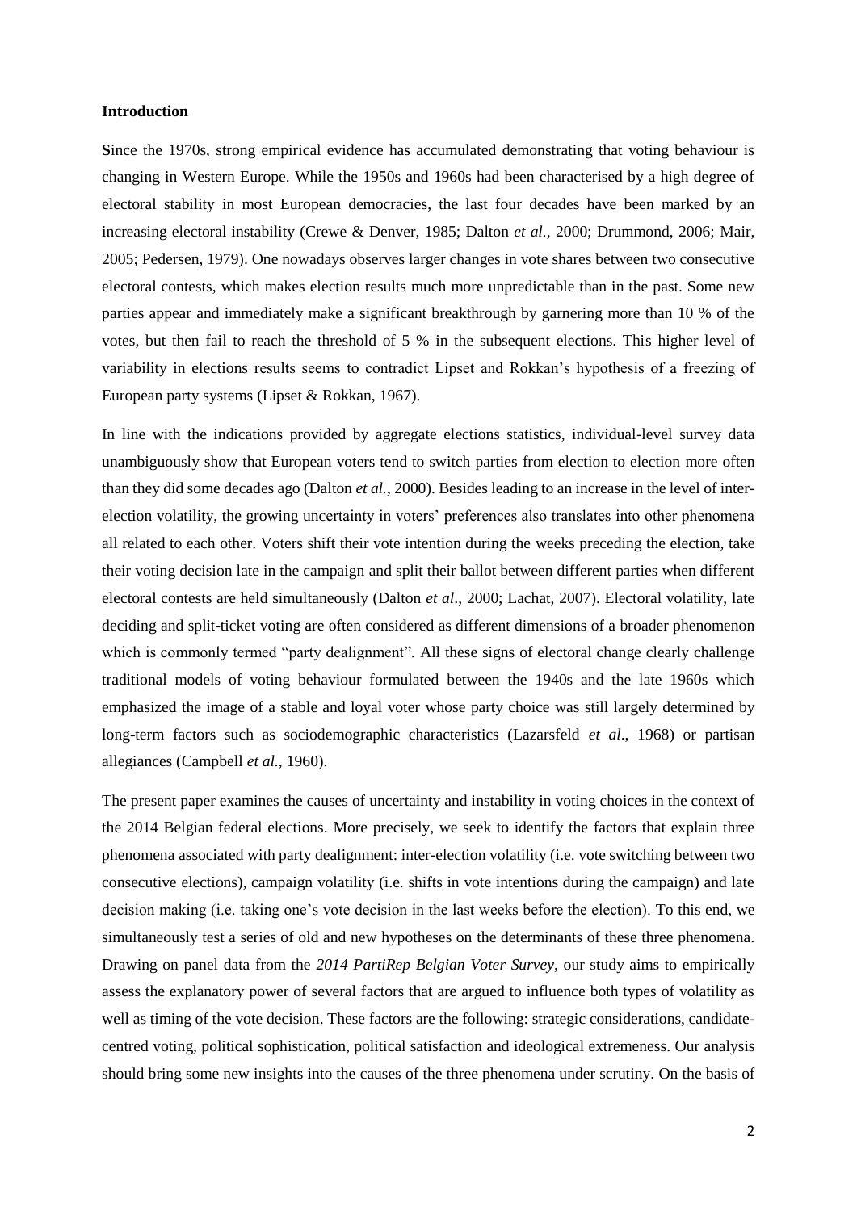**Introduction**

**S**ince the 1970s, strong empirical evidence has accumulated demonstrating that voting behaviour is changing in Western Europe. While the 1950s and 1960s had been characterised by a high degree of electoral stability in most European democracies, the last four decades have been marked by an increasing electoral instability (Crewe & Denver, 1985; Dalton *et al.,* 2000; Drummond, 2006; Mair, 2005; Pedersen, 1979). One nowadays observes larger changes in vote shares between two consecutive electoral contests, which makes election results much more unpredictable than in the past. Some new parties appear and immediately make a significant breakthrough by garnering more than 10 % of the votes, but then fail to reach the threshold of 5 % in the subsequent elections. This higher level of variability in elections results seems to contradict Lipset and Rokkan's hypothesis of a freezing of European party systems (Lipset & Rokkan, 1967).

In line with the indications provided by aggregate elections statistics, individual-level survey data unambiguously show that European voters tend to switch parties from election to election more often than they did some decades ago (Dalton *et al.*, 2000). Besides leading to an increase in the level of inter-election volatility, the growing uncertainty in voters' preferences also translates into other phenomena all related to each other. Voters shift their vote intention during the weeks preceding the election, take their voting decision late in the campaign and split their ballot between different parties when different electoral contests are held simultaneously (Dalton *et al*., 2000; Lachat, 2007). Electoral volatility, late deciding and split-ticket voting are often considered as different dimensions of a broader phenomenon which is commonly termed "party dealignment". All these signs of electoral change clearly challenge traditional models of voting behaviour formulated between the 1940s and the late 1960s which emphasized the image of a stable and loyal voter whose party choice was still largely determined by long-term factors such as sociodemographic characteristics (Lazarsfeld *et al*., 1968) or partisan allegiances (Campbell *et al.*, 1960).

The present paper examines the causes of uncertainty and instability in voting choices in the context of the 2014 Belgian federal elections. More precisely, we seek to identify the factors that explain three phenomena associated with party dealignment: inter-election volatility (i.e. vote switching between two consecutive elections), campaign volatility (i.e. shifts in vote intentions during the campaign) and late decision making (i.e. taking one's vote decision in the last weeks before the election). To this end, we simultaneously test a series of old and new hypotheses on the determinants of these three phenomena. Drawing on panel data from the *2014 PartiRep Belgian Voter Survey*, our study aims to empirically assess the explanatory power of several factors that are argued to influence both types of volatility as well as timing of the vote decision. These factors are the following: strategic considerations, candidate-centred voting, political sophistication, political satisfaction and ideological extremeness. Our analysis should bring some new insights into the causes of the three phenomena under scrutiny. On the basis of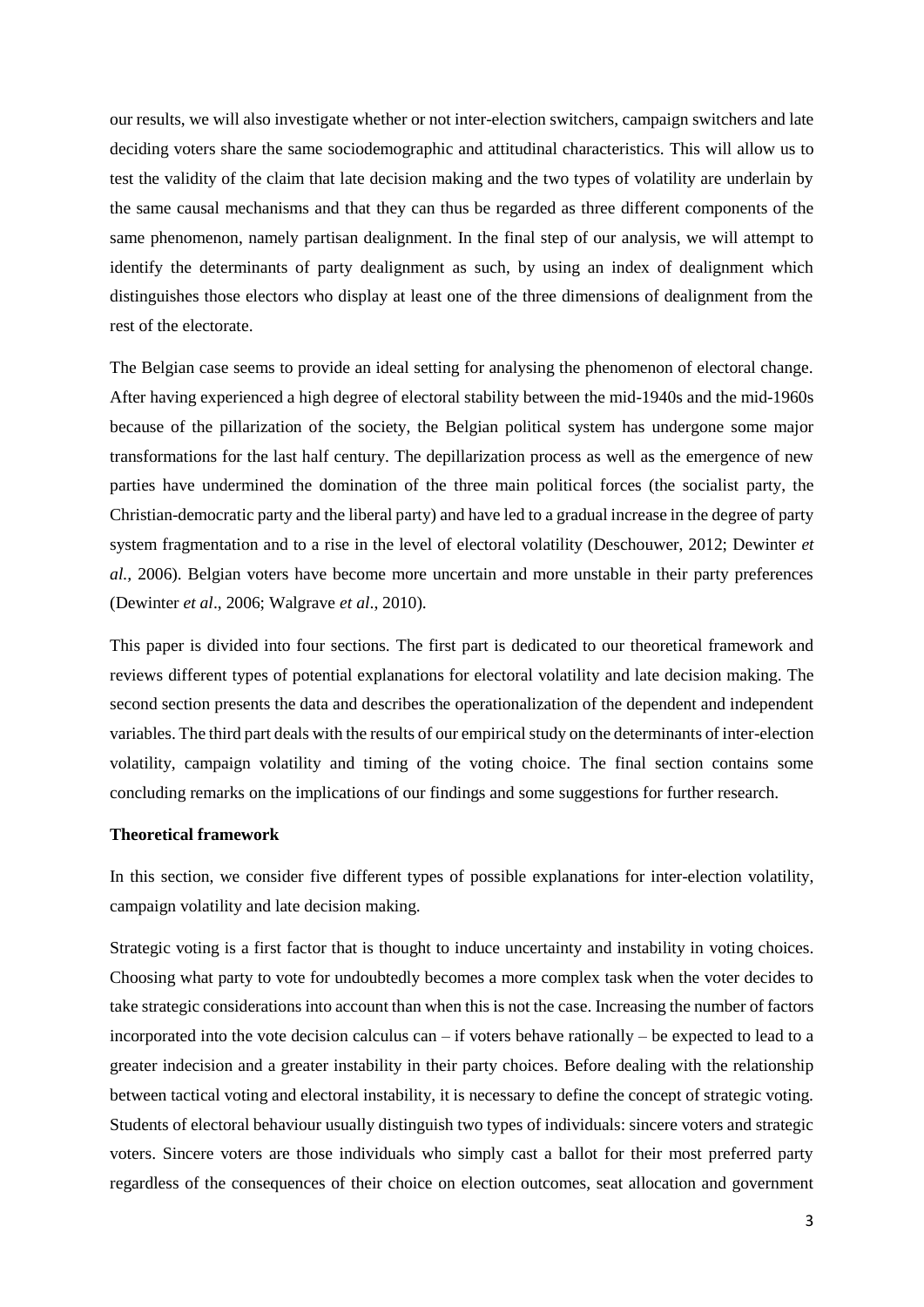our results, we will also investigate whether or not inter-election switchers, campaign switchers and late deciding voters share the same sociodemographic and attitudinal characteristics. This will allow us to test the validity of the claim that late decision making and the two types of volatility are underlain by the same causal mechanisms and that they can thus be regarded as three different components of the same phenomenon, namely partisan dealignment. In the final step of our analysis, we will attempt to identify the determinants of party dealignment as such, by using an index of dealignment which distinguishes those electors who display at least one of the three dimensions of dealignment from the rest of the electorate.

The Belgian case seems to provide an ideal setting for analysing the phenomenon of electoral change. After having experienced a high degree of electoral stability between the mid-1940s and the mid-1960s because of the pillarization of the society, the Belgian political system has undergone some major transformations for the last half century. The depillarization process as well as the emergence of new parties have undermined the domination of the three main political forces (the socialist party, the Christian-democratic party and the liberal party) and have led to a gradual increase in the degree of party system fragmentation and to a rise in the level of electoral volatility (Deschouwer, 2012; Dewinter *et al.*, 2006). Belgian voters have become more uncertain and more unstable in their party preferences (Dewinter *et al*., 2006; Walgrave *et al*., 2010).

This paper is divided into four sections. The first part is dedicated to our theoretical framework and reviews different types of potential explanations for electoral volatility and late decision making. The second section presents the data and describes the operationalization of the dependent and independent variables. The third part deals with the results of our empirical study on the determinants of inter-election volatility, campaign volatility and timing of the voting choice. The final section contains some concluding remarks on the implications of our findings and some suggestions for further research.

**Theoretical framework**

In this section, we consider five different types of possible explanations for inter-election volatility, campaign volatility and late decision making.

Strategic voting is a first factor that is thought to induce uncertainty and instability in voting choices. Choosing what party to vote for undoubtedly becomes a more complex task when the voter decides to take strategic considerations into account than when this is not the case. Increasing the number of factors incorporated into the vote decision calculus can – if voters behave rationally – be expected to lead to a greater indecision and a greater instability in their party choices. Before dealing with the relationship between tactical voting and electoral instability, it is necessary to define the concept of strategic voting. Students of electoral behaviour usually distinguish two types of individuals: sincere voters and strategic voters. Sincere voters are those individuals who simply cast a ballot for their most preferred party regardless of the consequences of their choice on election outcomes, seat allocation and government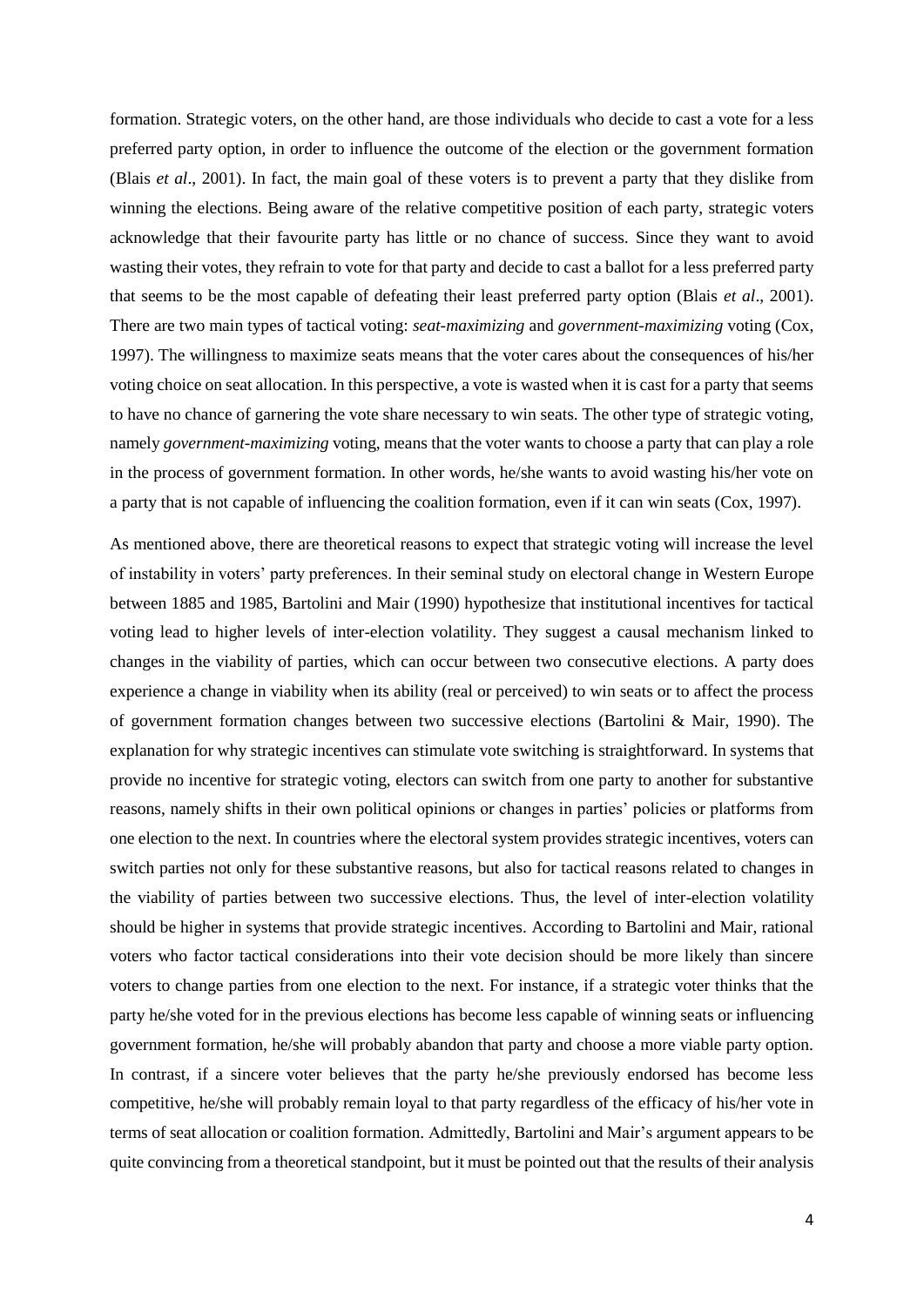formation. Strategic voters, on the other hand, are those individuals who decide to cast a vote for a less preferred party option, in order to influence the outcome of the election or the government formation (Blais *et al*., 2001). In fact, the main goal of these voters is to prevent a party that they dislike from winning the elections. Being aware of the relative competitive position of each party, strategic voters acknowledge that their favourite party has little or no chance of success. Since they want to avoid wasting their votes, they refrain to vote for that party and decide to cast a ballot for a less preferred party that seems to be the most capable of defeating their least preferred party option (Blais *et al*., 2001). There are two main types of tactical voting: *seat-maximizing* and *government-maximizing* voting (Cox, 1997). The willingness to maximize seats means that the voter cares about the consequences of his/her voting choice on seat allocation. In this perspective, a vote is wasted when it is cast for a party that seems to have no chance of garnering the vote share necessary to win seats. The other type of strategic voting, namely *government-maximizing* voting, means that the voter wants to choose a party that can play a role in the process of government formation. In other words, he/she wants to avoid wasting his/her vote on a party that is not capable of influencing the coalition formation, even if it can win seats (Cox, 1997).

As mentioned above, there are theoretical reasons to expect that strategic voting will increase the level of instability in voters' party preferences. In their seminal study on electoral change in Western Europe between 1885 and 1985, Bartolini and Mair (1990) hypothesize that institutional incentives for tactical voting lead to higher levels of inter-election volatility. They suggest a causal mechanism linked to changes in the viability of parties, which can occur between two consecutive elections. A party does experience a change in viability when its ability (real or perceived) to win seats or to affect the process of government formation changes between two successive elections (Bartolini & Mair, 1990). The explanation for why strategic incentives can stimulate vote switching is straightforward. In systems that provide no incentive for strategic voting, electors can switch from one party to another for substantive reasons, namely shifts in their own political opinions or changes in parties' policies or platforms from one election to the next. In countries where the electoral system provides strategic incentives, voters can switch parties not only for these substantive reasons, but also for tactical reasons related to changes in the viability of parties between two successive elections. Thus, the level of inter-election volatility should be higher in systems that provide strategic incentives. According to Bartolini and Mair, rational voters who factor tactical considerations into their vote decision should be more likely than sincere voters to change parties from one election to the next. For instance, if a strategic voter thinks that the party he/she voted for in the previous elections has become less capable of winning seats or influencing government formation, he/she will probably abandon that party and choose a more viable party option. In contrast, if a sincere voter believes that the party he/she previously endorsed has become less competitive, he/she will probably remain loyal to that party regardless of the efficacy of his/her vote in terms of seat allocation or coalition formation. Admittedly, Bartolini and Mair's argument appears to be quite convincing from a theoretical standpoint, but it must be pointed out that the results of their analysis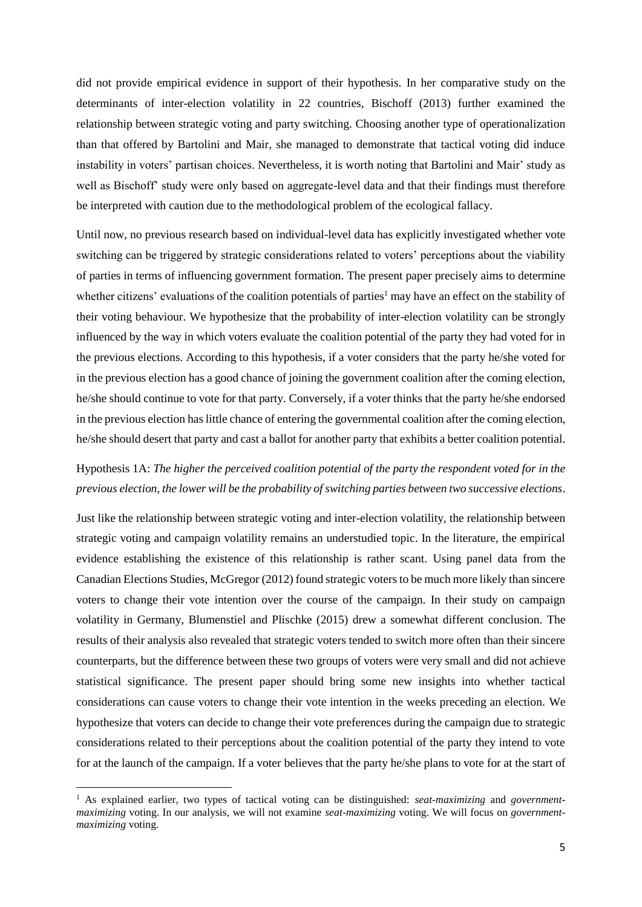did not provide empirical evidence in support of their hypothesis. In her comparative study on the determinants of inter-election volatility in 22 countries, Bischoff (2013) further examined the relationship between strategic voting and party switching. Choosing another type of operationalization than that offered by Bartolini and Mair, she managed to demonstrate that tactical voting did induce instability in voters' partisan choices. Nevertheless, it is worth noting that Bartolini and Mair' study as well as Bischoff' study were only based on aggregate-level data and that their findings must therefore be interpreted with caution due to the methodological problem of the ecological fallacy.

Until now, no previous research based on individual-level data has explicitly investigated whether vote switching can be triggered by strategic considerations related to voters' perceptions about the viability of parties in terms of influencing government formation. The present paper precisely aims to determine whether citizens' evaluations of the coalition potentials of parties[1] may have an effect on the stability of their voting behaviour. We hypothesize that the probability of inter-election volatility can be strongly influenced by the way in which voters evaluate the coalition potential of the party they had voted for in the previous elections. According to this hypothesis, if a voter considers that the party he/she voted for in the previous election has a good chance of joining the government coalition after the coming election, he/she should continue to vote for that party. Conversely, if a voter thinks that the party he/she endorsed in the previous election has little chance of entering the governmental coalition after the coming election, he/she should desert that party and cast a ballot for another party that exhibits a better coalition potential.

Hypothesis 1A: *The higher the perceived coalition potential of the party the respondent voted for in the previous election, the lower will be the probability of switching parties between two successive elections*.

Just like the relationship between strategic voting and inter-election volatility, the relationship between strategic voting and campaign volatility remains an understudied topic. In the literature, the empirical evidence establishing the existence of this relationship is rather scant. Using panel data from the Canadian Elections Studies, McGregor (2012) found strategic voters to be much more likely than sincere voters to change their vote intention over the course of the campaign. In their study on campaign volatility in Germany, Blumenstiel and Plischke (2015) drew a somewhat different conclusion. The results of their analysis also revealed that strategic voters tended to switch more often than their sincere counterparts, but the difference between these two groups of voters were very small and did not achieve statistical significance. The present paper should bring some new insights into whether tactical considerations can cause voters to change their vote intention in the weeks preceding an election. We hypothesize that voters can decide to change their vote preferences during the campaign due to strategic considerations related to their perceptions about the coalition potential of the party they intend to vote for at the launch of the campaign. If a voter believes that the party he/she plans to vote for at the start of

[1] As explained earlier, two types of tactical voting can be distinguished: *seat-maximizing* and *government-maximizing* voting. In our analysis, we will not examine *seat-maximizing* voting. We will focus on *government-maximizing* voting.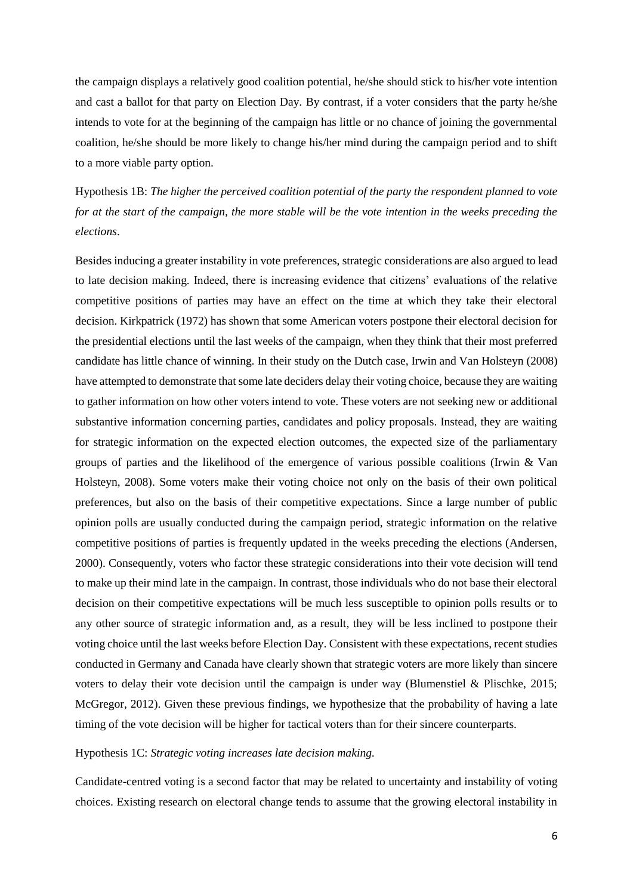the campaign displays a relatively good coalition potential, he/she should stick to his/her vote intention and cast a ballot for that party on Election Day. By contrast, if a voter considers that the party he/she intends to vote for at the beginning of the campaign has little or no chance of joining the governmental coalition, he/she should be more likely to change his/her mind during the campaign period and to shift to a more viable party option.

Hypothesis 1B: *The higher the perceived coalition potential of the party the respondent planned to vote for at the start of the campaign, the more stable will be the vote intention in the weeks preceding the elections*.

Besides inducing a greater instability in vote preferences, strategic considerations are also argued to lead to late decision making. Indeed, there is increasing evidence that citizens' evaluations of the relative competitive positions of parties may have an effect on the time at which they take their electoral decision. Kirkpatrick (1972) has shown that some American voters postpone their electoral decision for the presidential elections until the last weeks of the campaign, when they think that their most preferred candidate has little chance of winning. In their study on the Dutch case, Irwin and Van Holsteyn (2008) have attempted to demonstrate that some late deciders delay their voting choice, because they are waiting to gather information on how other voters intend to vote. These voters are not seeking new or additional substantive information concerning parties, candidates and policy proposals. Instead, they are waiting for strategic information on the expected election outcomes, the expected size of the parliamentary groups of parties and the likelihood of the emergence of various possible coalitions (Irwin & Van Holsteyn, 2008). Some voters make their voting choice not only on the basis of their own political preferences, but also on the basis of their competitive expectations. Since a large number of public opinion polls are usually conducted during the campaign period, strategic information on the relative competitive positions of parties is frequently updated in the weeks preceding the elections (Andersen, 2000). Consequently, voters who factor these strategic considerations into their vote decision will tend to make up their mind late in the campaign. In contrast, those individuals who do not base their electoral decision on their competitive expectations will be much less susceptible to opinion polls results or to any other source of strategic information and, as a result, they will be less inclined to postpone their voting choice until the last weeks before Election Day. Consistent with these expectations, recent studies conducted in Germany and Canada have clearly shown that strategic voters are more likely than sincere voters to delay their vote decision until the campaign is under way (Blumenstiel & Plischke, 2015; McGregor, 2012). Given these previous findings, we hypothesize that the probability of having a late timing of the vote decision will be higher for tactical voters than for their sincere counterparts.

Hypothesis 1C: *Strategic voting increases late decision making.*

Candidate-centred voting is a second factor that may be related to uncertainty and instability of voting choices. Existing research on electoral change tends to assume that the growing electoral instability in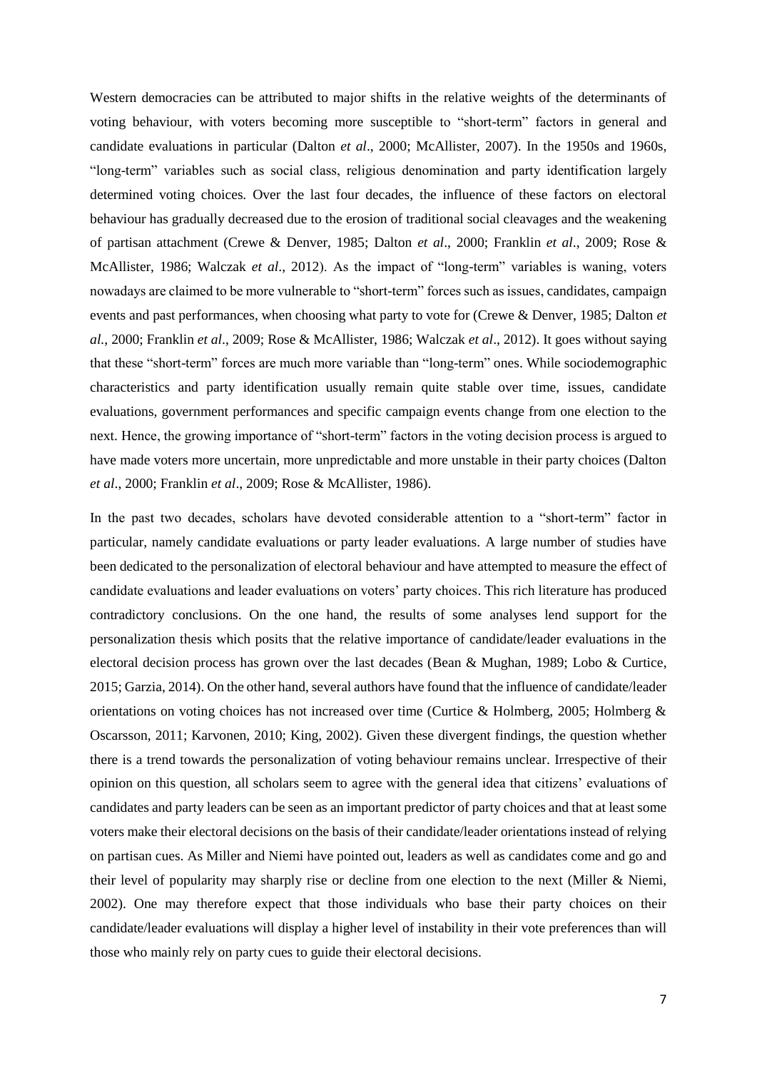Western democracies can be attributed to major shifts in the relative weights of the determinants of voting behaviour, with voters becoming more susceptible to "short-term" factors in general and candidate evaluations in particular (Dalton *et al*., 2000; McAllister, 2007). In the 1950s and 1960s, "long-term" variables such as social class, religious denomination and party identification largely determined voting choices. Over the last four decades, the influence of these factors on electoral behaviour has gradually decreased due to the erosion of traditional social cleavages and the weakening of partisan attachment (Crewe & Denver, 1985; Dalton *et al*., 2000; Franklin *et al*., 2009; Rose & McAllister, 1986; Walczak *et al*., 2012). As the impact of "long-term" variables is waning, voters nowadays are claimed to be more vulnerable to "short-term" forces such as issues, candidates, campaign events and past performances, when choosing what party to vote for (Crewe & Denver, 1985; Dalton *et al*., 2000; Franklin *et al*., 2009; Rose & McAllister, 1986; Walczak *et al*., 2012). It goes without saying that these "short-term" forces are much more variable than "long-term" ones. While sociodemographic characteristics and party identification usually remain quite stable over time, issues, candidate evaluations, government performances and specific campaign events change from one election to the next. Hence, the growing importance of "short-term" factors in the voting decision process is argued to have made voters more uncertain, more unpredictable and more unstable in their party choices (Dalton *et al*., 2000; Franklin *et al*., 2009; Rose & McAllister, 1986).

In the past two decades, scholars have devoted considerable attention to a "short-term" factor in particular, namely candidate evaluations or party leader evaluations. A large number of studies have been dedicated to the personalization of electoral behaviour and have attempted to measure the effect of candidate evaluations and leader evaluations on voters' party choices. This rich literature has produced contradictory conclusions. On the one hand, the results of some analyses lend support for the personalization thesis which posits that the relative importance of candidate/leader evaluations in the electoral decision process has grown over the last decades (Bean & Mughan, 1989; Lobo & Curtice, 2015; Garzia, 2014). On the other hand, several authors have found that the influence of candidate/leader orientations on voting choices has not increased over time (Curtice & Holmberg, 2005; Holmberg & Oscarsson, 2011; Karvonen, 2010; King, 2002). Given these divergent findings, the question whether there is a trend towards the personalization of voting behaviour remains unclear. Irrespective of their opinion on this question, all scholars seem to agree with the general idea that citizens' evaluations of candidates and party leaders can be seen as an important predictor of party choices and that at least some voters make their electoral decisions on the basis of their candidate/leader orientations instead of relying on partisan cues. As Miller and Niemi have pointed out, leaders as well as candidates come and go and their level of popularity may sharply rise or decline from one election to the next (Miller & Niemi, 2002). One may therefore expect that those individuals who base their party choices on their candidate/leader evaluations will display a higher level of instability in their vote preferences than will those who mainly rely on party cues to guide their electoral decisions.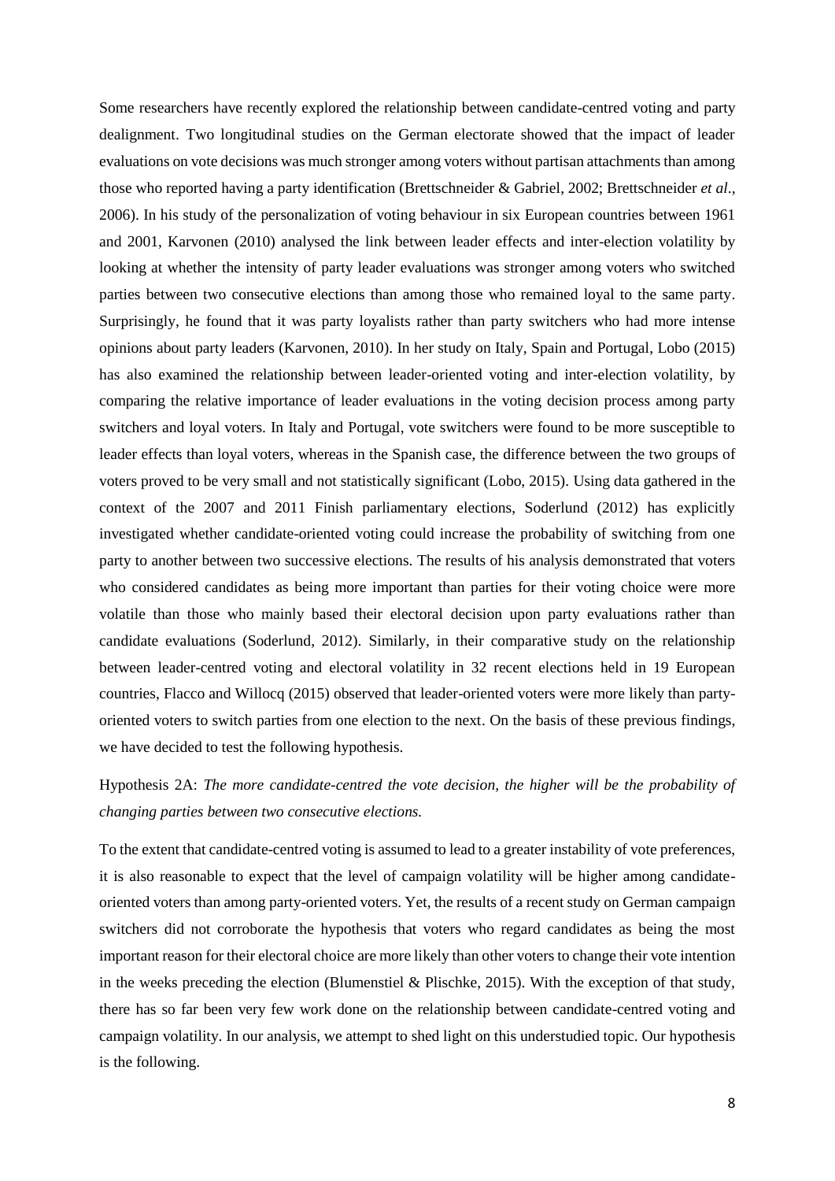Some researchers have recently explored the relationship between candidate-centred voting and party dealignment. Two longitudinal studies on the German electorate showed that the impact of leader evaluations on vote decisions was much stronger among voters without partisan attachments than among those who reported having a party identification (Brettschneider & Gabriel, 2002; Brettschneider *et al*., 2006). In his study of the personalization of voting behaviour in six European countries between 1961 and 2001, Karvonen (2010) analysed the link between leader effects and inter-election volatility by looking at whether the intensity of party leader evaluations was stronger among voters who switched parties between two consecutive elections than among those who remained loyal to the same party. Surprisingly, he found that it was party loyalists rather than party switchers who had more intense opinions about party leaders (Karvonen, 2010). In her study on Italy, Spain and Portugal, Lobo (2015) has also examined the relationship between leader-oriented voting and inter-election volatility, by comparing the relative importance of leader evaluations in the voting decision process among party switchers and loyal voters. In Italy and Portugal, vote switchers were found to be more susceptible to leader effects than loyal voters, whereas in the Spanish case, the difference between the two groups of voters proved to be very small and not statistically significant (Lobo, 2015). Using data gathered in the context of the 2007 and 2011 Finish parliamentary elections, Soderlund (2012) has explicitly investigated whether candidate-oriented voting could increase the probability of switching from one party to another between two successive elections. The results of his analysis demonstrated that voters who considered candidates as being more important than parties for their voting choice were more volatile than those who mainly based their electoral decision upon party evaluations rather than candidate evaluations (Soderlund, 2012). Similarly, in their comparative study on the relationship between leader-centred voting and electoral volatility in 32 recent elections held in 19 European countries, Flacco and Willocq (2015) observed that leader-oriented voters were more likely than party-oriented voters to switch parties from one election to the next. On the basis of these previous findings, we have decided to test the following hypothesis.

Hypothesis 2A: *The more candidate-centred the vote decision, the higher will be the probability of changing parties between two consecutive elections.*

To the extent that candidate-centred voting is assumed to lead to a greater instability of vote preferences, it is also reasonable to expect that the level of campaign volatility will be higher among candidate-oriented voters than among party-oriented voters. Yet, the results of a recent study on German campaign switchers did not corroborate the hypothesis that voters who regard candidates as being the most important reason for their electoral choice are more likely than other voters to change their vote intention in the weeks preceding the election (Blumenstiel & Plischke, 2015). With the exception of that study, there has so far been very few work done on the relationship between candidate-centred voting and campaign volatility. In our analysis, we attempt to shed light on this understudied topic. Our hypothesis is the following.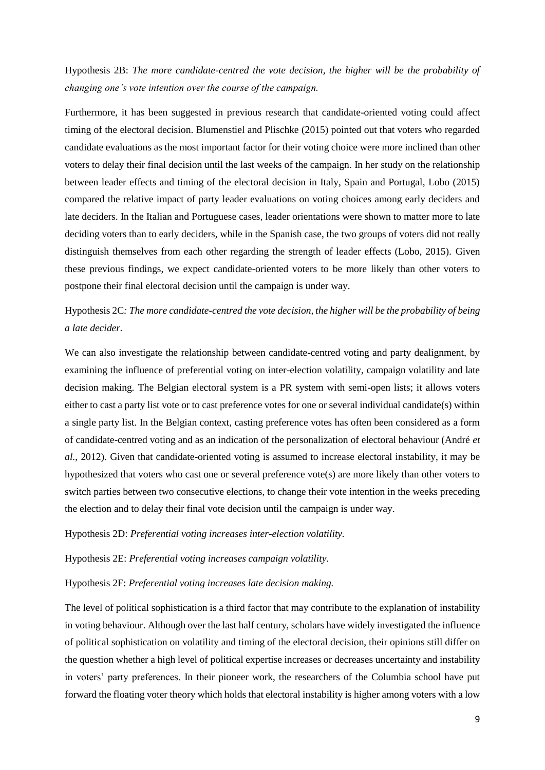Hypothesis 2B: *The more candidate-centred the vote decision, the higher will be the probability of changing one's vote intention over the course of the campaign.*

Furthermore, it has been suggested in previous research that candidate-oriented voting could affect timing of the electoral decision. Blumenstiel and Plischke (2015) pointed out that voters who regarded candidate evaluations as the most important factor for their voting choice were more inclined than other voters to delay their final decision until the last weeks of the campaign. In her study on the relationship between leader effects and timing of the electoral decision in Italy, Spain and Portugal, Lobo (2015) compared the relative impact of party leader evaluations on voting choices among early deciders and late deciders. In the Italian and Portuguese cases, leader orientations were shown to matter more to late deciding voters than to early deciders, while in the Spanish case, the two groups of voters did not really distinguish themselves from each other regarding the strength of leader effects (Lobo, 2015). Given these previous findings, we expect candidate-oriented voters to be more likely than other voters to postpone their final electoral decision until the campaign is under way.

Hypothesis 2C*: The more candidate-centred the vote decision, the higher will be the probability of being a late decider.*

We can also investigate the relationship between candidate-centred voting and party dealignment, by examining the influence of preferential voting on inter-election volatility, campaign volatility and late decision making. The Belgian electoral system is a PR system with semi-open lists; it allows voters either to cast a party list vote or to cast preference votes for one or several individual candidate(s) within a single party list. In the Belgian context, casting preference votes has often been considered as a form of candidate-centred voting and as an indication of the personalization of electoral behaviour (André *et al.*, 2012). Given that candidate-oriented voting is assumed to increase electoral instability, it may be hypothesized that voters who cast one or several preference vote(s) are more likely than other voters to switch parties between two consecutive elections, to change their vote intention in the weeks preceding the election and to delay their final vote decision until the campaign is under way.

Hypothesis 2D: *Preferential voting increases inter-election volatility.*

Hypothesis 2E: *Preferential voting increases campaign volatility.*

Hypothesis 2F: *Preferential voting increases late decision making.*

The level of political sophistication is a third factor that may contribute to the explanation of instability in voting behaviour. Although over the last half century, scholars have widely investigated the influence of political sophistication on volatility and timing of the electoral decision, their opinions still differ on the question whether a high level of political expertise increases or decreases uncertainty and instability in voters' party preferences. In their pioneer work, the researchers of the Columbia school have put forward the floating voter theory which holds that electoral instability is higher among voters with a low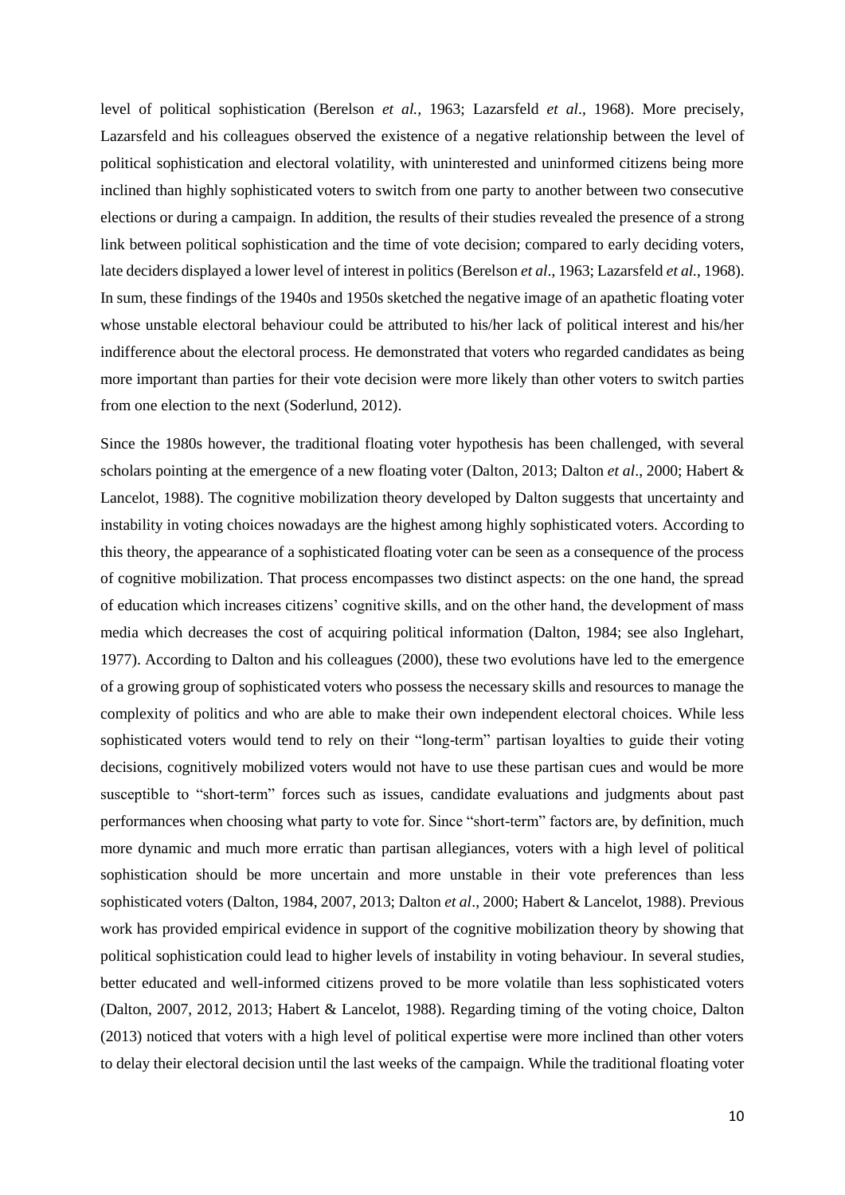level of political sophistication (Berelson *et al.*, 1963; Lazarsfeld *et al*., 1968). More precisely, Lazarsfeld and his colleagues observed the existence of a negative relationship between the level of political sophistication and electoral volatility, with uninterested and uninformed citizens being more inclined than highly sophisticated voters to switch from one party to another between two consecutive elections or during a campaign. In addition, the results of their studies revealed the presence of a strong link between political sophistication and the time of vote decision; compared to early deciding voters, late deciders displayed a lower level of interest in politics (Berelson *et al*., 1963; Lazarsfeld *et al.*, 1968). In sum, these findings of the 1940s and 1950s sketched the negative image of an apathetic floating voter whose unstable electoral behaviour could be attributed to his/her lack of political interest and his/her indifference about the electoral process. He demonstrated that voters who regarded candidates as being more important than parties for their vote decision were more likely than other voters to switch parties from one election to the next (Soderlund, 2012).

Since the 1980s however, the traditional floating voter hypothesis has been challenged, with several scholars pointing at the emergence of a new floating voter (Dalton, 2013; Dalton *et al*., 2000; Habert & Lancelot, 1988). The cognitive mobilization theory developed by Dalton suggests that uncertainty and instability in voting choices nowadays are the highest among highly sophisticated voters. According to this theory, the appearance of a sophisticated floating voter can be seen as a consequence of the process of cognitive mobilization. That process encompasses two distinct aspects: on the one hand, the spread of education which increases citizens' cognitive skills, and on the other hand, the development of mass media which decreases the cost of acquiring political information (Dalton, 1984; see also Inglehart, 1977). According to Dalton and his colleagues (2000), these two evolutions have led to the emergence of a growing group of sophisticated voters who possess the necessary skills and resources to manage the complexity of politics and who are able to make their own independent electoral choices. While less sophisticated voters would tend to rely on their "long-term" partisan loyalties to guide their voting decisions, cognitively mobilized voters would not have to use these partisan cues and would be more susceptible to "short-term" forces such as issues, candidate evaluations and judgments about past performances when choosing what party to vote for. Since "short-term" factors are, by definition, much more dynamic and much more erratic than partisan allegiances, voters with a high level of political sophistication should be more uncertain and more unstable in their vote preferences than less sophisticated voters (Dalton, 1984, 2007, 2013; Dalton *et al*., 2000; Habert & Lancelot, 1988). Previous work has provided empirical evidence in support of the cognitive mobilization theory by showing that political sophistication could lead to higher levels of instability in voting behaviour. In several studies, better educated and well-informed citizens proved to be more volatile than less sophisticated voters (Dalton, 2007, 2012, 2013; Habert & Lancelot, 1988). Regarding timing of the voting choice, Dalton (2013) noticed that voters with a high level of political expertise were more inclined than other voters to delay their electoral decision until the last weeks of the campaign. While the traditional floating voter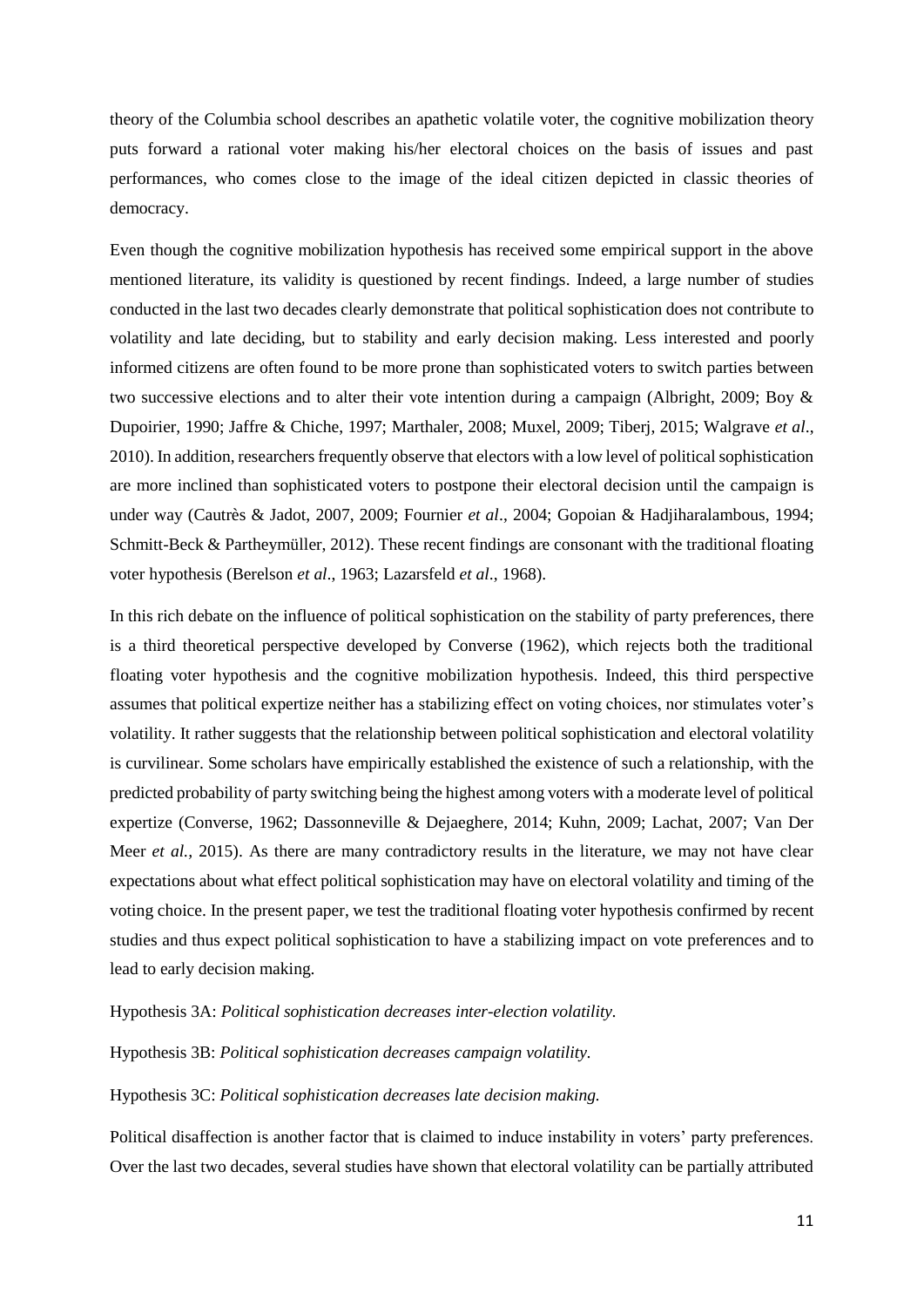theory of the Columbia school describes an apathetic volatile voter, the cognitive mobilization theory puts forward a rational voter making his/her electoral choices on the basis of issues and past performances, who comes close to the image of the ideal citizen depicted in classic theories of democracy.

Even though the cognitive mobilization hypothesis has received some empirical support in the above mentioned literature, its validity is questioned by recent findings. Indeed, a large number of studies conducted in the last two decades clearly demonstrate that political sophistication does not contribute to volatility and late deciding, but to stability and early decision making. Less interested and poorly informed citizens are often found to be more prone than sophisticated voters to switch parties between two successive elections and to alter their vote intention during a campaign (Albright, 2009; Boy & Dupoirier, 1990; Jaffre & Chiche, 1997; Marthaler, 2008; Muxel, 2009; Tiberj, 2015; Walgrave *et al*., 2010). In addition, researchers frequently observe that electors with a low level of political sophistication are more inclined than sophisticated voters to postpone their electoral decision until the campaign is under way (Cautrès & Jadot, 2007, 2009; Fournier *et al*., 2004; Gopoian & Hadjiharalambous, 1994; Schmitt-Beck & Partheymüller, 2012). These recent findings are consonant with the traditional floating voter hypothesis (Berelson *et al*., 1963; Lazarsfeld *et al*., 1968).

In this rich debate on the influence of political sophistication on the stability of party preferences, there is a third theoretical perspective developed by Converse (1962), which rejects both the traditional floating voter hypothesis and the cognitive mobilization hypothesis. Indeed, this third perspective assumes that political expertize neither has a stabilizing effect on voting choices, nor stimulates voter's volatility. It rather suggests that the relationship between political sophistication and electoral volatility is curvilinear. Some scholars have empirically established the existence of such a relationship, with the predicted probability of party switching being the highest among voters with a moderate level of political expertize (Converse, 1962; Dassonneville & Dejaeghere, 2014; Kuhn, 2009; Lachat, 2007; Van Der Meer *et al.*, 2015). As there are many contradictory results in the literature, we may not have clear expectations about what effect political sophistication may have on electoral volatility and timing of the voting choice. In the present paper, we test the traditional floating voter hypothesis confirmed by recent studies and thus expect political sophistication to have a stabilizing impact on vote preferences and to lead to early decision making.

Hypothesis 3A: *Political sophistication decreases inter-election volatility.*

Hypothesis 3B: *Political sophistication decreases campaign volatility.*

Hypothesis 3C: *Political sophistication decreases late decision making.*

Political disaffection is another factor that is claimed to induce instability in voters' party preferences. Over the last two decades, several studies have shown that electoral volatility can be partially attributed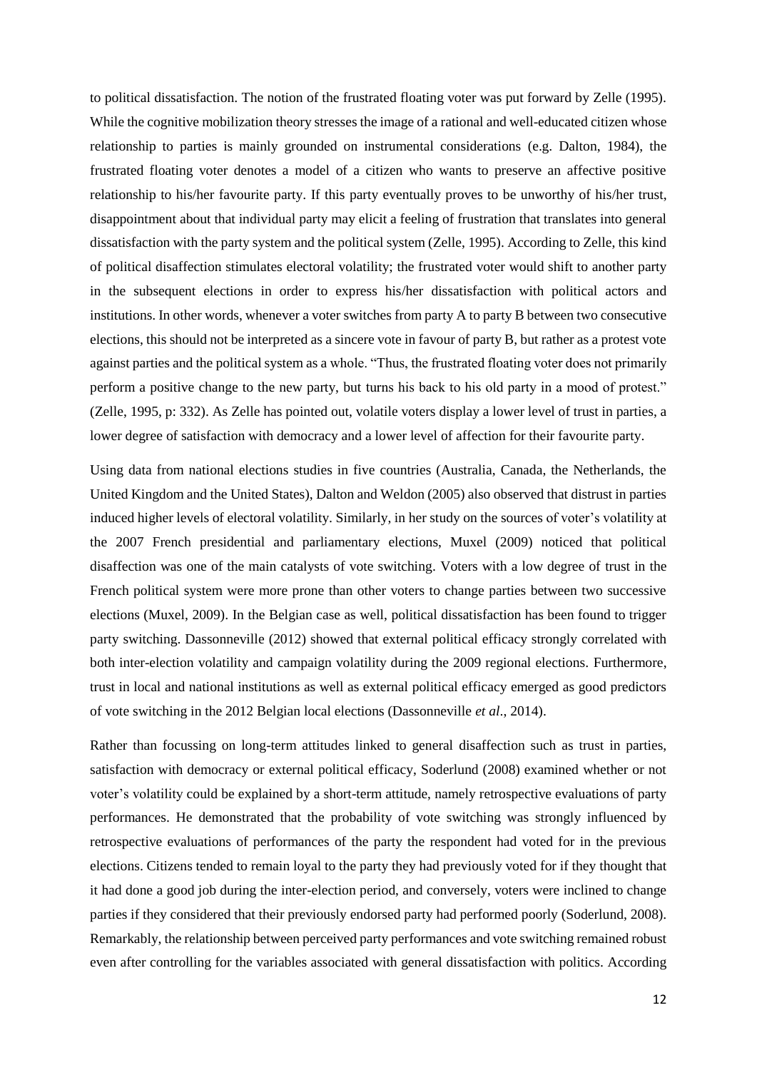to political dissatisfaction. The notion of the frustrated floating voter was put forward by Zelle (1995). While the cognitive mobilization theory stresses the image of a rational and well-educated citizen whose relationship to parties is mainly grounded on instrumental considerations (e.g. Dalton, 1984), the frustrated floating voter denotes a model of a citizen who wants to preserve an affective positive relationship to his/her favourite party. If this party eventually proves to be unworthy of his/her trust, disappointment about that individual party may elicit a feeling of frustration that translates into general dissatisfaction with the party system and the political system (Zelle, 1995). According to Zelle, this kind of political disaffection stimulates electoral volatility; the frustrated voter would shift to another party in the subsequent elections in order to express his/her dissatisfaction with political actors and institutions. In other words, whenever a voter switches from party A to party B between two consecutive elections, this should not be interpreted as a sincere vote in favour of party B, but rather as a protest vote against parties and the political system as a whole. "Thus, the frustrated floating voter does not primarily perform a positive change to the new party, but turns his back to his old party in a mood of protest." (Zelle, 1995, p: 332). As Zelle has pointed out, volatile voters display a lower level of trust in parties, a lower degree of satisfaction with democracy and a lower level of affection for their favourite party.

Using data from national elections studies in five countries (Australia, Canada, the Netherlands, the United Kingdom and the United States), Dalton and Weldon (2005) also observed that distrust in parties induced higher levels of electoral volatility. Similarly, in her study on the sources of voter's volatility at the 2007 French presidential and parliamentary elections, Muxel (2009) noticed that political disaffection was one of the main catalysts of vote switching. Voters with a low degree of trust in the French political system were more prone than other voters to change parties between two successive elections (Muxel, 2009). In the Belgian case as well, political dissatisfaction has been found to trigger party switching. Dassonneville (2012) showed that external political efficacy strongly correlated with both inter-election volatility and campaign volatility during the 2009 regional elections. Furthermore, trust in local and national institutions as well as external political efficacy emerged as good predictors of vote switching in the 2012 Belgian local elections (Dassonneville *et al*., 2014).

Rather than focussing on long-term attitudes linked to general disaffection such as trust in parties, satisfaction with democracy or external political efficacy, Soderlund (2008) examined whether or not voter's volatility could be explained by a short-term attitude, namely retrospective evaluations of party performances. He demonstrated that the probability of vote switching was strongly influenced by retrospective evaluations of performances of the party the respondent had voted for in the previous elections. Citizens tended to remain loyal to the party they had previously voted for if they thought that it had done a good job during the inter-election period, and conversely, voters were inclined to change parties if they considered that their previously endorsed party had performed poorly (Soderlund, 2008). Remarkably, the relationship between perceived party performances and vote switching remained robust even after controlling for the variables associated with general dissatisfaction with politics. According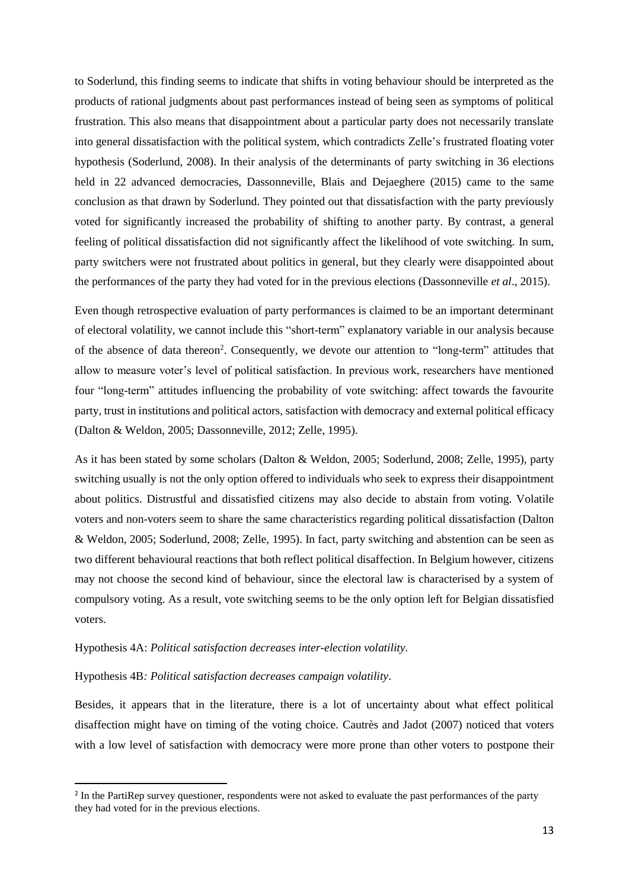to Soderlund, this finding seems to indicate that shifts in voting behaviour should be interpreted as the products of rational judgments about past performances instead of being seen as symptoms of political frustration. This also means that disappointment about a particular party does not necessarily translate into general dissatisfaction with the political system, which contradicts Zelle's frustrated floating voter hypothesis (Soderlund, 2008). In their analysis of the determinants of party switching in 36 elections held in 22 advanced democracies, Dassonneville, Blais and Dejaeghere (2015) came to the same conclusion as that drawn by Soderlund. They pointed out that dissatisfaction with the party previously voted for significantly increased the probability of shifting to another party. By contrast, a general feeling of political dissatisfaction did not significantly affect the likelihood of vote switching. In sum, party switchers were not frustrated about politics in general, but they clearly were disappointed about the performances of the party they had voted for in the previous elections (Dassonneville *et al*., 2015).

Even though retrospective evaluation of party performances is claimed to be an important determinant of electoral volatility, we cannot include this "short-term" explanatory variable in our analysis because of the absence of data thereon[2]. Consequently, we devote our attention to "long-term" attitudes that allow to measure voter's level of political satisfaction. In previous work, researchers have mentioned four "long-term" attitudes influencing the probability of vote switching: affect towards the favourite party, trust in institutions and political actors, satisfaction with democracy and external political efficacy (Dalton & Weldon, 2005; Dassonneville, 2012; Zelle, 1995).

As it has been stated by some scholars (Dalton & Weldon, 2005; Soderlund, 2008; Zelle, 1995), party switching usually is not the only option offered to individuals who seek to express their disappointment about politics. Distrustful and dissatisfied citizens may also decide to abstain from voting. Volatile voters and non-voters seem to share the same characteristics regarding political dissatisfaction (Dalton & Weldon, 2005; Soderlund, 2008; Zelle, 1995). In fact, party switching and abstention can be seen as two different behavioural reactions that both reflect political disaffection. In Belgium however, citizens may not choose the second kind of behaviour, since the electoral law is characterised by a system of compulsory voting. As a result, vote switching seems to be the only option left for Belgian dissatisfied voters.

Hypothesis 4A: *Political satisfaction decreases inter-election volatility.*

Hypothesis 4B*: Political satisfaction decreases campaign volatility*.

Besides, it appears that in the literature, there is a lot of uncertainty about what effect political disaffection might have on timing of the voting choice. Cautrès and Jadot (2007) noticed that voters with a low level of satisfaction with democracy were more prone than other voters to postpone their

[2] In the PartiRep survey questioner, respondents were not asked to evaluate the past performances of the party they had voted for in the previous elections.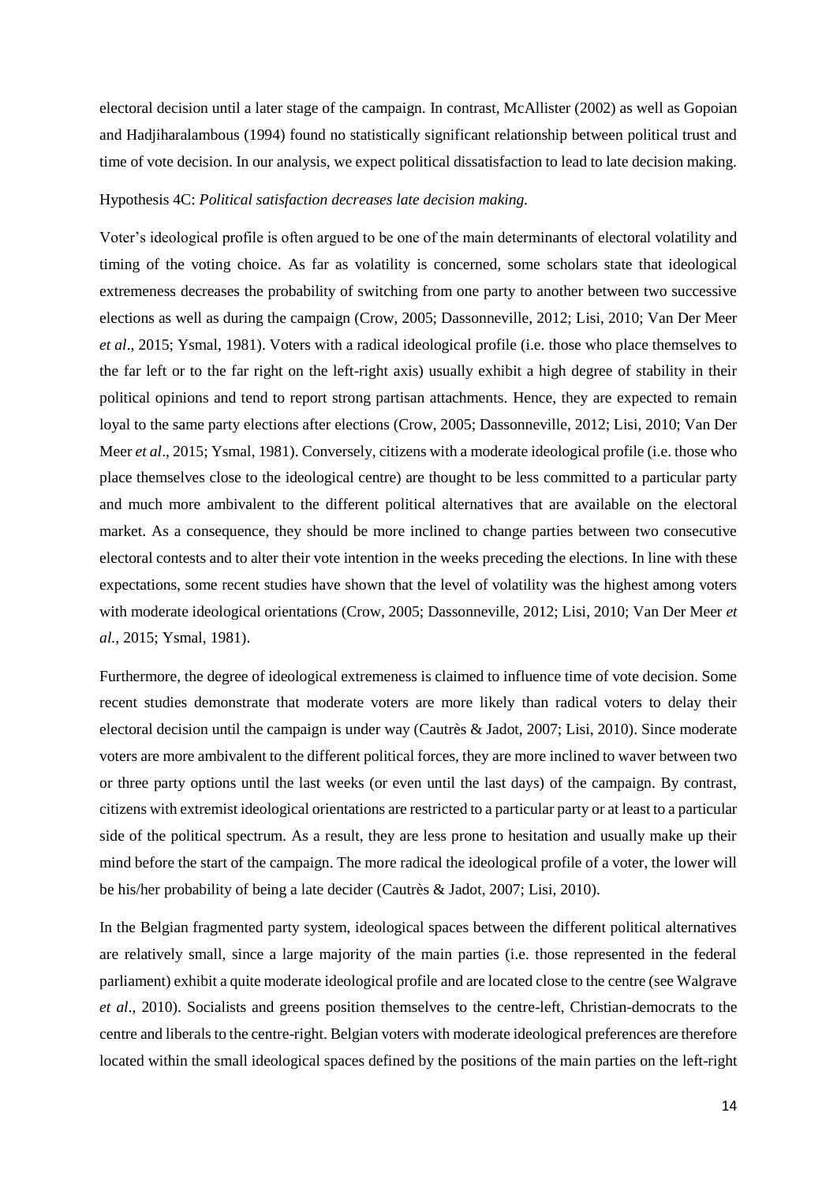electoral decision until a later stage of the campaign. In contrast, McAllister (2002) as well as Gopoian and Hadjiharalambous (1994) found no statistically significant relationship between political trust and time of vote decision. In our analysis, we expect political dissatisfaction to lead to late decision making.

Hypothesis 4C: *Political satisfaction decreases late decision making.*

Voter's ideological profile is often argued to be one of the main determinants of electoral volatility and timing of the voting choice. As far as volatility is concerned, some scholars state that ideological extremeness decreases the probability of switching from one party to another between two successive elections as well as during the campaign (Crow, 2005; Dassonneville, 2012; Lisi, 2010; Van Der Meer *et al*., 2015; Ysmal, 1981). Voters with a radical ideological profile (i.e. those who place themselves to the far left or to the far right on the left-right axis) usually exhibit a high degree of stability in their political opinions and tend to report strong partisan attachments. Hence, they are expected to remain loyal to the same party elections after elections (Crow, 2005; Dassonneville, 2012; Lisi, 2010; Van Der Meer *et al*., 2015; Ysmal, 1981). Conversely, citizens with a moderate ideological profile (i.e. those who place themselves close to the ideological centre) are thought to be less committed to a particular party and much more ambivalent to the different political alternatives that are available on the electoral market. As a consequence, they should be more inclined to change parties between two consecutive electoral contests and to alter their vote intention in the weeks preceding the elections. In line with these expectations, some recent studies have shown that the level of volatility was the highest among voters with moderate ideological orientations (Crow, 2005; Dassonneville, 2012; Lisi, 2010; Van Der Meer *et al.,* 2015; Ysmal, 1981).

Furthermore, the degree of ideological extremeness is claimed to influence time of vote decision. Some recent studies demonstrate that moderate voters are more likely than radical voters to delay their electoral decision until the campaign is under way (Cautrès & Jadot, 2007; Lisi, 2010). Since moderate voters are more ambivalent to the different political forces, they are more inclined to waver between two or three party options until the last weeks (or even until the last days) of the campaign. By contrast, citizens with extremist ideological orientations are restricted to a particular party or at least to a particular side of the political spectrum. As a result, they are less prone to hesitation and usually make up their mind before the start of the campaign. The more radical the ideological profile of a voter, the lower will be his/her probability of being a late decider (Cautrès & Jadot, 2007; Lisi, 2010).

In the Belgian fragmented party system, ideological spaces between the different political alternatives are relatively small, since a large majority of the main parties (i.e. those represented in the federal parliament) exhibit a quite moderate ideological profile and are located close to the centre (see Walgrave *et al*., 2010). Socialists and greens position themselves to the centre-left, Christian-democrats to the centre and liberals to the centre-right. Belgian voters with moderate ideological preferences are therefore located within the small ideological spaces defined by the positions of the main parties on the left-right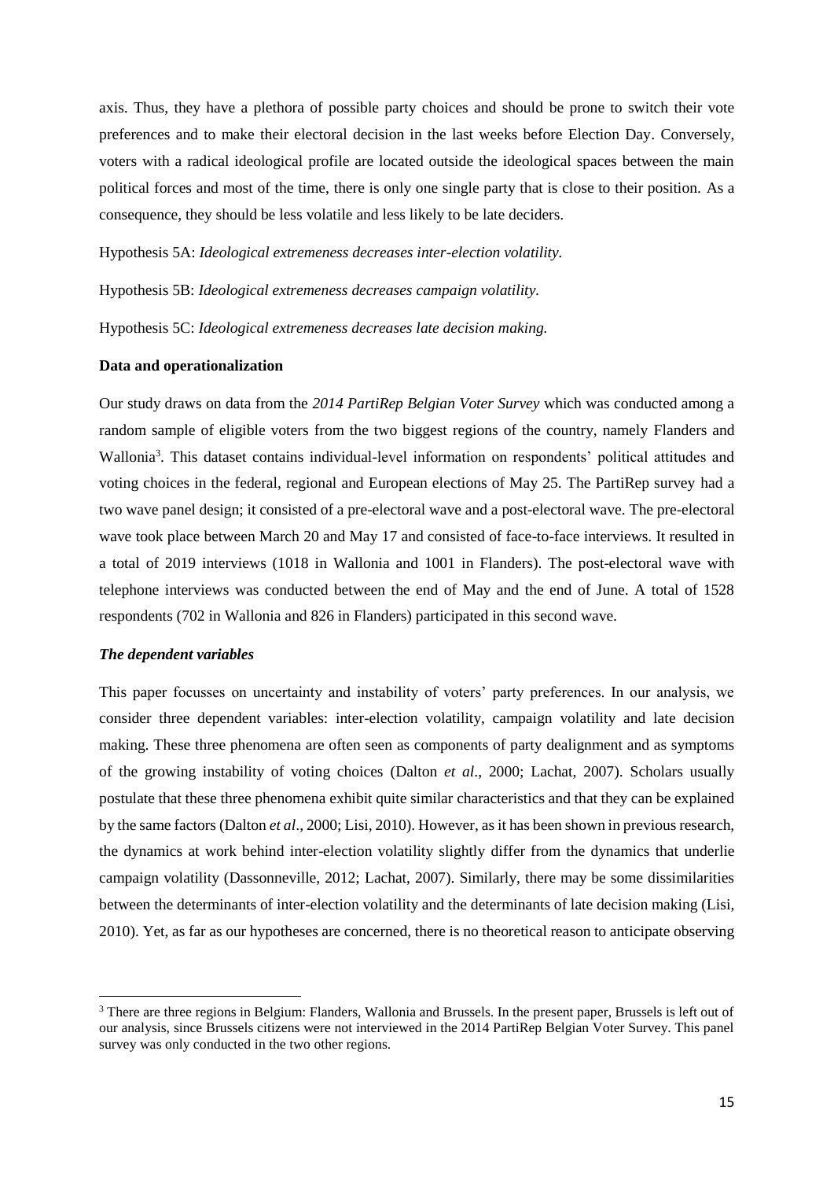axis. Thus, they have a plethora of possible party choices and should be prone to switch their vote preferences and to make their electoral decision in the last weeks before Election Day. Conversely, voters with a radical ideological profile are located outside the ideological spaces between the main political forces and most of the time, there is only one single party that is close to their position. As a consequence, they should be less volatile and less likely to be late deciders.

Hypothesis 5A: *Ideological extremeness decreases inter-election volatility.*

Hypothesis 5B: *Ideological extremeness decreases campaign volatility.*

Hypothesis 5C: *Ideological extremeness decreases late decision making.*

**Data and operationalization**

Our study draws on data from the *2014 PartiRep Belgian Voter Survey* which was conducted among a random sample of eligible voters from the two biggest regions of the country, namely Flanders and Wallonia[3]. This dataset contains individual-level information on respondents' political attitudes and voting choices in the federal, regional and European elections of May 25. The PartiRep survey had a two wave panel design; it consisted of a pre-electoral wave and a post-electoral wave. The pre-electoral wave took place between March 20 and May 17 and consisted of face-to-face interviews. It resulted in a total of 2019 interviews (1018 in Wallonia and 1001 in Flanders). The post-electoral wave with telephone interviews was conducted between the end of May and the end of June. A total of 1528 respondents (702 in Wallonia and 826 in Flanders) participated in this second wave.

***The dependent variables***

This paper focusses on uncertainty and instability of voters' party preferences. In our analysis, we consider three dependent variables: inter-election volatility, campaign volatility and late decision making. These three phenomena are often seen as components of party dealignment and as symptoms of the growing instability of voting choices (Dalton *et al*., 2000; Lachat, 2007). Scholars usually postulate that these three phenomena exhibit quite similar characteristics and that they can be explained by the same factors (Dalton *et al*., 2000; Lisi, 2010). However, as it has been shown in previous research, the dynamics at work behind inter-election volatility slightly differ from the dynamics that underlie campaign volatility (Dassonneville, 2012; Lachat, 2007). Similarly, there may be some dissimilarities between the determinants of inter-election volatility and the determinants of late decision making (Lisi, 2010). Yet, as far as our hypotheses are concerned, there is no theoretical reason to anticipate observing

[3] There are three regions in Belgium: Flanders, Wallonia and Brussels. In the present paper, Brussels is left out of our analysis, since Brussels citizens were not interviewed in the 2014 PartiRep Belgian Voter Survey. This panel survey was only conducted in the two other regions.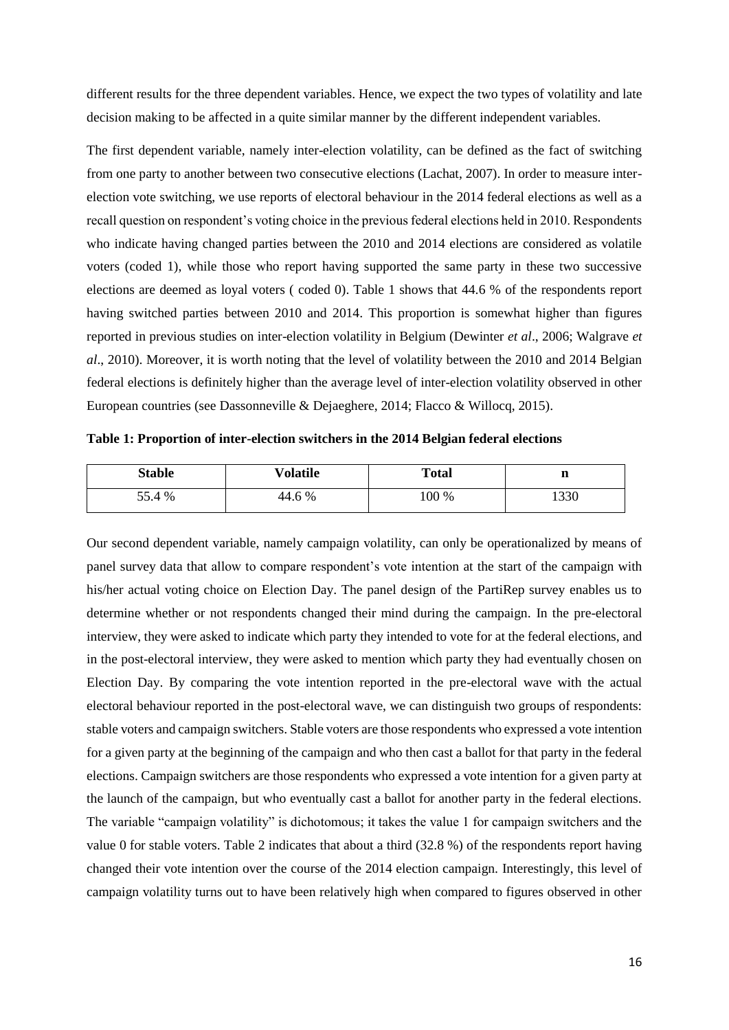different results for the three dependent variables. Hence, we expect the two types of volatility and late decision making to be affected in a quite similar manner by the different independent variables.

The first dependent variable, namely inter-election volatility, can be defined as the fact of switching from one party to another between two consecutive elections (Lachat, 2007). In order to measure inter-election vote switching, we use reports of electoral behaviour in the 2014 federal elections as well as a recall question on respondent's voting choice in the previous federal elections held in 2010. Respondents who indicate having changed parties between the 2010 and 2014 elections are considered as volatile voters (coded 1), while those who report having supported the same party in these two successive elections are deemed as loyal voters ( coded 0). Table 1 shows that 44.6 % of the respondents report having switched parties between 2010 and 2014. This proportion is somewhat higher than figures reported in previous studies on inter-election volatility in Belgium (Dewinter *et al*., 2006; Walgrave *et al*., 2010). Moreover, it is worth noting that the level of volatility between the 2010 and 2014 Belgian federal elections is definitely higher than the average level of inter-election volatility observed in other European countries (see Dassonneville & Dejaeghere, 2014; Flacco & Willocq, 2015).

**Table 1: Proportion of inter-election switchers in the 2014 Belgian federal elections**

| Stable | Volatile | Total | n |
|---|---|---|---|
| 55.4 % | 44.6 % | 100 % | 1330 |

Our second dependent variable, namely campaign volatility, can only be operationalized by means of panel survey data that allow to compare respondent's vote intention at the start of the campaign with his/her actual voting choice on Election Day. The panel design of the PartiRep survey enables us to determine whether or not respondents changed their mind during the campaign. In the pre-electoral interview, they were asked to indicate which party they intended to vote for at the federal elections, and in the post-electoral interview, they were asked to mention which party they had eventually chosen on Election Day. By comparing the vote intention reported in the pre-electoral wave with the actual electoral behaviour reported in the post-electoral wave, we can distinguish two groups of respondents: stable voters and campaign switchers. Stable voters are those respondents who expressed a vote intention for a given party at the beginning of the campaign and who then cast a ballot for that party in the federal elections. Campaign switchers are those respondents who expressed a vote intention for a given party at the launch of the campaign, but who eventually cast a ballot for another party in the federal elections. The variable "campaign volatility" is dichotomous; it takes the value 1 for campaign switchers and the value 0 for stable voters. Table 2 indicates that about a third (32.8 %) of the respondents report having changed their vote intention over the course of the 2014 election campaign. Interestingly, this level of campaign volatility turns out to have been relatively high when compared to figures observed in other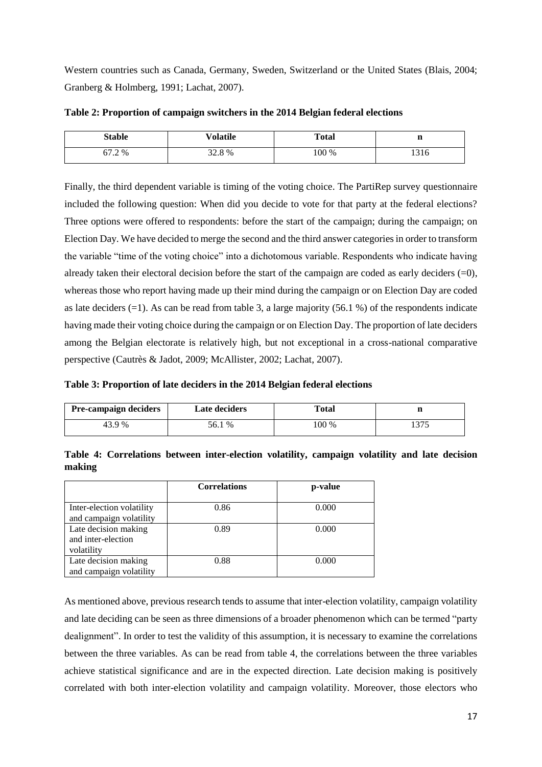Western countries such as Canada, Germany, Sweden, Switzerland or the United States (Blais, 2004; Granberg & Holmberg, 1991; Lachat, 2007).

**Table 2: Proportion of campaign switchers in the 2014 Belgian federal elections**

| Stable | Volatile | Total | n |
|---|---|---|---|
| 67.2 % | 32.8 % | 100 % | 1316 |

Finally, the third dependent variable is timing of the voting choice. The PartiRep survey questionnaire included the following question: When did you decide to vote for that party at the federal elections? Three options were offered to respondents: before the start of the campaign; during the campaign; on Election Day. We have decided to merge the second and the third answer categories in order to transform the variable "time of the voting choice" into a dichotomous variable. Respondents who indicate having already taken their electoral decision before the start of the campaign are coded as early deciders (=0), whereas those who report having made up their mind during the campaign or on Election Day are coded as late deciders (=1). As can be read from table 3, a large majority (56.1 %) of the respondents indicate having made their voting choice during the campaign or on Election Day. The proportion of late deciders among the Belgian electorate is relatively high, but not exceptional in a cross-national comparative perspective (Cautrès & Jadot, 2009; McAllister, 2002; Lachat, 2007).

**Table 3: Proportion of late deciders in the 2014 Belgian federal elections**

| Pre-campaign deciders | Late deciders | Total | n |
|---|---|---|---|
| 43.9 % | 56.1 % | 100 % | 1375 |

**Table 4: Correlations between inter-election volatility, campaign volatility and late decision making**

| | Correlations | p-value |
|---|---|---|
| Inter-election volatility and campaign volatility | 0.86 | 0.000 |
| Late decision making and inter-election volatility | 0.89 | 0.000 |
| Late decision making and campaign volatility | 0.88 | 0.000 |

As mentioned above, previous research tends to assume that inter-election volatility, campaign volatility and late deciding can be seen as three dimensions of a broader phenomenon which can be termed "party dealignment". In order to test the validity of this assumption, it is necessary to examine the correlations between the three variables. As can be read from table 4, the correlations between the three variables achieve statistical significance and are in the expected direction. Late decision making is positively correlated with both inter-election volatility and campaign volatility. Moreover, those electors who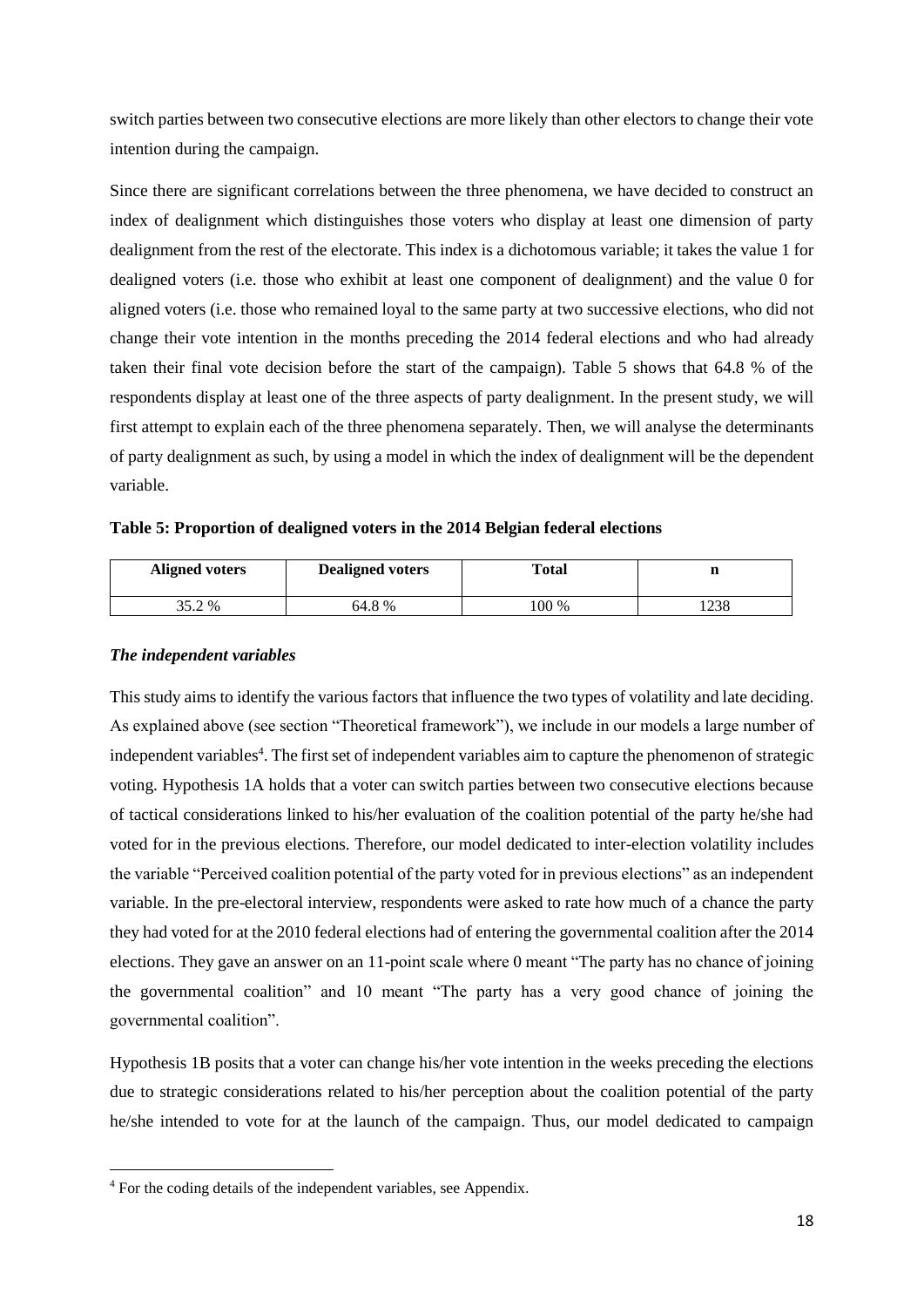switch parties between two consecutive elections are more likely than other electors to change their vote intention during the campaign.

Since there are significant correlations between the three phenomena, we have decided to construct an index of dealignment which distinguishes those voters who display at least one dimension of party dealignment from the rest of the electorate. This index is a dichotomous variable; it takes the value 1 for dealigned voters (i.e. those who exhibit at least one component of dealignment) and the value 0 for aligned voters (i.e. those who remained loyal to the same party at two successive elections, who did not change their vote intention in the months preceding the 2014 federal elections and who had already taken their final vote decision before the start of the campaign). Table 5 shows that 64.8 % of the respondents display at least one of the three aspects of party dealignment. In the present study, we will first attempt to explain each of the three phenomena separately. Then, we will analyse the determinants of party dealignment as such, by using a model in which the index of dealignment will be the dependent variable.

**Table 5: Proportion of dealigned voters in the 2014 Belgian federal elections**

| Aligned voters | Dealigned voters | Total | n |
|---|---|---|---|
| 35.2 % | 64.8 % | 100 % | 1238 |

### *The independent variables*

This study aims to identify the various factors that influence the two types of volatility and late deciding. As explained above (see section "Theoretical framework"), we include in our models a large number of independent variables[4]. The first set of independent variables aim to capture the phenomenon of strategic voting. Hypothesis 1A holds that a voter can switch parties between two consecutive elections because of tactical considerations linked to his/her evaluation of the coalition potential of the party he/she had voted for in the previous elections. Therefore, our model dedicated to inter-election volatility includes the variable "Perceived coalition potential of the party voted for in previous elections" as an independent variable. In the pre-electoral interview, respondents were asked to rate how much of a chance the party they had voted for at the 2010 federal elections had of entering the governmental coalition after the 2014 elections. They gave an answer on an 11-point scale where 0 meant "The party has no chance of joining the governmental coalition" and 10 meant "The party has a very good chance of joining the governmental coalition".

Hypothesis 1B posits that a voter can change his/her vote intention in the weeks preceding the elections due to strategic considerations related to his/her perception about the coalition potential of the party he/she intended to vote for at the launch of the campaign. Thus, our model dedicated to campaign

[4] For the coding details of the independent variables, see Appendix.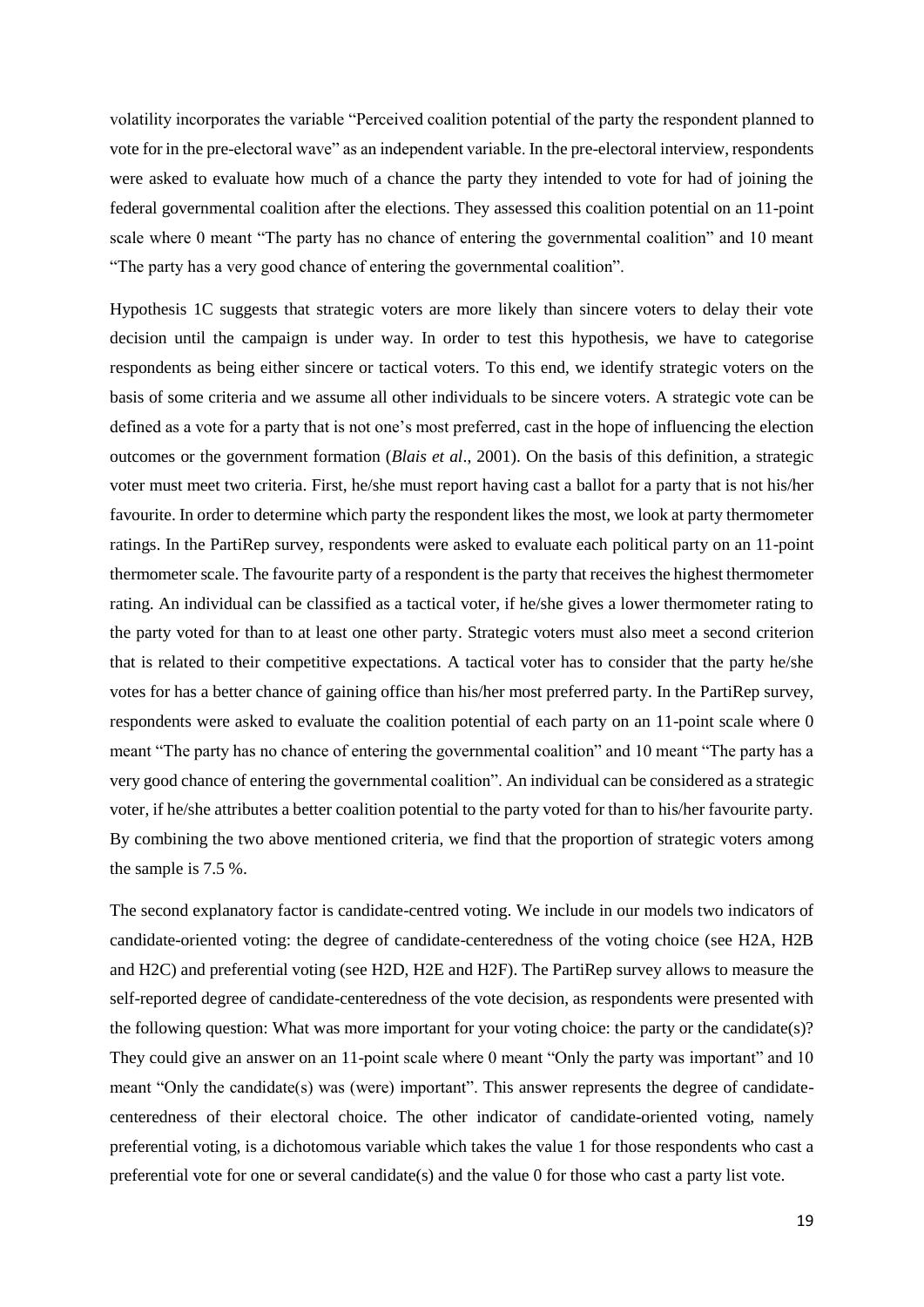volatility incorporates the variable "Perceived coalition potential of the party the respondent planned to vote for in the pre-electoral wave" as an independent variable. In the pre-electoral interview, respondents were asked to evaluate how much of a chance the party they intended to vote for had of joining the federal governmental coalition after the elections. They assessed this coalition potential on an 11-point scale where 0 meant "The party has no chance of entering the governmental coalition" and 10 meant "The party has a very good chance of entering the governmental coalition".

Hypothesis 1C suggests that strategic voters are more likely than sincere voters to delay their vote decision until the campaign is under way. In order to test this hypothesis, we have to categorise respondents as being either sincere or tactical voters. To this end, we identify strategic voters on the basis of some criteria and we assume all other individuals to be sincere voters. A strategic vote can be defined as a vote for a party that is not one's most preferred, cast in the hope of influencing the election outcomes or the government formation (*Blais et al*., 2001). On the basis of this definition, a strategic voter must meet two criteria. First, he/she must report having cast a ballot for a party that is not his/her favourite. In order to determine which party the respondent likes the most, we look at party thermometer ratings. In the PartiRep survey, respondents were asked to evaluate each political party on an 11-point thermometer scale. The favourite party of a respondent is the party that receives the highest thermometer rating. An individual can be classified as a tactical voter, if he/she gives a lower thermometer rating to the party voted for than to at least one other party. Strategic voters must also meet a second criterion that is related to their competitive expectations. A tactical voter has to consider that the party he/she votes for has a better chance of gaining office than his/her most preferred party. In the PartiRep survey, respondents were asked to evaluate the coalition potential of each party on an 11-point scale where 0 meant "The party has no chance of entering the governmental coalition" and 10 meant "The party has a very good chance of entering the governmental coalition". An individual can be considered as a strategic voter, if he/she attributes a better coalition potential to the party voted for than to his/her favourite party. By combining the two above mentioned criteria, we find that the proportion of strategic voters among the sample is 7.5 %.

The second explanatory factor is candidate-centred voting. We include in our models two indicators of candidate-oriented voting: the degree of candidate-centeredness of the voting choice (see H2A, H2B and H2C) and preferential voting (see H2D, H2E and H2F). The PartiRep survey allows to measure the self-reported degree of candidate-centeredness of the vote decision, as respondents were presented with the following question: What was more important for your voting choice: the party or the candidate(s)? They could give an answer on an 11-point scale where 0 meant "Only the party was important" and 10 meant "Only the candidate(s) was (were) important". This answer represents the degree of candidate-centeredness of their electoral choice. The other indicator of candidate-oriented voting, namely preferential voting, is a dichotomous variable which takes the value 1 for those respondents who cast a preferential vote for one or several candidate(s) and the value 0 for those who cast a party list vote.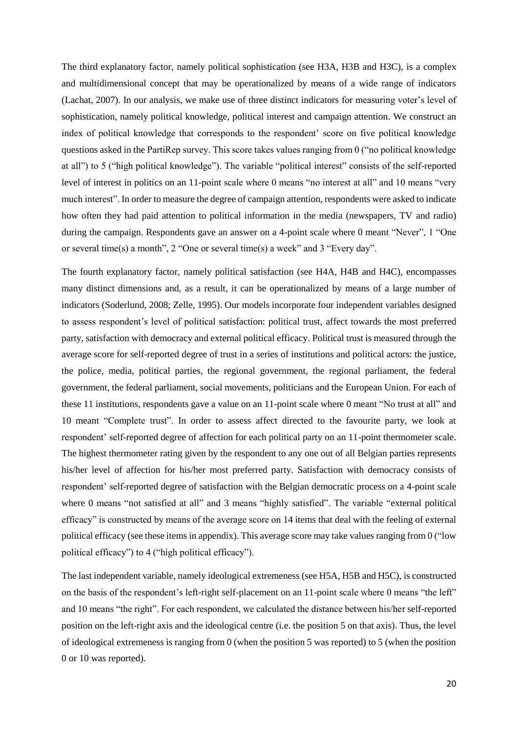The third explanatory factor, namely political sophistication (see H3A, H3B and H3C), is a complex and multidimensional concept that may be operationalized by means of a wide range of indicators (Lachat, 2007). In our analysis, we make use of three distinct indicators for measuring voter's level of sophistication, namely political knowledge, political interest and campaign attention. We construct an index of political knowledge that corresponds to the respondent' score on five political knowledge questions asked in the PartiRep survey. This score takes values ranging from 0 ("no political knowledge at all") to 5 ("high political knowledge"). The variable "political interest" consists of the self-reported level of interest in politics on an 11-point scale where 0 means "no interest at all" and 10 means "very much interest". In order to measure the degree of campaign attention, respondents were asked to indicate how often they had paid attention to political information in the media (newspapers, TV and radio) during the campaign. Respondents gave an answer on a 4-point scale where 0 meant "Never", 1 "One or several time(s) a month", 2 "One or several time(s) a week" and 3 "Every day".

The fourth explanatory factor, namely political satisfaction (see H4A, H4B and H4C), encompasses many distinct dimensions and, as a result, it can be operationalized by means of a large number of indicators (Soderlund, 2008; Zelle, 1995). Our models incorporate four independent variables designed to assess respondent's level of political satisfaction: political trust, affect towards the most preferred party, satisfaction with democracy and external political efficacy. Political trust is measured through the average score for self-reported degree of trust in a series of institutions and political actors: the justice, the police, media, political parties, the regional government, the regional parliament, the federal government, the federal parliament, social movements, politicians and the European Union. For each of these 11 institutions, respondents gave a value on an 11-point scale where 0 meant "No trust at all" and 10 meant "Complete trust". In order to assess affect directed to the favourite party, we look at respondent' self-reported degree of affection for each political party on an 11-point thermometer scale. The highest thermometer rating given by the respondent to any one out of all Belgian parties represents his/her level of affection for his/her most preferred party. Satisfaction with democracy consists of respondent' self-reported degree of satisfaction with the Belgian democratic process on a 4-point scale where 0 means "not satisfied at all" and 3 means "highly satisfied". The variable "external political efficacy" is constructed by means of the average score on 14 items that deal with the feeling of external political efficacy (see these items in appendix). This average score may take values ranging from 0 ("low political efficacy") to 4 ("high political efficacy").

The last independent variable, namely ideological extremeness (see H5A, H5B and H5C), is constructed on the basis of the respondent's left-right self-placement on an 11-point scale where 0 means "the left" and 10 means "the right". For each respondent, we calculated the distance between his/her self-reported position on the left-right axis and the ideological centre (i.e. the position 5 on that axis). Thus, the level of ideological extremeness is ranging from 0 (when the position 5 was reported) to 5 (when the position 0 or 10 was reported).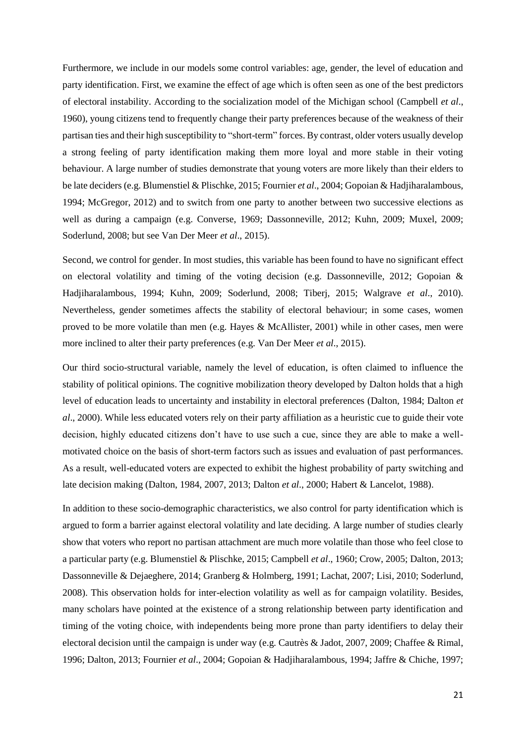Furthermore, we include in our models some control variables: age, gender, the level of education and party identification. First, we examine the effect of age which is often seen as one of the best predictors of electoral instability. According to the socialization model of the Michigan school (Campbell *et al*., 1960), young citizens tend to frequently change their party preferences because of the weakness of their partisan ties and their high susceptibility to "short-term" forces. By contrast, older voters usually develop a strong feeling of party identification making them more loyal and more stable in their voting behaviour. A large number of studies demonstrate that young voters are more likely than their elders to be late deciders (e.g. Blumenstiel & Plischke, 2015; Fournier *et al*., 2004; Gopoian & Hadjiharalambous, 1994; McGregor, 2012) and to switch from one party to another between two successive elections as well as during a campaign (e.g. Converse, 1969; Dassonneville, 2012; Kuhn, 2009; Muxel, 2009; Soderlund, 2008; but see Van Der Meer *et al*., 2015).

Second, we control for gender. In most studies, this variable has been found to have no significant effect on electoral volatility and timing of the voting decision (e.g. Dassonneville, 2012; Gopoian & Hadjiharalambous, 1994; Kuhn, 2009; Soderlund, 2008; Tiberj, 2015; Walgrave *et al*., 2010). Nevertheless, gender sometimes affects the stability of electoral behaviour; in some cases, women proved to be more volatile than men (e.g. Hayes & McAllister, 2001) while in other cases, men were more inclined to alter their party preferences (e.g. Van Der Meer *et al*., 2015).

Our third socio-structural variable, namely the level of education, is often claimed to influence the stability of political opinions. The cognitive mobilization theory developed by Dalton holds that a high level of education leads to uncertainty and instability in electoral preferences (Dalton, 1984; Dalton *et al*., 2000). While less educated voters rely on their party affiliation as a heuristic cue to guide their vote decision, highly educated citizens don't have to use such a cue, since they are able to make a well-motivated choice on the basis of short-term factors such as issues and evaluation of past performances. As a result, well-educated voters are expected to exhibit the highest probability of party switching and late decision making (Dalton, 1984, 2007, 2013; Dalton *et al*., 2000; Habert & Lancelot, 1988).

In addition to these socio-demographic characteristics, we also control for party identification which is argued to form a barrier against electoral volatility and late deciding. A large number of studies clearly show that voters who report no partisan attachment are much more volatile than those who feel close to a particular party (e.g. Blumenstiel & Plischke, 2015; Campbell *et al*., 1960; Crow, 2005; Dalton, 2013; Dassonneville & Dejaeghere, 2014; Granberg & Holmberg, 1991; Lachat, 2007; Lisi, 2010; Soderlund, 2008). This observation holds for inter-election volatility as well as for campaign volatility. Besides, many scholars have pointed at the existence of a strong relationship between party identification and timing of the voting choice, with independents being more prone than party identifiers to delay their electoral decision until the campaign is under way (e.g. Cautrès & Jadot, 2007, 2009; Chaffee & Rimal, 1996; Dalton, 2013; Fournier *et al*., 2004; Gopoian & Hadjiharalambous, 1994; Jaffre & Chiche, 1997;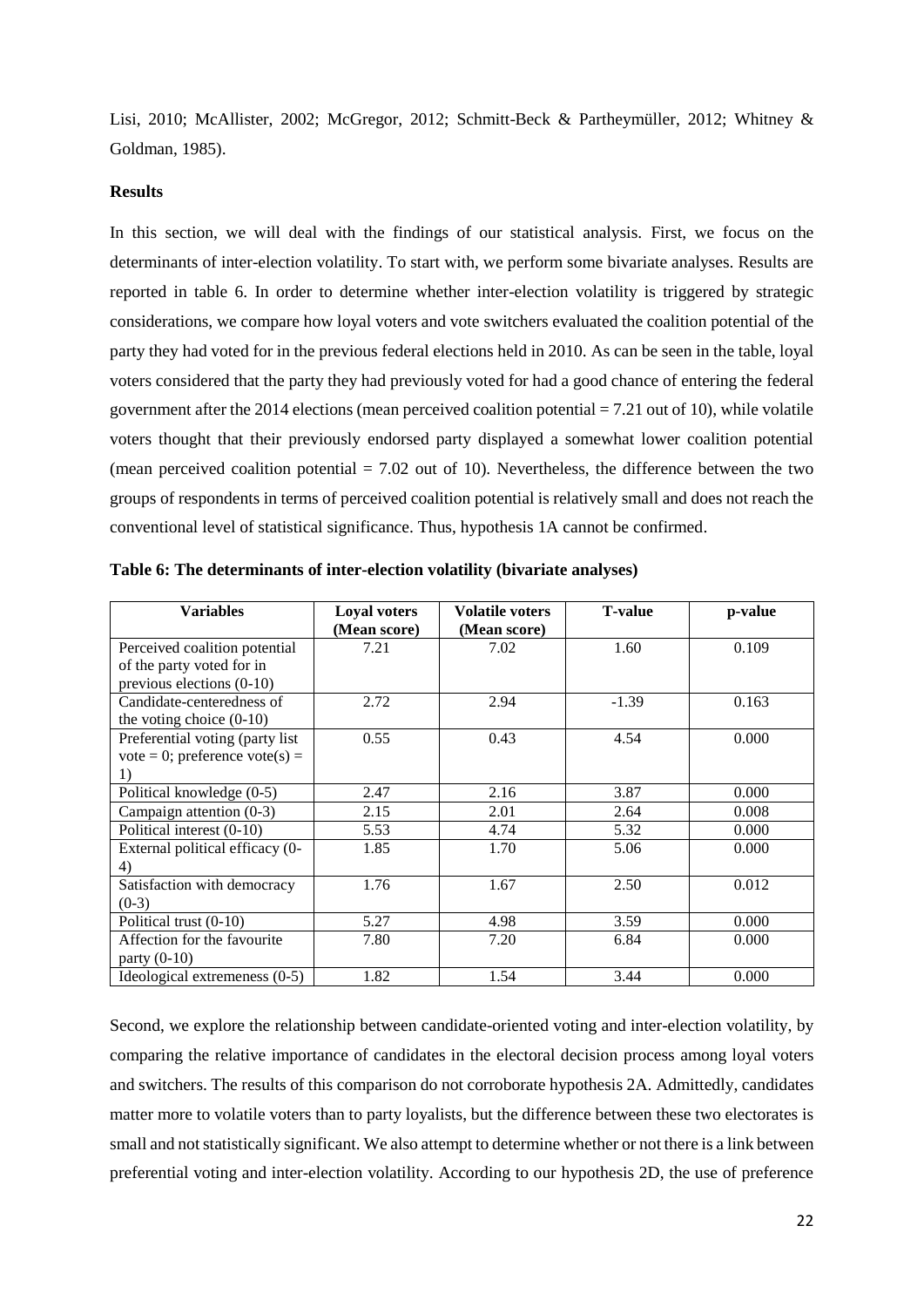Lisi, 2010; McAllister, 2002; McGregor, 2012; Schmitt-Beck & Partheymüller, 2012; Whitney & Goldman, 1985).

**Results**

In this section, we will deal with the findings of our statistical analysis. First, we focus on the determinants of inter-election volatility. To start with, we perform some bivariate analyses. Results are reported in table 6. In order to determine whether inter-election volatility is triggered by strategic considerations, we compare how loyal voters and vote switchers evaluated the coalition potential of the party they had voted for in the previous federal elections held in 2010. As can be seen in the table, loyal voters considered that the party they had previously voted for had a good chance of entering the federal government after the 2014 elections (mean perceived coalition potential = 7.21 out of 10), while volatile voters thought that their previously endorsed party displayed a somewhat lower coalition potential (mean perceived coalition potential = 7.02 out of 10). Nevertheless, the difference between the two groups of respondents in terms of perceived coalition potential is relatively small and does not reach the conventional level of statistical significance. Thus, hypothesis 1A cannot be confirmed.

**Table 6: The determinants of inter-election volatility (bivariate analyses)**

| Variables | Loyal voters (Mean score) | Volatile voters (Mean score) | T-value | p-value |
|---|---|---|---|---|
| Perceived coalition potential of the party voted for in previous elections (0-10) | 7.21 | 7.02 | 1.60 | 0.109 |
| Candidate-centeredness of the voting choice (0-10) | 2.72 | 2.94 | -1.39 | 0.163 |
| Preferential voting (party list vote = 0; preference vote(s) = 1) | 0.55 | 0.43 | 4.54 | 0.000 |
| Political knowledge (0-5) | 2.47 | 2.16 | 3.87 | 0.000 |
| Campaign attention (0-3) | 2.15 | 2.01 | 2.64 | 0.008 |
| Political interest (0-10) | 5.53 | 4.74 | 5.32 | 0.000 |
| External political efficacy (0-4) | 1.85 | 1.70 | 5.06 | 0.000 |
| Satisfaction with democracy (0-3) | 1.76 | 1.67 | 2.50 | 0.012 |
| Political trust (0-10) | 5.27 | 4.98 | 3.59 | 0.000 |
| Affection for the favourite party (0-10) | 7.80 | 7.20 | 6.84 | 0.000 |
| Ideological extremeness (0-5) | 1.82 | 1.54 | 3.44 | 0.000 |

Second, we explore the relationship between candidate-oriented voting and inter-election volatility, by comparing the relative importance of candidates in the electoral decision process among loyal voters and switchers. The results of this comparison do not corroborate hypothesis 2A. Admittedly, candidates matter more to volatile voters than to party loyalists, but the difference between these two electorates is small and not statistically significant. We also attempt to determine whether or not there is a link between preferential voting and inter-election volatility. According to our hypothesis 2D, the use of preference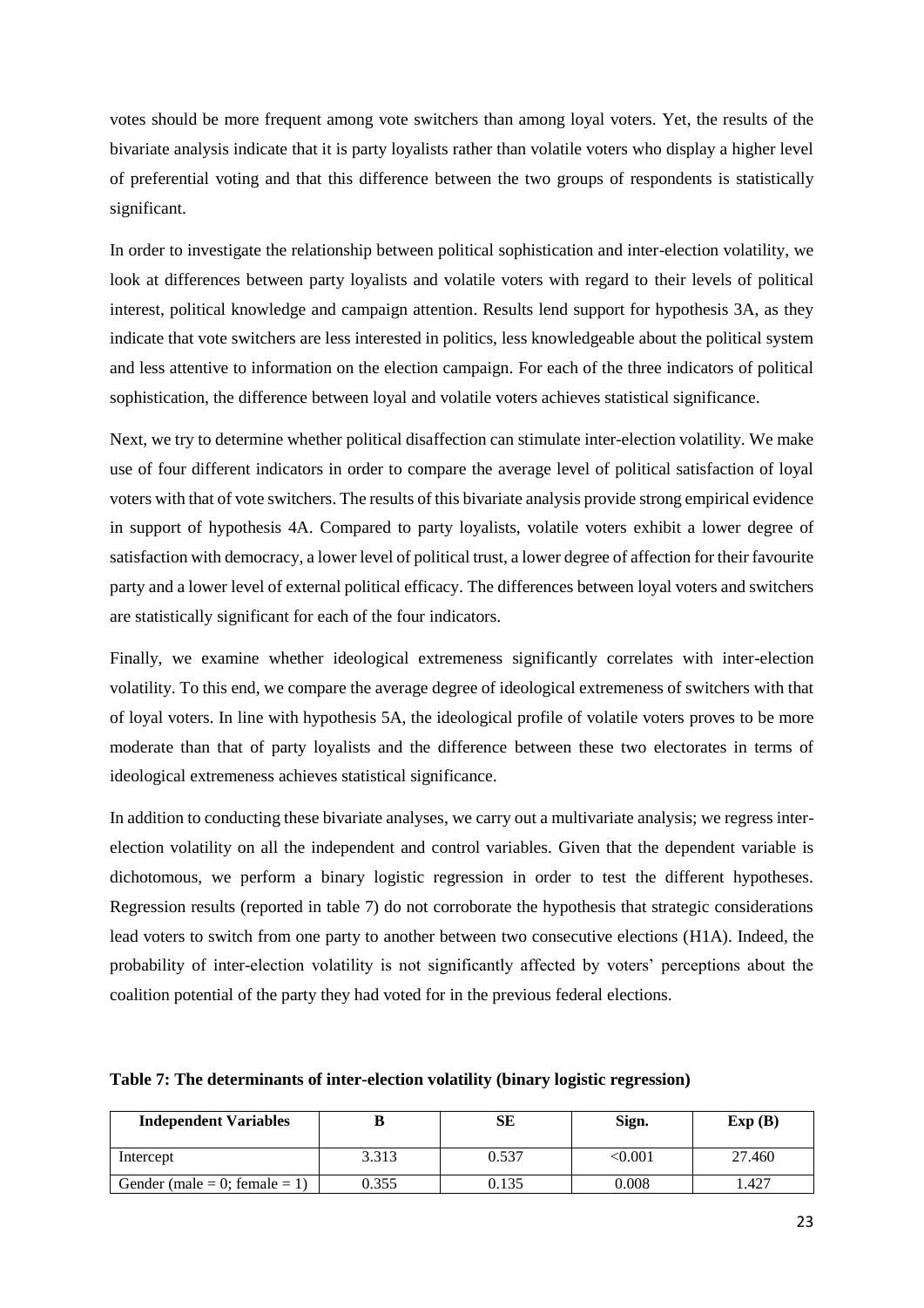votes should be more frequent among vote switchers than among loyal voters. Yet, the results of the bivariate analysis indicate that it is party loyalists rather than volatile voters who display a higher level of preferential voting and that this difference between the two groups of respondents is statistically significant.

In order to investigate the relationship between political sophistication and inter-election volatility, we look at differences between party loyalists and volatile voters with regard to their levels of political interest, political knowledge and campaign attention. Results lend support for hypothesis 3A, as they indicate that vote switchers are less interested in politics, less knowledgeable about the political system and less attentive to information on the election campaign. For each of the three indicators of political sophistication, the difference between loyal and volatile voters achieves statistical significance.

Next, we try to determine whether political disaffection can stimulate inter-election volatility. We make use of four different indicators in order to compare the average level of political satisfaction of loyal voters with that of vote switchers. The results of this bivariate analysis provide strong empirical evidence in support of hypothesis 4A. Compared to party loyalists, volatile voters exhibit a lower degree of satisfaction with democracy, a lower level of political trust, a lower degree of affection for their favourite party and a lower level of external political efficacy. The differences between loyal voters and switchers are statistically significant for each of the four indicators.

Finally, we examine whether ideological extremeness significantly correlates with inter-election volatility. To this end, we compare the average degree of ideological extremeness of switchers with that of loyal voters. In line with hypothesis 5A, the ideological profile of volatile voters proves to be more moderate than that of party loyalists and the difference between these two electorates in terms of ideological extremeness achieves statistical significance.

In addition to conducting these bivariate analyses, we carry out a multivariate analysis; we regress inter-election volatility on all the independent and control variables. Given that the dependent variable is dichotomous, we perform a binary logistic regression in order to test the different hypotheses. Regression results (reported in table 7) do not corroborate the hypothesis that strategic considerations lead voters to switch from one party to another between two consecutive elections (H1A). Indeed, the probability of inter-election volatility is not significantly affected by voters' perceptions about the coalition potential of the party they had voted for in the previous federal elections.

**Table 7: The determinants of inter-election volatility (binary logistic regression)**

| Independent Variables | B | SE | Sign. | Exp (B) |
|---|---|---|---|---|
| Intercept | 3.313 | 0.537 | <0.001 | 27.460 |
| Gender (male = 0; female = 1) | 0.355 | 0.135 | 0.008 | 1.427 |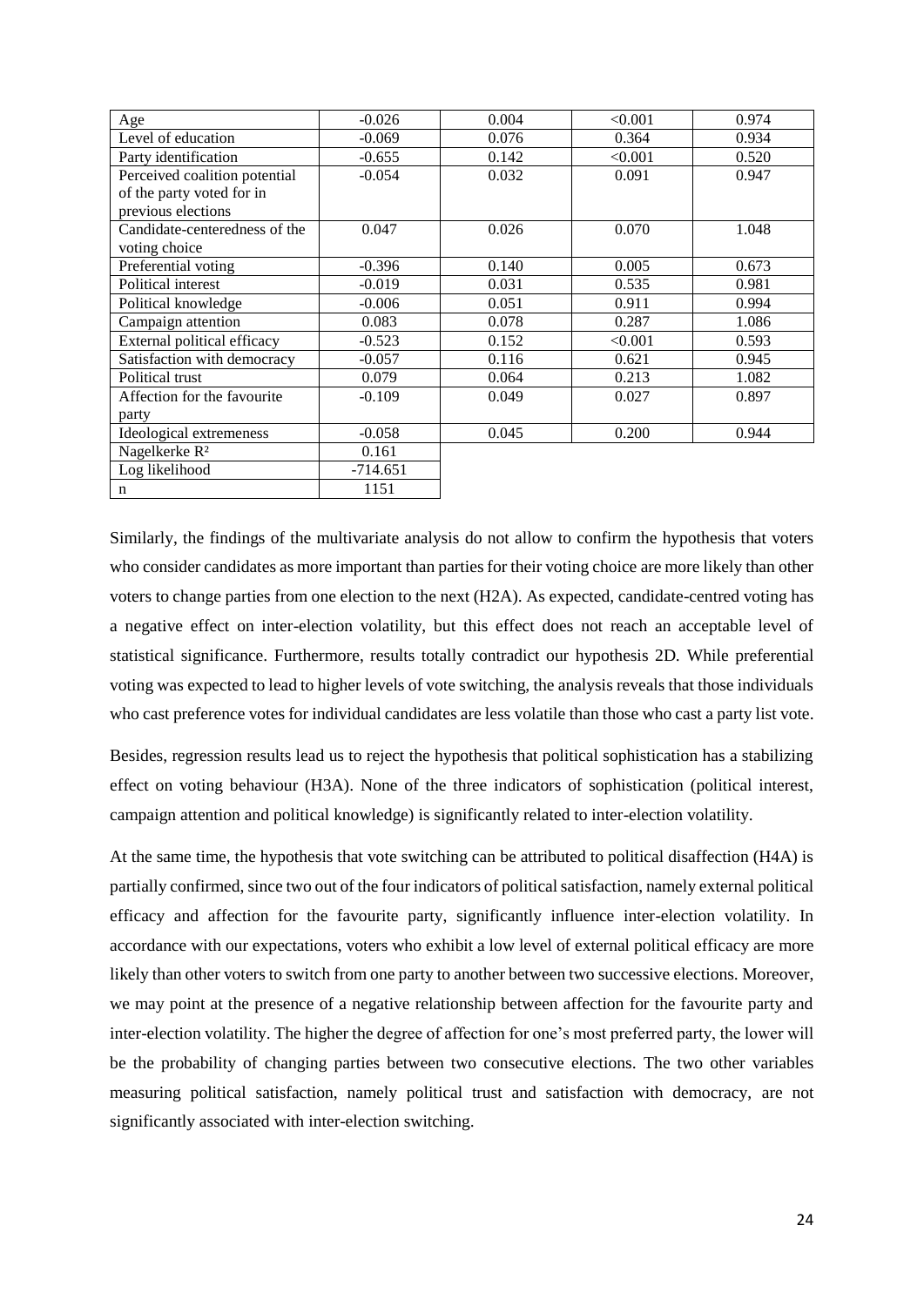| | | | | |
|---|---|---|---|---|
| Age | -0.026 | 0.004 | <0.001 | 0.974 |
| Level of education | -0.069 | 0.076 | 0.364 | 0.934 |
| Party identification | -0.655 | 0.142 | <0.001 | 0.520 |
| Perceived coalition potential of the party voted for in previous elections | -0.054 | 0.032 | 0.091 | 0.947 |
| Candidate-centeredness of the voting choice | 0.047 | 0.026 | 0.070 | 1.048 |
| Preferential voting | -0.396 | 0.140 | 0.005 | 0.673 |
| Political interest | -0.019 | 0.031 | 0.535 | 0.981 |
| Political knowledge | -0.006 | 0.051 | 0.911 | 0.994 |
| Campaign attention | 0.083 | 0.078 | 0.287 | 1.086 |
| External political efficacy | -0.523 | 0.152 | <0.001 | 0.593 |
| Satisfaction with democracy | -0.057 | 0.116 | 0.621 | 0.945 |
| Political trust | 0.079 | 0.064 | 0.213 | 1.082 |
| Affection for the favourite party | -0.109 | 0.049 | 0.027 | 0.897 |
| Ideological extremeness | -0.058 | 0.045 | 0.200 | 0.944 |
| Nagelkerke $R^2$ | 0.161 | | | |
| Log likelihood | -714.651 | | | |
| n | 1151 | | | |

Similarly, the findings of the multivariate analysis do not allow to confirm the hypothesis that voters who consider candidates as more important than parties for their voting choice are more likely than other voters to change parties from one election to the next (H2A). As expected, candidate-centred voting has a negative effect on inter-election volatility, but this effect does not reach an acceptable level of statistical significance. Furthermore, results totally contradict our hypothesis 2D. While preferential voting was expected to lead to higher levels of vote switching, the analysis reveals that those individuals who cast preference votes for individual candidates are less volatile than those who cast a party list vote.

Besides, regression results lead us to reject the hypothesis that political sophistication has a stabilizing effect on voting behaviour (H3A). None of the three indicators of sophistication (political interest, campaign attention and political knowledge) is significantly related to inter-election volatility.

At the same time, the hypothesis that vote switching can be attributed to political disaffection (H4A) is partially confirmed, since two out of the four indicators of political satisfaction, namely external political efficacy and affection for the favourite party, significantly influence inter-election volatility. In accordance with our expectations, voters who exhibit a low level of external political efficacy are more likely than other voters to switch from one party to another between two successive elections. Moreover, we may point at the presence of a negative relationship between affection for the favourite party and inter-election volatility. The higher the degree of affection for one's most preferred party, the lower will be the probability of changing parties between two consecutive elections. The two other variables measuring political satisfaction, namely political trust and satisfaction with democracy, are not significantly associated with inter-election switching.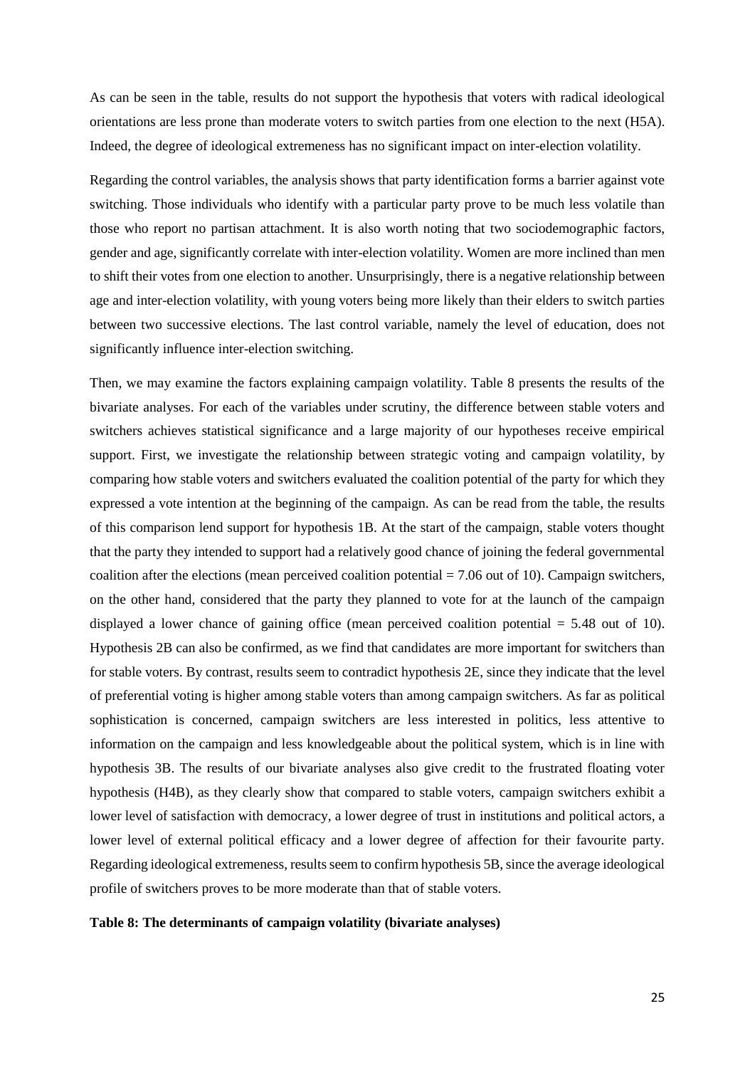As can be seen in the table, results do not support the hypothesis that voters with radical ideological orientations are less prone than moderate voters to switch parties from one election to the next (H5A). Indeed, the degree of ideological extremeness has no significant impact on inter-election volatility.

Regarding the control variables, the analysis shows that party identification forms a barrier against vote switching. Those individuals who identify with a particular party prove to be much less volatile than those who report no partisan attachment. It is also worth noting that two sociodemographic factors, gender and age, significantly correlate with inter-election volatility. Women are more inclined than men to shift their votes from one election to another. Unsurprisingly, there is a negative relationship between age and inter-election volatility, with young voters being more likely than their elders to switch parties between two successive elections. The last control variable, namely the level of education, does not significantly influence inter-election switching.

Then, we may examine the factors explaining campaign volatility. Table 8 presents the results of the bivariate analyses. For each of the variables under scrutiny, the difference between stable voters and switchers achieves statistical significance and a large majority of our hypotheses receive empirical support. First, we investigate the relationship between strategic voting and campaign volatility, by comparing how stable voters and switchers evaluated the coalition potential of the party for which they expressed a vote intention at the beginning of the campaign. As can be read from the table, the results of this comparison lend support for hypothesis 1B. At the start of the campaign, stable voters thought that the party they intended to support had a relatively good chance of joining the federal governmental coalition after the elections (mean perceived coalition potential = 7.06 out of 10). Campaign switchers, on the other hand, considered that the party they planned to vote for at the launch of the campaign displayed a lower chance of gaining office (mean perceived coalition potential = 5.48 out of 10). Hypothesis 2B can also be confirmed, as we find that candidates are more important for switchers than for stable voters. By contrast, results seem to contradict hypothesis 2E, since they indicate that the level of preferential voting is higher among stable voters than among campaign switchers. As far as political sophistication is concerned, campaign switchers are less interested in politics, less attentive to information on the campaign and less knowledgeable about the political system, which is in line with hypothesis 3B. The results of our bivariate analyses also give credit to the frustrated floating voter hypothesis (H4B), as they clearly show that compared to stable voters, campaign switchers exhibit a lower level of satisfaction with democracy, a lower degree of trust in institutions and political actors, a lower level of external political efficacy and a lower degree of affection for their favourite party. Regarding ideological extremeness, results seem to confirm hypothesis 5B, since the average ideological profile of switchers proves to be more moderate than that of stable voters.

**Table 8: The determinants of campaign volatility (bivariate analyses)**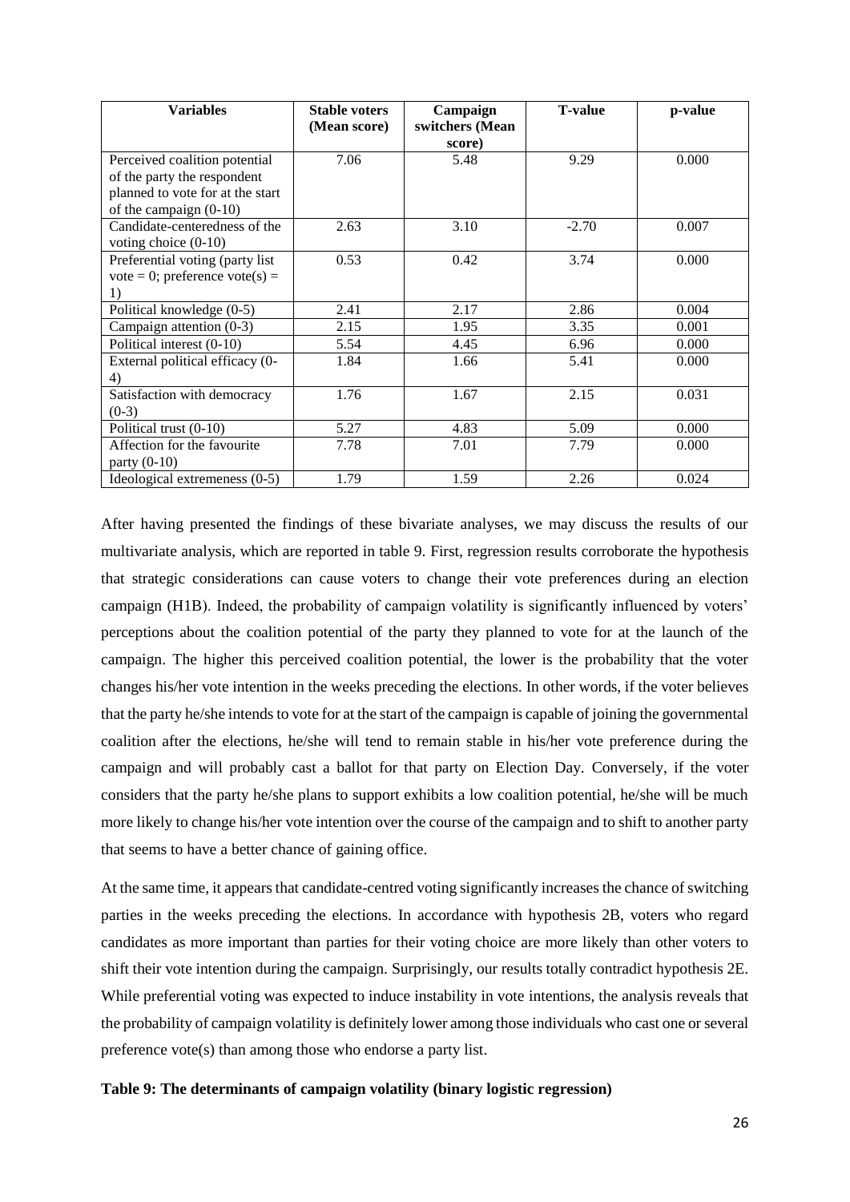| Variables | Stable voters (Mean score) | Campaign switchers (Mean score) | T-value | p-value |
|---|---|---|---|---|
| Perceived coalition potential of the party the respondent planned to vote for at the start of the campaign (0-10) | 7.06 | 5.48 | 9.29 | 0.000 |
| Candidate-centeredness of the voting choice (0-10) | 2.63 | 3.10 | -2.70 | 0.007 |
| Preferential voting (party list vote = 0; preference vote(s) = 1) | 0.53 | 0.42 | 3.74 | 0.000 |
| Political knowledge (0-5) | 2.41 | 2.17 | 2.86 | 0.004 |
| Campaign attention (0-3) | 2.15 | 1.95 | 3.35 | 0.001 |
| Political interest (0-10) | 5.54 | 4.45 | 6.96 | 0.000 |
| External political efficacy (0-4) | 1.84 | 1.66 | 5.41 | 0.000 |
| Satisfaction with democracy (0-3) | 1.76 | 1.67 | 2.15 | 0.031 |
| Political trust (0-10) | 5.27 | 4.83 | 5.09 | 0.000 |
| Affection for the favourite party (0-10) | 7.78 | 7.01 | 7.79 | 0.000 |
| Ideological extremeness (0-5) | 1.79 | 1.59 | 2.26 | 0.024 |

After having presented the findings of these bivariate analyses, we may discuss the results of our multivariate analysis, which are reported in table 9. First, regression results corroborate the hypothesis that strategic considerations can cause voters to change their vote preferences during an election campaign (H1B). Indeed, the probability of campaign volatility is significantly influenced by voters' perceptions about the coalition potential of the party they planned to vote for at the launch of the campaign. The higher this perceived coalition potential, the lower is the probability that the voter changes his/her vote intention in the weeks preceding the elections. In other words, if the voter believes that the party he/she intends to vote for at the start of the campaign is capable of joining the governmental coalition after the elections, he/she will tend to remain stable in his/her vote preference during the campaign and will probably cast a ballot for that party on Election Day. Conversely, if the voter considers that the party he/she plans to support exhibits a low coalition potential, he/she will be much more likely to change his/her vote intention over the course of the campaign and to shift to another party that seems to have a better chance of gaining office.

At the same time, it appears that candidate-centred voting significantly increases the chance of switching parties in the weeks preceding the elections. In accordance with hypothesis 2B, voters who regard candidates as more important than parties for their voting choice are more likely than other voters to shift their vote intention during the campaign. Surprisingly, our results totally contradict hypothesis 2E. While preferential voting was expected to induce instability in vote intentions, the analysis reveals that the probability of campaign volatility is definitely lower among those individuals who cast one or several preference vote(s) than among those who endorse a party list.

**Table 9: The determinants of campaign volatility (binary logistic regression)**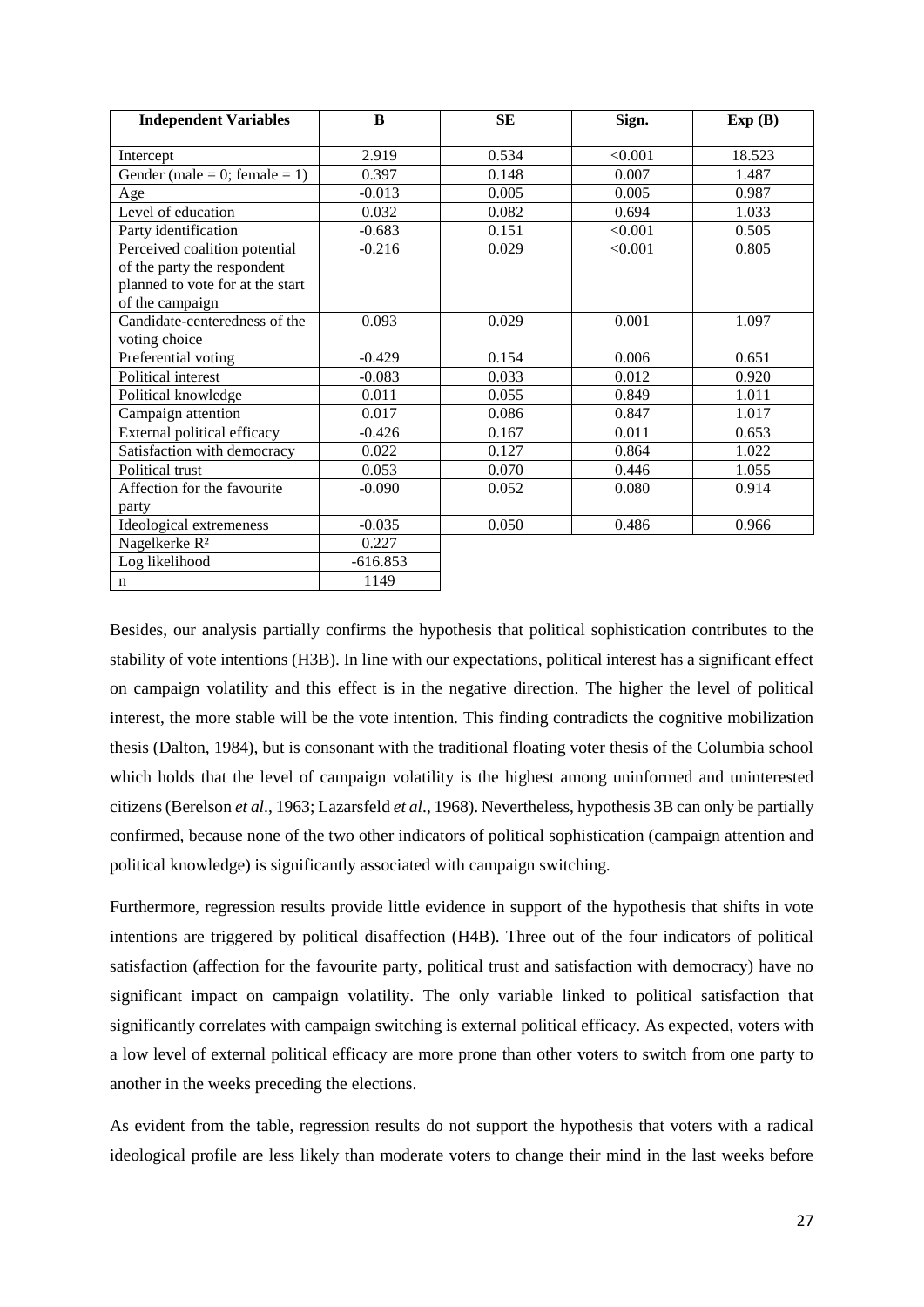| Independent Variables | B | SE | Sign. | Exp (B) |
|---|---|---|---|---|
| Intercept | 2.919 | 0.534 | <0.001 | 18.523 |
| Gender (male = 0; female = 1) | 0.397 | 0.148 | 0.007 | 1.487 |
| Age | -0.013 | 0.005 | 0.005 | 0.987 |
| Level of education | 0.032 | 0.082 | 0.694 | 1.033 |
| Party identification | -0.683 | 0.151 | <0.001 | 0.505 |
| Perceived coalition potential of the party the respondent planned to vote for at the start of the campaign | -0.216 | 0.029 | <0.001 | 0.805 |
| Candidate-centeredness of the voting choice | 0.093 | 0.029 | 0.001 | 1.097 |
| Preferential voting | -0.429 | 0.154 | 0.006 | 0.651 |
| Political interest | -0.083 | 0.033 | 0.012 | 0.920 |
| Political knowledge | 0.011 | 0.055 | 0.849 | 1.011 |
| Campaign attention | 0.017 | 0.086 | 0.847 | 1.017 |
| External political efficacy | -0.426 | 0.167 | 0.011 | 0.653 |
| Satisfaction with democracy | 0.022 | 0.127 | 0.864 | 1.022 |
| Political trust | 0.053 | 0.070 | 0.446 | 1.055 |
| Affection for the favourite party | -0.090 | 0.052 | 0.080 | 0.914 |
| Ideological extremeness | -0.035 | 0.050 | 0.486 | 0.966 |
| Nagelkerke $R^2$ | 0.227 | | | |
| Log likelihood | -616.853 | | | |
| n | 1149 | | | |

Besides, our analysis partially confirms the hypothesis that political sophistication contributes to the stability of vote intentions (H3B). In line with our expectations, political interest has a significant effect on campaign volatility and this effect is in the negative direction. The higher the level of political interest, the more stable will be the vote intention. This finding contradicts the cognitive mobilization thesis (Dalton, 1984), but is consonant with the traditional floating voter thesis of the Columbia school which holds that the level of campaign volatility is the highest among uninformed and uninterested citizens (Berelson *et al*., 1963; Lazarsfeld *et al*., 1968). Nevertheless, hypothesis 3B can only be partially confirmed, because none of the two other indicators of political sophistication (campaign attention and political knowledge) is significantly associated with campaign switching.

Furthermore, regression results provide little evidence in support of the hypothesis that shifts in vote intentions are triggered by political disaffection (H4B). Three out of the four indicators of political satisfaction (affection for the favourite party, political trust and satisfaction with democracy) have no significant impact on campaign volatility. The only variable linked to political satisfaction that significantly correlates with campaign switching is external political efficacy. As expected, voters with a low level of external political efficacy are more prone than other voters to switch from one party to another in the weeks preceding the elections.

As evident from the table, regression results do not support the hypothesis that voters with a radical ideological profile are less likely than moderate voters to change their mind in the last weeks before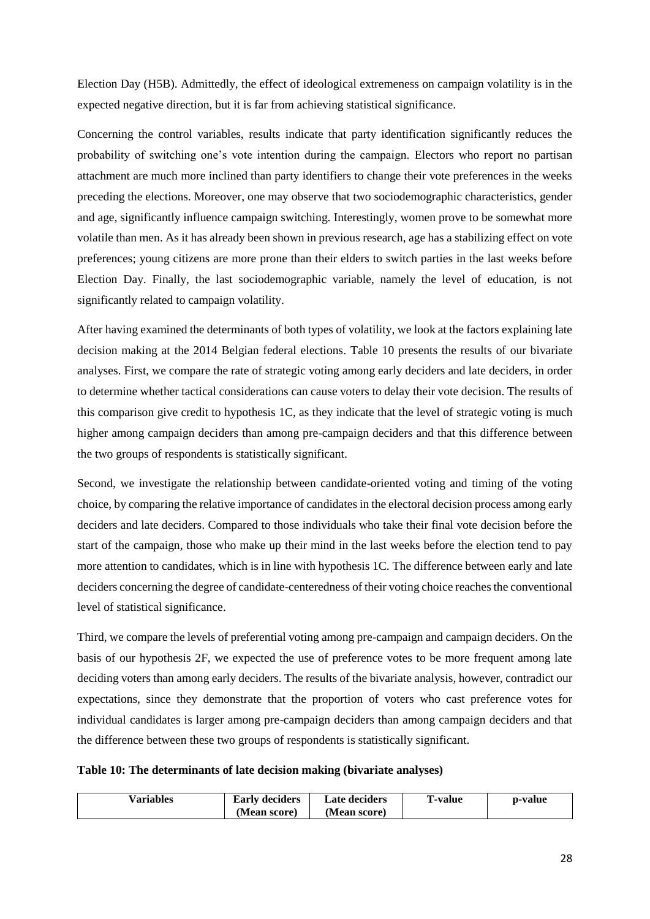Election Day (H5B). Admittedly, the effect of ideological extremeness on campaign volatility is in the expected negative direction, but it is far from achieving statistical significance.

Concerning the control variables, results indicate that party identification significantly reduces the probability of switching one's vote intention during the campaign. Electors who report no partisan attachment are much more inclined than party identifiers to change their vote preferences in the weeks preceding the elections. Moreover, one may observe that two sociodemographic characteristics, gender and age, significantly influence campaign switching. Interestingly, women prove to be somewhat more volatile than men. As it has already been shown in previous research, age has a stabilizing effect on vote preferences; young citizens are more prone than their elders to switch parties in the last weeks before Election Day. Finally, the last sociodemographic variable, namely the level of education, is not significantly related to campaign volatility.

After having examined the determinants of both types of volatility, we look at the factors explaining late decision making at the 2014 Belgian federal elections. Table 10 presents the results of our bivariate analyses. First, we compare the rate of strategic voting among early deciders and late deciders, in order to determine whether tactical considerations can cause voters to delay their vote decision. The results of this comparison give credit to hypothesis 1C, as they indicate that the level of strategic voting is much higher among campaign deciders than among pre-campaign deciders and that this difference between the two groups of respondents is statistically significant.

Second, we investigate the relationship between candidate-oriented voting and timing of the voting choice, by comparing the relative importance of candidates in the electoral decision process among early deciders and late deciders. Compared to those individuals who take their final vote decision before the start of the campaign, those who make up their mind in the last weeks before the election tend to pay more attention to candidates, which is in line with hypothesis 1C. The difference between early and late deciders concerning the degree of candidate-centeredness of their voting choice reaches the conventional level of statistical significance.

Third, we compare the levels of preferential voting among pre-campaign and campaign deciders. On the basis of our hypothesis 2F, we expected the use of preference votes to be more frequent among late deciding voters than among early deciders. The results of the bivariate analysis, however, contradict our expectations, since they demonstrate that the proportion of voters who cast preference votes for individual candidates is larger among pre-campaign deciders than among campaign deciders and that the difference between these two groups of respondents is statistically significant.

**Table 10: The determinants of late decision making (bivariate analyses)**

| Variables | Early deciders (Mean score) | Late deciders (Mean score) | T-value | p-value |
|---|---|---|---|---|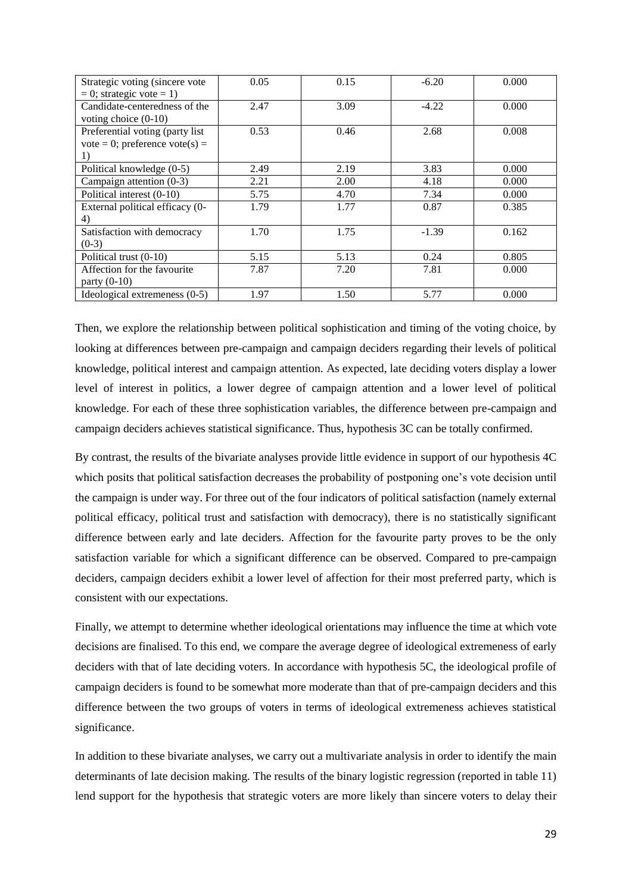| Strategic voting (sincere vote = 0; strategic vote = 1) | 0.05 | 0.15 | -6.20 | 0.000 |
|---|---|---|---|---|
| Candidate-centeredness of the voting choice (0-10) | 2.47 | 3.09 | -4.22 | 0.000 |
| Preferential voting (party list vote = 0; preference vote(s) = 1) | 0.53 | 0.46 | 2.68 | 0.008 |
| Political knowledge (0-5) | 2.49 | 2.19 | 3.83 | 0.000 |
| Campaign attention (0-3) | 2.21 | 2.00 | 4.18 | 0.000 |
| Political interest (0-10) | 5.75 | 4.70 | 7.34 | 0.000 |
| External political efficacy (0-4) | 1.79 | 1.77 | 0.87 | 0.385 |
| Satisfaction with democracy (0-3) | 1.70 | 1.75 | -1.39 | 0.162 |
| Political trust (0-10) | 5.15 | 5.13 | 0.24 | 0.805 |
| Affection for the favourite party (0-10) | 7.87 | 7.20 | 7.81 | 0.000 |
| Ideological extremeness (0-5) | 1.97 | 1.50 | 5.77 | 0.000 |

Then, we explore the relationship between political sophistication and timing of the voting choice, by looking at differences between pre-campaign and campaign deciders regarding their levels of political knowledge, political interest and campaign attention. As expected, late deciding voters display a lower level of interest in politics, a lower degree of campaign attention and a lower level of political knowledge. For each of these three sophistication variables, the difference between pre-campaign and campaign deciders achieves statistical significance. Thus, hypothesis 3C can be totally confirmed.

By contrast, the results of the bivariate analyses provide little evidence in support of our hypothesis 4C which posits that political satisfaction decreases the probability of postponing one's vote decision until the campaign is under way. For three out of the four indicators of political satisfaction (namely external political efficacy, political trust and satisfaction with democracy), there is no statistically significant difference between early and late deciders. Affection for the favourite party proves to be the only satisfaction variable for which a significant difference can be observed. Compared to pre-campaign deciders, campaign deciders exhibit a lower level of affection for their most preferred party, which is consistent with our expectations.

Finally, we attempt to determine whether ideological orientations may influence the time at which vote decisions are finalised. To this end, we compare the average degree of ideological extremeness of early deciders with that of late deciding voters. In accordance with hypothesis 5C, the ideological profile of campaign deciders is found to be somewhat more moderate than that of pre-campaign deciders and this difference between the two groups of voters in terms of ideological extremeness achieves statistical significance.

In addition to these bivariate analyses, we carry out a multivariate analysis in order to identify the main determinants of late decision making. The results of the binary logistic regression (reported in table 11) lend support for the hypothesis that strategic voters are more likely than sincere voters to delay their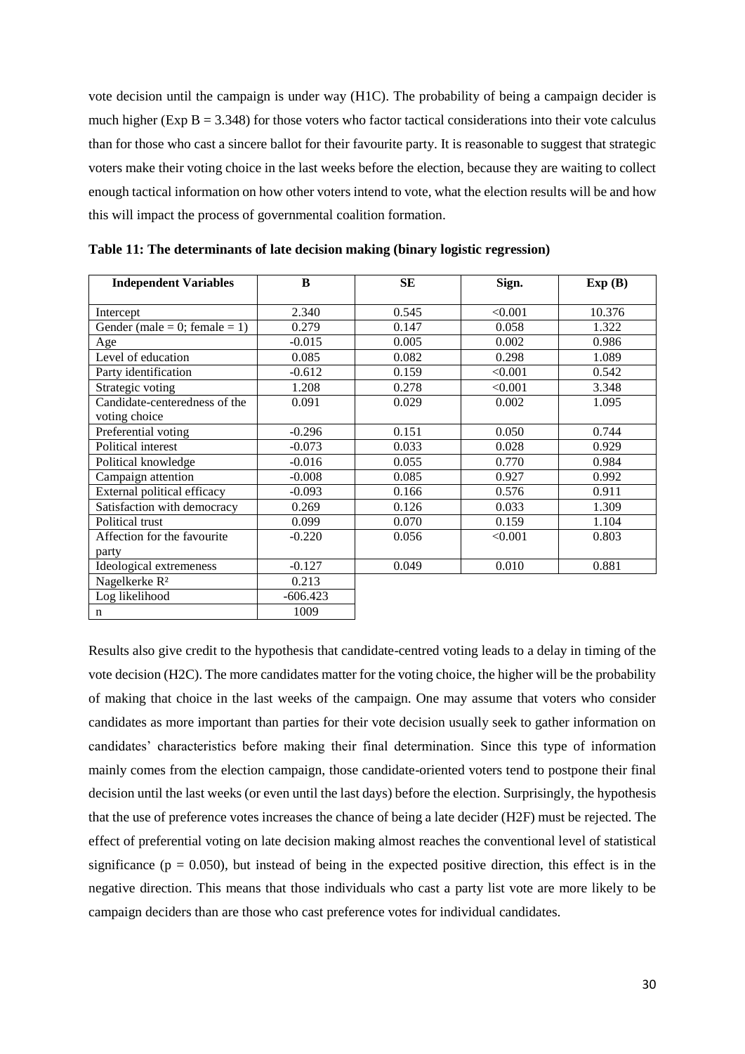vote decision until the campaign is under way (H1C). The probability of being a campaign decider is much higher (Exp B = 3.348) for those voters who factor tactical considerations into their vote calculus than for those who cast a sincere ballot for their favourite party. It is reasonable to suggest that strategic voters make their voting choice in the last weeks before the election, because they are waiting to collect enough tactical information on how other voters intend to vote, what the election results will be and how this will impact the process of governmental coalition formation.

**Table 11: The determinants of late decision making (binary logistic regression)**

| Independent Variables | B | SE | Sign. | Exp (B) |
|---|---|---|---|---|
| Intercept | 2.340 | 0.545 | <0.001 | 10.376 |
| Gender (male = 0; female = 1) | 0.279 | 0.147 | 0.058 | 1.322 |
| Age | -0.015 | 0.005 | 0.002 | 0.986 |
| Level of education | 0.085 | 0.082 | 0.298 | 1.089 |
| Party identification | -0.612 | 0.159 | <0.001 | 0.542 |
| Strategic voting | 1.208 | 0.278 | <0.001 | 3.348 |
| Candidate-centeredness of the voting choice | 0.091 | 0.029 | 0.002 | 1.095 |
| Preferential voting | -0.296 | 0.151 | 0.050 | 0.744 |
| Political interest | -0.073 | 0.033 | 0.028 | 0.929 |
| Political knowledge | -0.016 | 0.055 | 0.770 | 0.984 |
| Campaign attention | -0.008 | 0.085 | 0.927 | 0.992 |
| External political efficacy | -0.093 | 0.166 | 0.576 | 0.911 |
| Satisfaction with democracy | 0.269 | 0.126 | 0.033 | 1.309 |
| Political trust | 0.099 | 0.070 | 0.159 | 1.104 |
| Affection for the favourite party | -0.220 | 0.056 | <0.001 | 0.803 |
| Ideological extremeness | -0.127 | 0.049 | 0.010 | 0.881 |
| Nagelkerke $R^2$ | 0.213 | | | |
| Log likelihood | -606.423 | | | |
| n | 1009 | | | |

Results also give credit to the hypothesis that candidate-centred voting leads to a delay in timing of the vote decision (H2C). The more candidates matter for the voting choice, the higher will be the probability of making that choice in the last weeks of the campaign. One may assume that voters who consider candidates as more important than parties for their vote decision usually seek to gather information on candidates' characteristics before making their final determination. Since this type of information mainly comes from the election campaign, those candidate-oriented voters tend to postpone their final decision until the last weeks (or even until the last days) before the election. Surprisingly, the hypothesis that the use of preference votes increases the chance of being a late decider (H2F) must be rejected. The effect of preferential voting on late decision making almost reaches the conventional level of statistical significance ($p = 0.050$), but instead of being in the expected positive direction, this effect is in the negative direction. This means that those individuals who cast a party list vote are more likely to be campaign deciders than are those who cast preference votes for individual candidates.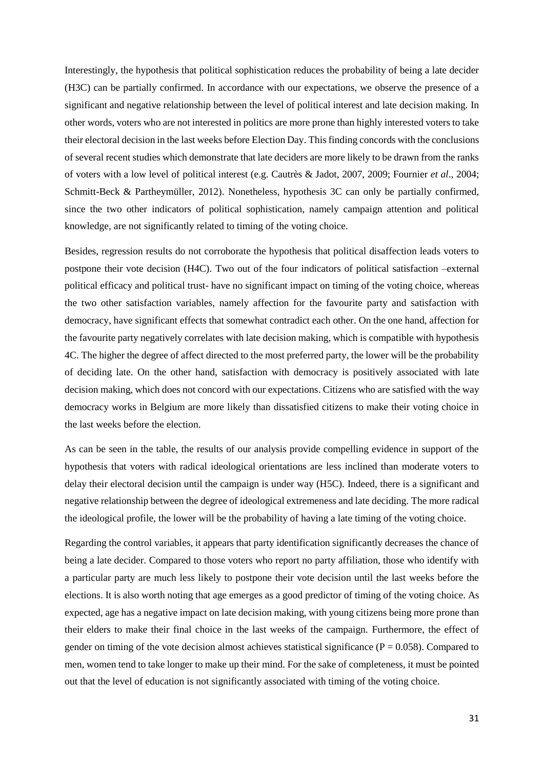Interestingly, the hypothesis that political sophistication reduces the probability of being a late decider (H3C) can be partially confirmed. In accordance with our expectations, we observe the presence of a significant and negative relationship between the level of political interest and late decision making. In other words, voters who are not interested in politics are more prone than highly interested voters to take their electoral decision in the last weeks before Election Day. This finding concords with the conclusions of several recent studies which demonstrate that late deciders are more likely to be drawn from the ranks of voters with a low level of political interest (e.g. Cautrès & Jadot, 2007, 2009; Fournier *et al*., 2004; Schmitt-Beck & Partheymüller, 2012). Nonetheless, hypothesis 3C can only be partially confirmed, since the two other indicators of political sophistication, namely campaign attention and political knowledge, are not significantly related to timing of the voting choice.

Besides, regression results do not corroborate the hypothesis that political disaffection leads voters to postpone their vote decision (H4C). Two out of the four indicators of political satisfaction –external political efficacy and political trust- have no significant impact on timing of the voting choice, whereas the two other satisfaction variables, namely affection for the favourite party and satisfaction with democracy, have significant effects that somewhat contradict each other. On the one hand, affection for the favourite party negatively correlates with late decision making, which is compatible with hypothesis 4C. The higher the degree of affect directed to the most preferred party, the lower will be the probability of deciding late. On the other hand, satisfaction with democracy is positively associated with late decision making, which does not concord with our expectations. Citizens who are satisfied with the way democracy works in Belgium are more likely than dissatisfied citizens to make their voting choice in the last weeks before the election.

As can be seen in the table, the results of our analysis provide compelling evidence in support of the hypothesis that voters with radical ideological orientations are less inclined than moderate voters to delay their electoral decision until the campaign is under way (H5C). Indeed, there is a significant and negative relationship between the degree of ideological extremeness and late deciding. The more radical the ideological profile, the lower will be the probability of having a late timing of the voting choice.

Regarding the control variables, it appears that party identification significantly decreases the chance of being a late decider. Compared to those voters who report no party affiliation, those who identify with a particular party are much less likely to postpone their vote decision until the last weeks before the elections. It is also worth noting that age emerges as a good predictor of timing of the voting choice. As expected, age has a negative impact on late decision making, with young citizens being more prone than their elders to make their final choice in the last weeks of the campaign. Furthermore, the effect of gender on timing of the vote decision almost achieves statistical significance ($P = 0.058$). Compared to men, women tend to take longer to make up their mind. For the sake of completeness, it must be pointed out that the level of education is not significantly associated with timing of the voting choice.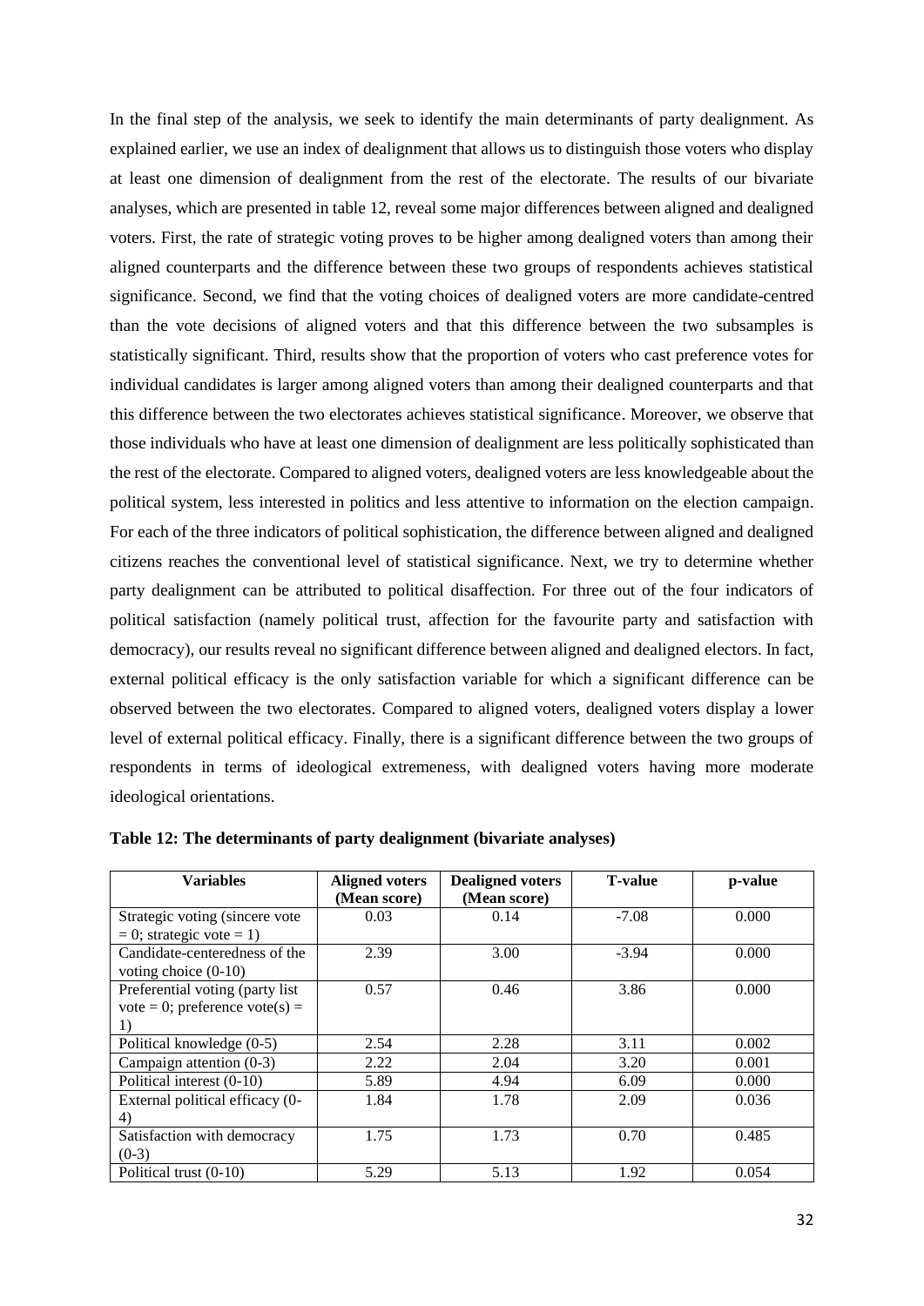In the final step of the analysis, we seek to identify the main determinants of party dealignment. As explained earlier, we use an index of dealignment that allows us to distinguish those voters who display at least one dimension of dealignment from the rest of the electorate. The results of our bivariate analyses, which are presented in table 12, reveal some major differences between aligned and dealigned voters. First, the rate of strategic voting proves to be higher among dealigned voters than among their aligned counterparts and the difference between these two groups of respondents achieves statistical significance. Second, we find that the voting choices of dealigned voters are more candidate-centred than the vote decisions of aligned voters and that this difference between the two subsamples is statistically significant. Third, results show that the proportion of voters who cast preference votes for individual candidates is larger among aligned voters than among their dealigned counterparts and that this difference between the two electorates achieves statistical significance. Moreover, we observe that those individuals who have at least one dimension of dealignment are less politically sophisticated than the rest of the electorate. Compared to aligned voters, dealigned voters are less knowledgeable about the political system, less interested in politics and less attentive to information on the election campaign. For each of the three indicators of political sophistication, the difference between aligned and dealigned citizens reaches the conventional level of statistical significance. Next, we try to determine whether party dealignment can be attributed to political disaffection. For three out of the four indicators of political satisfaction (namely political trust, affection for the favourite party and satisfaction with democracy), our results reveal no significant difference between aligned and dealigned electors. In fact, external political efficacy is the only satisfaction variable for which a significant difference can be observed between the two electorates. Compared to aligned voters, dealigned voters display a lower level of external political efficacy. Finally, there is a significant difference between the two groups of respondents in terms of ideological extremeness, with dealigned voters having more moderate ideological orientations.

**Table 12: The determinants of party dealignment (bivariate analyses)**

| Variables | Aligned voters (Mean score) | Dealigned voters (Mean score) | T-value | p-value |
|---|---|---|---|---|
| Strategic voting (sincere vote = 0; strategic vote = 1) | 0.03 | 0.14 | -7.08 | 0.000 |
| Candidate-centeredness of the voting choice (0-10) | 2.39 | 3.00 | -3.94 | 0.000 |
| Preferential voting (party list vote = 0; preference vote(s) = 1) | 0.57 | 0.46 | 3.86 | 0.000 |
| Political knowledge (0-5) | 2.54 | 2.28 | 3.11 | 0.002 |
| Campaign attention (0-3) | 2.22 | 2.04 | 3.20 | 0.001 |
| Political interest (0-10) | 5.89 | 4.94 | 6.09 | 0.000 |
| External political efficacy (0-4) | 1.84 | 1.78 | 2.09 | 0.036 |
| Satisfaction with democracy (0-3) | 1.75 | 1.73 | 0.70 | 0.485 |
| Political trust (0-10) | 5.29 | 5.13 | 1.92 | 0.054 |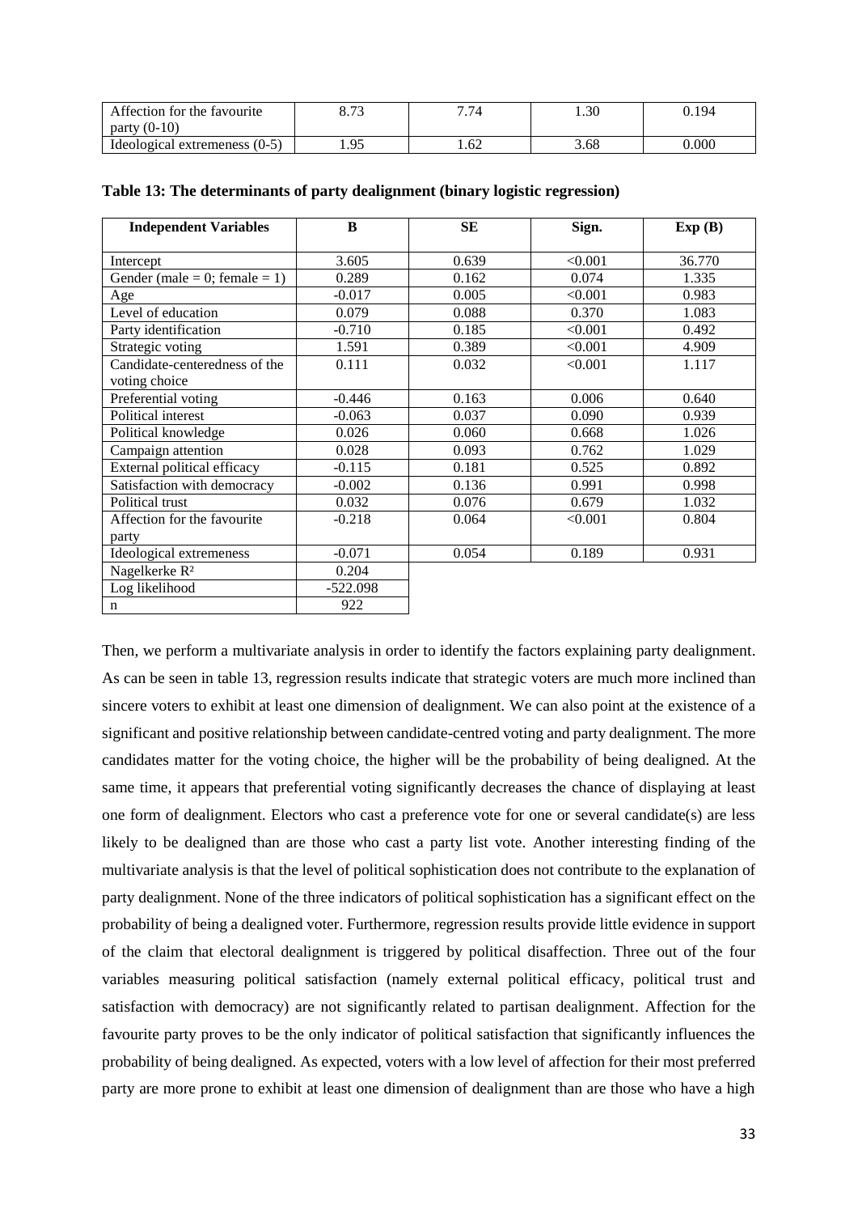| Affection for the favourite party (0-10) | 8.73 | 7.74 | 1.30 | 0.194 |
|---|---|---|---|---|
| Ideological extremeness (0-5) | 1.95 | 1.62 | 3.68 | 0.000 |

**Table 13: The determinants of party dealignment (binary logistic regression)**

| Independent Variables | B | SE | Sign. | Exp (B) |
|---|---|---|---|---|
| Intercept | 3.605 | 0.639 | <0.001 | 36.770 |
| Gender (male = 0; female = 1) | 0.289 | 0.162 | 0.074 | 1.335 |
| Age | -0.017 | 0.005 | <0.001 | 0.983 |
| Level of education | 0.079 | 0.088 | 0.370 | 1.083 |
| Party identification | -0.710 | 0.185 | <0.001 | 0.492 |
| Strategic voting | 1.591 | 0.389 | <0.001 | 4.909 |
| Candidate-centeredness of the voting choice | 0.111 | 0.032 | <0.001 | 1.117 |
| Preferential voting | -0.446 | 0.163 | 0.006 | 0.640 |
| Political interest | -0.063 | 0.037 | 0.090 | 0.939 |
| Political knowledge | 0.026 | 0.060 | 0.668 | 1.026 |
| Campaign attention | 0.028 | 0.093 | 0.762 | 1.029 |
| External political efficacy | -0.115 | 0.181 | 0.525 | 0.892 |
| Satisfaction with democracy | -0.002 | 0.136 | 0.991 | 0.998 |
| Political trust | 0.032 | 0.076 | 0.679 | 1.032 |
| Affection for the favourite party | -0.218 | 0.064 | <0.001 | 0.804 |
| Ideological extremeness | -0.071 | 0.054 | 0.189 | 0.931 |
| Nagelkerke $R^2$ | 0.204 | | | |
| Log likelihood | -522.098 | | | |
| n | 922 | | | |

Then, we perform a multivariate analysis in order to identify the factors explaining party dealignment. As can be seen in table 13, regression results indicate that strategic voters are much more inclined than sincere voters to exhibit at least one dimension of dealignment. We can also point at the existence of a significant and positive relationship between candidate-centred voting and party dealignment. The more candidates matter for the voting choice, the higher will be the probability of being dealigned. At the same time, it appears that preferential voting significantly decreases the chance of displaying at least one form of dealignment. Electors who cast a preference vote for one or several candidate(s) are less likely to be dealigned than are those who cast a party list vote. Another interesting finding of the multivariate analysis is that the level of political sophistication does not contribute to the explanation of party dealignment. None of the three indicators of political sophistication has a significant effect on the probability of being a dealigned voter. Furthermore, regression results provide little evidence in support of the claim that electoral dealignment is triggered by political disaffection. Three out of the four variables measuring political satisfaction (namely external political efficacy, political trust and satisfaction with democracy) are not significantly related to partisan dealignment. Affection for the favourite party proves to be the only indicator of political satisfaction that significantly influences the probability of being dealigned. As expected, voters with a low level of affection for their most preferred party are more prone to exhibit at least one dimension of dealignment than are those who have a high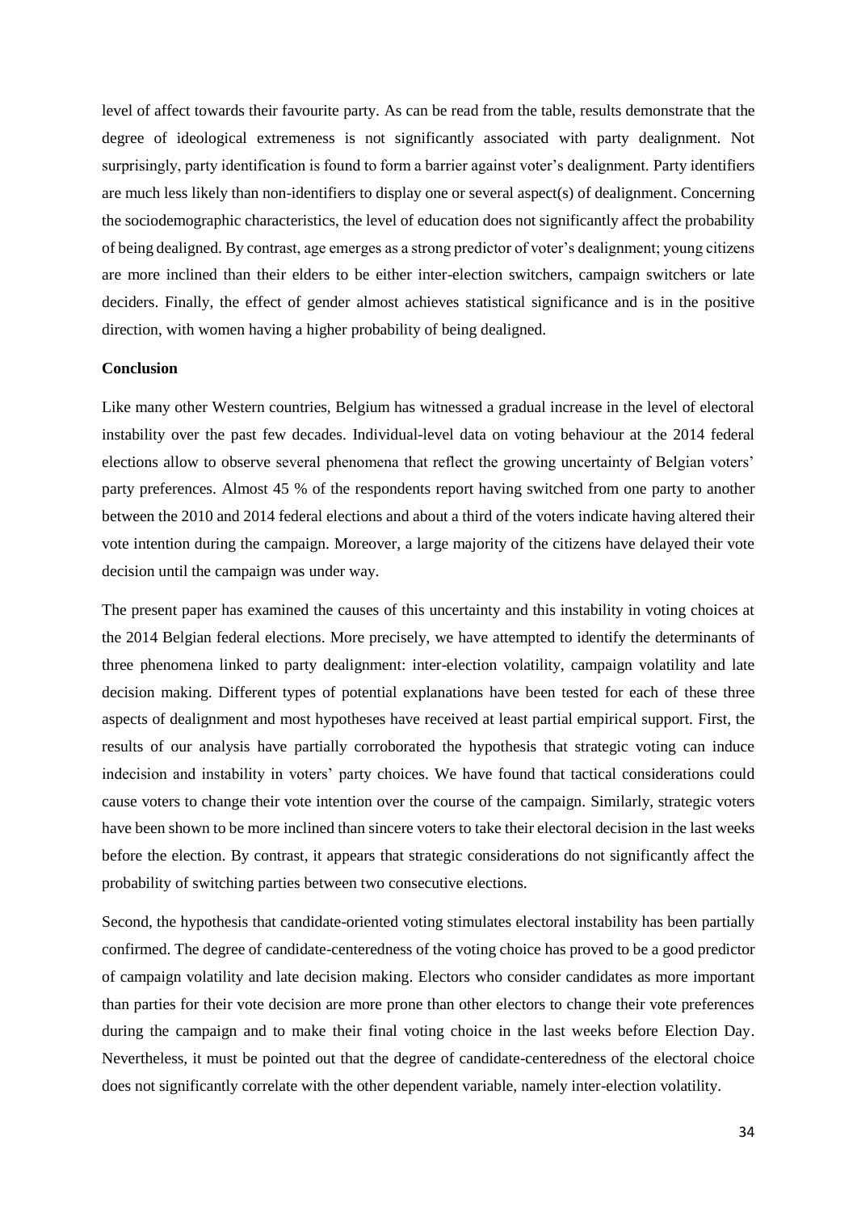level of affect towards their favourite party. As can be read from the table, results demonstrate that the degree of ideological extremeness is not significantly associated with party dealignment. Not surprisingly, party identification is found to form a barrier against voter's dealignment. Party identifiers are much less likely than non-identifiers to display one or several aspect(s) of dealignment. Concerning the sociodemographic characteristics, the level of education does not significantly affect the probability of being dealigned. By contrast, age emerges as a strong predictor of voter's dealignment; young citizens are more inclined than their elders to be either inter-election switchers, campaign switchers or late deciders. Finally, the effect of gender almost achieves statistical significance and is in the positive direction, with women having a higher probability of being dealigned.

**Conclusion**

Like many other Western countries, Belgium has witnessed a gradual increase in the level of electoral instability over the past few decades. Individual-level data on voting behaviour at the 2014 federal elections allow to observe several phenomena that reflect the growing uncertainty of Belgian voters' party preferences. Almost 45 % of the respondents report having switched from one party to another between the 2010 and 2014 federal elections and about a third of the voters indicate having altered their vote intention during the campaign. Moreover, a large majority of the citizens have delayed their vote decision until the campaign was under way.

The present paper has examined the causes of this uncertainty and this instability in voting choices at the 2014 Belgian federal elections. More precisely, we have attempted to identify the determinants of three phenomena linked to party dealignment: inter-election volatility, campaign volatility and late decision making. Different types of potential explanations have been tested for each of these three aspects of dealignment and most hypotheses have received at least partial empirical support. First, the results of our analysis have partially corroborated the hypothesis that strategic voting can induce indecision and instability in voters' party choices. We have found that tactical considerations could cause voters to change their vote intention over the course of the campaign. Similarly, strategic voters have been shown to be more inclined than sincere voters to take their electoral decision in the last weeks before the election. By contrast, it appears that strategic considerations do not significantly affect the probability of switching parties between two consecutive elections.

Second, the hypothesis that candidate-oriented voting stimulates electoral instability has been partially confirmed. The degree of candidate-centeredness of the voting choice has proved to be a good predictor of campaign volatility and late decision making. Electors who consider candidates as more important than parties for their vote decision are more prone than other electors to change their vote preferences during the campaign and to make their final voting choice in the last weeks before Election Day. Nevertheless, it must be pointed out that the degree of candidate-centeredness of the electoral choice does not significantly correlate with the other dependent variable, namely inter-election volatility.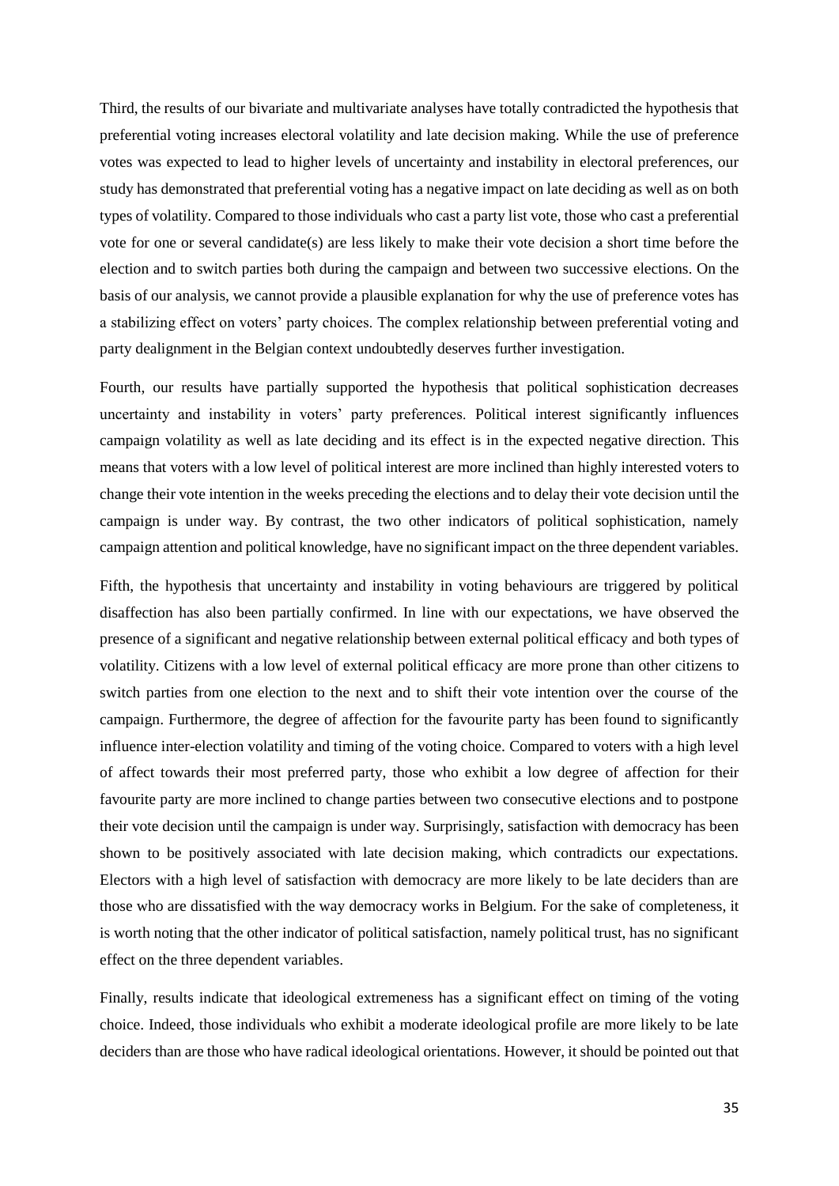Third, the results of our bivariate and multivariate analyses have totally contradicted the hypothesis that preferential voting increases electoral volatility and late decision making. While the use of preference votes was expected to lead to higher levels of uncertainty and instability in electoral preferences, our study has demonstrated that preferential voting has a negative impact on late deciding as well as on both types of volatility. Compared to those individuals who cast a party list vote, those who cast a preferential vote for one or several candidate(s) are less likely to make their vote decision a short time before the election and to switch parties both during the campaign and between two successive elections. On the basis of our analysis, we cannot provide a plausible explanation for why the use of preference votes has a stabilizing effect on voters' party choices. The complex relationship between preferential voting and party dealignment in the Belgian context undoubtedly deserves further investigation.

Fourth, our results have partially supported the hypothesis that political sophistication decreases uncertainty and instability in voters' party preferences. Political interest significantly influences campaign volatility as well as late deciding and its effect is in the expected negative direction. This means that voters with a low level of political interest are more inclined than highly interested voters to change their vote intention in the weeks preceding the elections and to delay their vote decision until the campaign is under way. By contrast, the two other indicators of political sophistication, namely campaign attention and political knowledge, have no significant impact on the three dependent variables.

Fifth, the hypothesis that uncertainty and instability in voting behaviours are triggered by political disaffection has also been partially confirmed. In line with our expectations, we have observed the presence of a significant and negative relationship between external political efficacy and both types of volatility. Citizens with a low level of external political efficacy are more prone than other citizens to switch parties from one election to the next and to shift their vote intention over the course of the campaign. Furthermore, the degree of affection for the favourite party has been found to significantly influence inter-election volatility and timing of the voting choice. Compared to voters with a high level of affect towards their most preferred party, those who exhibit a low degree of affection for their favourite party are more inclined to change parties between two consecutive elections and to postpone their vote decision until the campaign is under way. Surprisingly, satisfaction with democracy has been shown to be positively associated with late decision making, which contradicts our expectations. Electors with a high level of satisfaction with democracy are more likely to be late deciders than are those who are dissatisfied with the way democracy works in Belgium. For the sake of completeness, it is worth noting that the other indicator of political satisfaction, namely political trust, has no significant effect on the three dependent variables.

Finally, results indicate that ideological extremeness has a significant effect on timing of the voting choice. Indeed, those individuals who exhibit a moderate ideological profile are more likely to be late deciders than are those who have radical ideological orientations. However, it should be pointed out that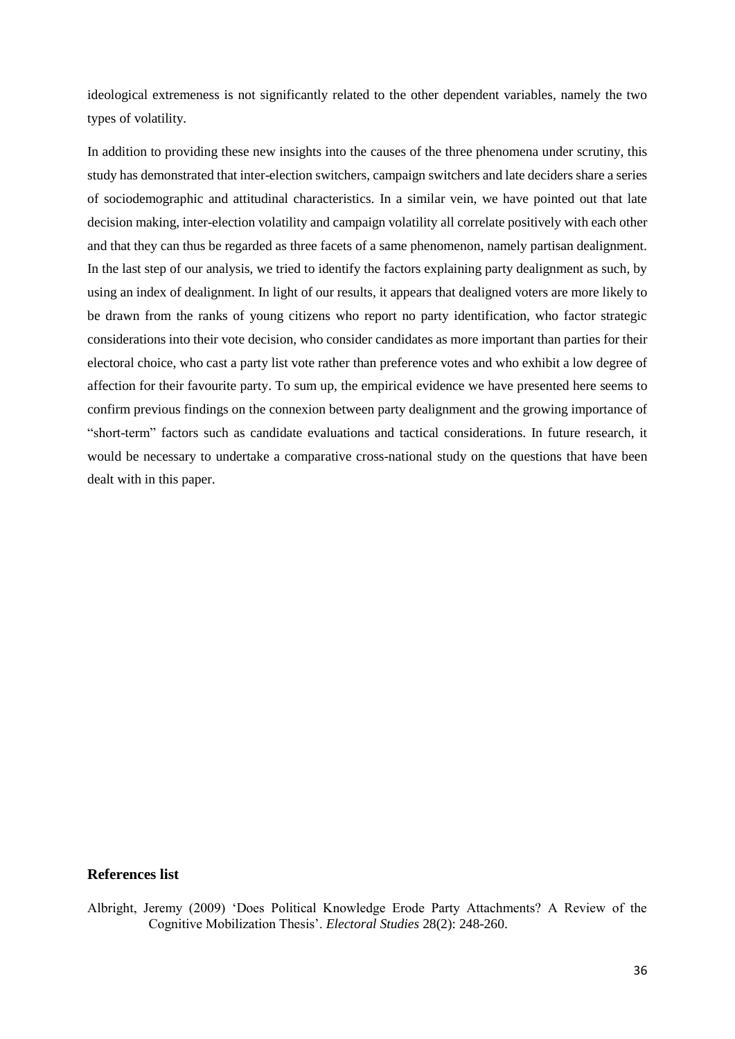ideological extremeness is not significantly related to the other dependent variables, namely the two types of volatility.

In addition to providing these new insights into the causes of the three phenomena under scrutiny, this study has demonstrated that inter-election switchers, campaign switchers and late deciders share a series of sociodemographic and attitudinal characteristics. In a similar vein, we have pointed out that late decision making, inter-election volatility and campaign volatility all correlate positively with each other and that they can thus be regarded as three facets of a same phenomenon, namely partisan dealignment. In the last step of our analysis, we tried to identify the factors explaining party dealignment as such, by using an index of dealignment. In light of our results, it appears that dealigned voters are more likely to be drawn from the ranks of young citizens who report no party identification, who factor strategic considerations into their vote decision, who consider candidates as more important than parties for their electoral choice, who cast a party list vote rather than preference votes and who exhibit a low degree of affection for their favourite party. To sum up, the empirical evidence we have presented here seems to confirm previous findings on the connexion between party dealignment and the growing importance of "short-term" factors such as candidate evaluations and tactical considerations. In future research, it would be necessary to undertake a comparative cross-national study on the questions that have been dealt with in this paper.

## References list

Albright, Jeremy (2009) 'Does Political Knowledge Erode Party Attachments? A Review of the Cognitive Mobilization Thesis'. *Electoral Studies* 28(2): 248-260.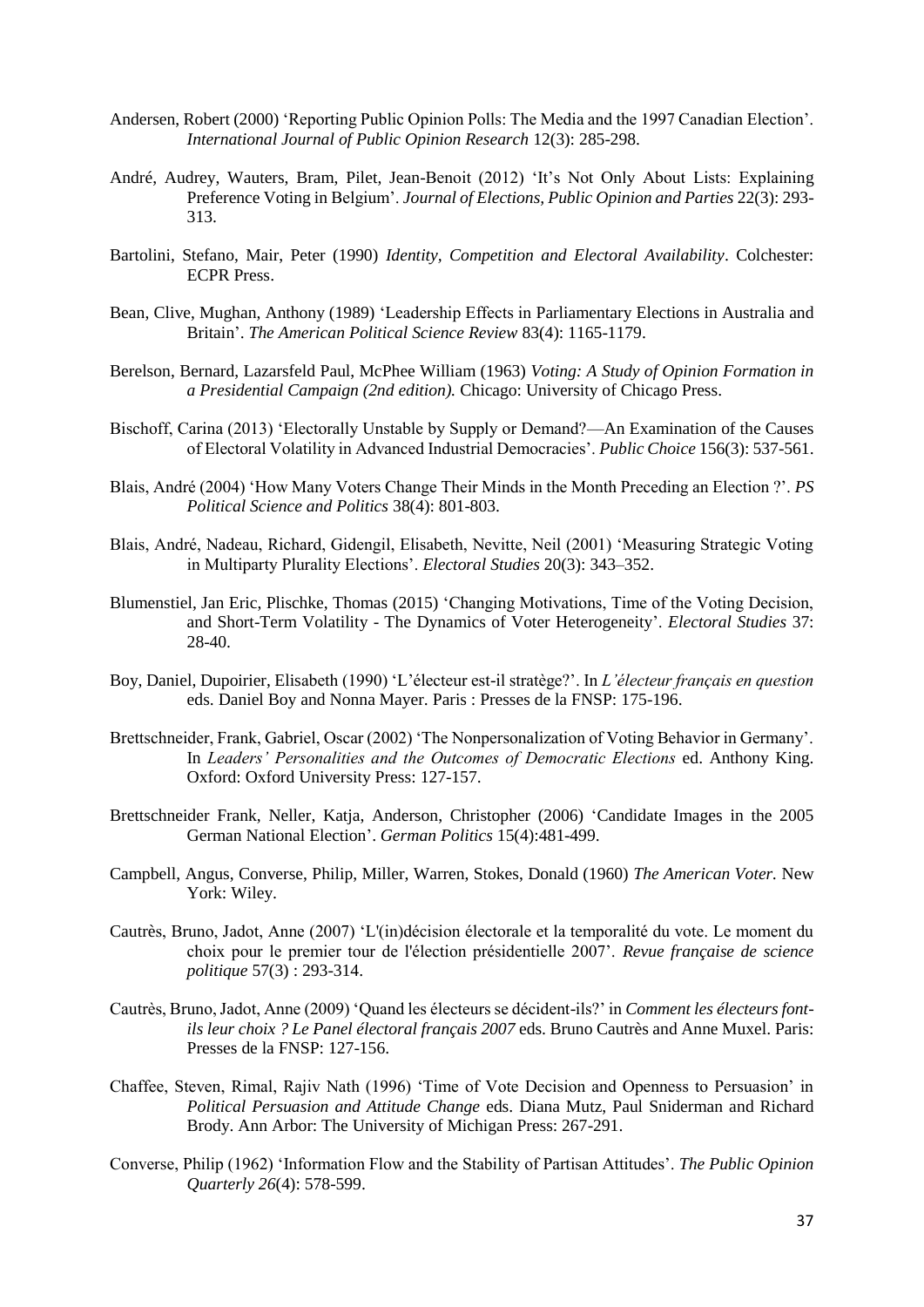Andersen, Robert (2000) 'Reporting Public Opinion Polls: The Media and the 1997 Canadian Election'. *International Journal of Public Opinion Research* 12(3): 285-298.

André, Audrey, Wauters, Bram, Pilet, Jean-Benoit (2012) 'It's Not Only About Lists: Explaining Preference Voting in Belgium'. *Journal of Elections, Public Opinion and Parties* 22(3): 293-313.

Bartolini, Stefano, Mair, Peter (1990) *Identity, Competition and Electoral Availability*. Colchester: ECPR Press.

Bean, Clive, Mughan, Anthony (1989) 'Leadership Effects in Parliamentary Elections in Australia and Britain'. *The American Political Science Review* 83(4): 1165-1179.

Berelson, Bernard, Lazarsfeld Paul, McPhee William (1963) *Voting: A Study of Opinion Formation in a Presidential Campaign (2nd edition).* Chicago: University of Chicago Press.

Bischoff, Carina (2013) 'Electorally Unstable by Supply or Demand?—An Examination of the Causes of Electoral Volatility in Advanced Industrial Democracies'. *Public Choice* 156(3): 537-561.

Blais, André (2004) 'How Many Voters Change Their Minds in the Month Preceding an Election ?'. *PS Political Science and Politics* 38(4): 801-803.

Blais, André, Nadeau, Richard, Gidengil, Elisabeth, Nevitte, Neil (2001) 'Measuring Strategic Voting in Multiparty Plurality Elections'. *Electoral Studies* 20(3): 343–352.

Blumenstiel, Jan Eric, Plischke, Thomas (2015) 'Changing Motivations, Time of the Voting Decision, and Short-Term Volatility - The Dynamics of Voter Heterogeneity'. *Electoral Studies* 37: 28-40.

Boy, Daniel, Dupoirier, Elisabeth (1990) 'L'électeur est-il stratège?'. In *L'électeur français en question* eds. Daniel Boy and Nonna Mayer. Paris : Presses de la FNSP: 175-196.

Brettschneider, Frank, Gabriel, Oscar (2002) 'The Nonpersonalization of Voting Behavior in Germany'. In *Leaders' Personalities and the Outcomes of Democratic Elections* ed. Anthony King. Oxford: Oxford University Press: 127-157.

Brettschneider Frank, Neller, Katja, Anderson, Christopher (2006) 'Candidate Images in the 2005 German National Election'. *German Politics* 15(4):481-499.

Campbell, Angus, Converse, Philip, Miller, Warren, Stokes, Donald (1960) *The American Voter.* New York: Wiley.

Cautrès, Bruno, Jadot, Anne (2007) 'L'(in)décision électorale et la temporalité du vote. Le moment du choix pour le premier tour de l'élection présidentielle 2007'. *Revue française de science politique* 57(3) : 293-314.

Cautrès, Bruno, Jadot, Anne (2009) 'Quand les électeurs se décident-ils?' in *Comment les électeurs font-ils leur choix ? Le Panel électoral français 2007* eds. Bruno Cautrès and Anne Muxel. Paris: Presses de la FNSP: 127-156.

Chaffee, Steven, Rimal, Rajiv Nath (1996) 'Time of Vote Decision and Openness to Persuasion' in *Political Persuasion and Attitude Change* eds. Diana Mutz, Paul Sniderman and Richard Brody. Ann Arbor: The University of Michigan Press: 267-291.

Converse, Philip (1962) 'Information Flow and the Stability of Partisan Attitudes'. *The Public Opinion Quarterly 26*(4): 578-599.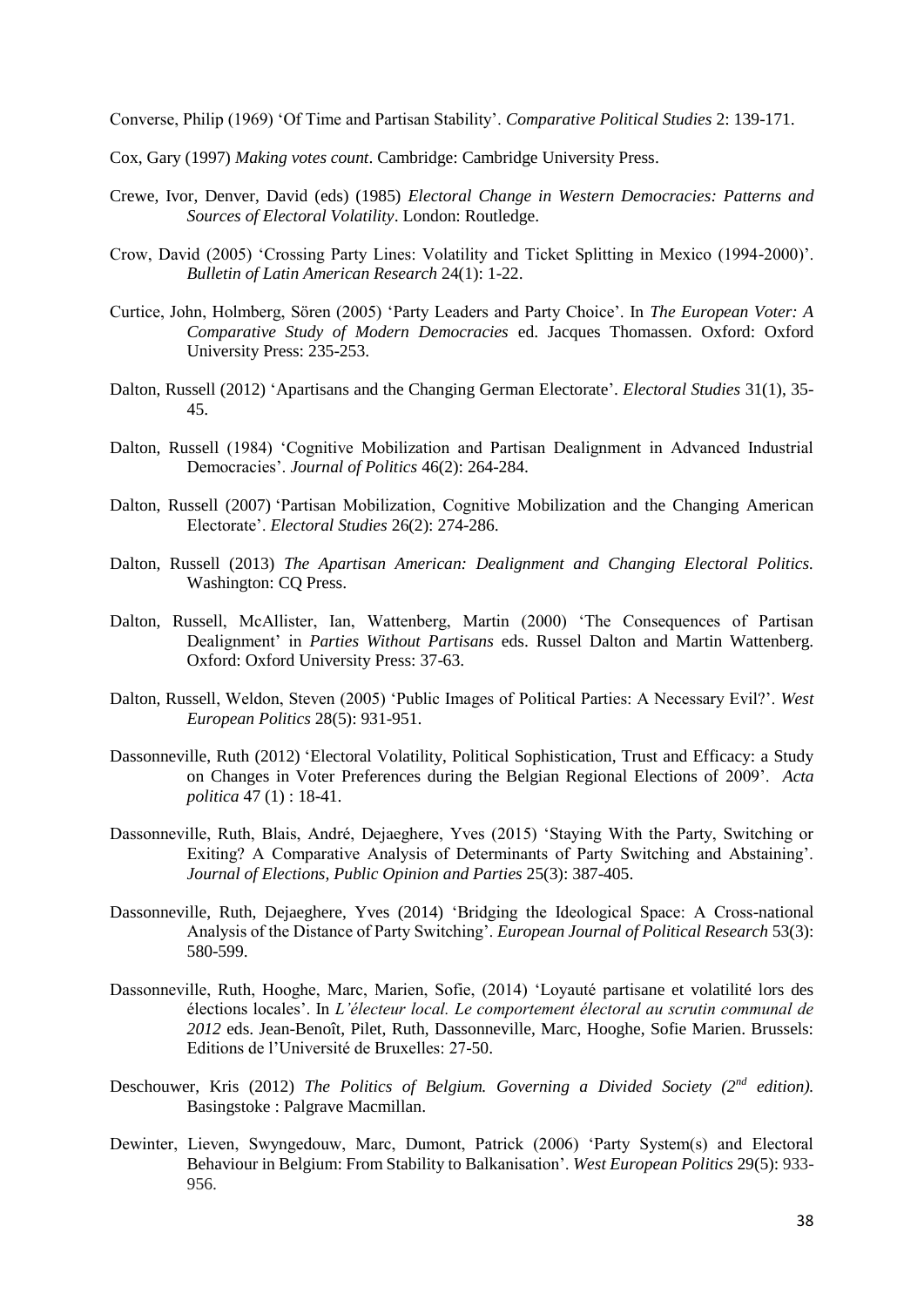Converse, Philip (1969) 'Of Time and Partisan Stability'. *Comparative Political Studies* 2: 139-171.

Cox, Gary (1997) *Making votes count*. Cambridge: Cambridge University Press.

Crewe, Ivor, Denver, David (eds) (1985) *Electoral Change in Western Democracies: Patterns and Sources of Electoral Volatility*. London: Routledge.

Crow, David (2005) 'Crossing Party Lines: Volatility and Ticket Splitting in Mexico (1994-2000)'. *Bulletin of Latin American Research* 24(1): 1-22.

Curtice, John, Holmberg, Sören (2005) 'Party Leaders and Party Choice'. In *The European Voter: A Comparative Study of Modern Democracies* ed. Jacques Thomassen. Oxford: Oxford University Press: 235-253.

Dalton, Russell (2012) 'Apartisans and the Changing German Electorate'. *Electoral Studies* 31(1), 35-45.

Dalton, Russell (1984) 'Cognitive Mobilization and Partisan Dealignment in Advanced Industrial Democracies'. *Journal of Politics* 46(2): 264-284.

Dalton, Russell (2007) 'Partisan Mobilization, Cognitive Mobilization and the Changing American Electorate'. *Electoral Studies* 26(2): 274-286.

Dalton, Russell (2013) *The Apartisan American: Dealignment and Changing Electoral Politics.* Washington: CQ Press.

Dalton, Russell, McAllister, Ian, Wattenberg, Martin (2000) 'The Consequences of Partisan Dealignment' in *Parties Without Partisans* eds. Russel Dalton and Martin Wattenberg. Oxford: Oxford University Press: 37-63.

Dalton, Russell, Weldon, Steven (2005) 'Public Images of Political Parties: A Necessary Evil?'. *West European Politics* 28(5): 931-951.

Dassonneville, Ruth (2012) 'Electoral Volatility, Political Sophistication, Trust and Efficacy: a Study on Changes in Voter Preferences during the Belgian Regional Elections of 2009'. *Acta politica* 47 (1) : 18-41.

Dassonneville, Ruth, Blais, André, Dejaeghere, Yves (2015) 'Staying With the Party, Switching or Exiting? A Comparative Analysis of Determinants of Party Switching and Abstaining'. *Journal of Elections, Public Opinion and Parties* 25(3): 387-405.

Dassonneville, Ruth, Dejaeghere, Yves (2014) 'Bridging the Ideological Space: A Cross-national Analysis of the Distance of Party Switching'. *European Journal of Political Research* 53(3): 580-599.

Dassonneville, Ruth, Hooghe, Marc, Marien, Sofie, (2014) 'Loyauté partisane et volatilité lors des élections locales'. In *L'électeur local. Le comportement électoral au scrutin communal de 2012* eds. Jean-Benoît, Pilet, Ruth, Dassonneville, Marc, Hooghe, Sofie Marien. Brussels: Editions de l'Université de Bruxelles: 27-50.

Deschouwer, Kris (2012) *The Politics of Belgium. Governing a Divided Society (2nd edition).* Basingstoke : Palgrave Macmillan.

Dewinter, Lieven, Swyngedouw, Marc, Dumont, Patrick (2006) 'Party System(s) and Electoral Behaviour in Belgium: From Stability to Balkanisation'. *West European Politics* 29(5): 933-956.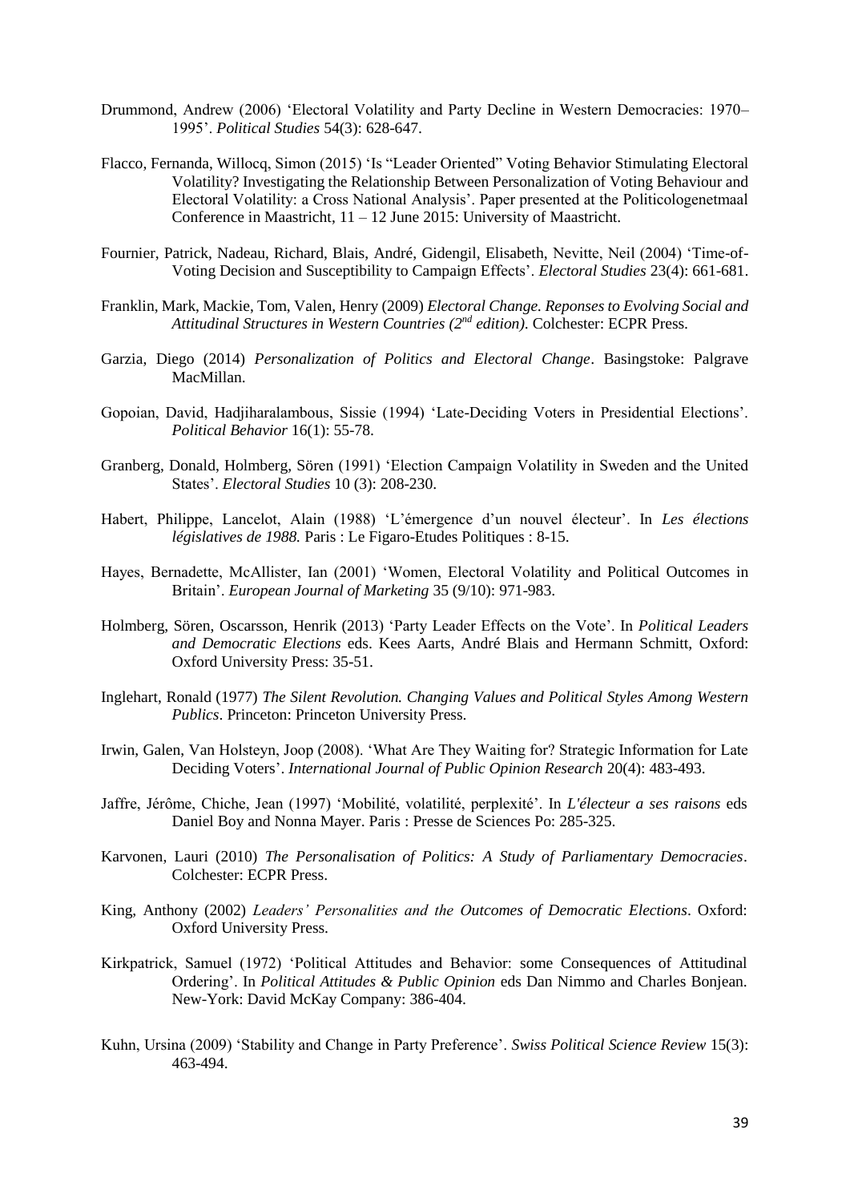Drummond, Andrew (2006) 'Electoral Volatility and Party Decline in Western Democracies: 1970–1995'. *Political Studies* 54(3): 628-647.

Flacco, Fernanda, Willocq, Simon (2015) 'Is "Leader Oriented" Voting Behavior Stimulating Electoral Volatility? Investigating the Relationship Between Personalization of Voting Behaviour and Electoral Volatility: a Cross National Analysis'. Paper presented at the Politicologenetmaal Conference in Maastricht, 11 – 12 June 2015: University of Maastricht.

Fournier, Patrick, Nadeau, Richard, Blais, André, Gidengil, Elisabeth, Nevitte, Neil (2004) 'Time-of-Voting Decision and Susceptibility to Campaign Effects'. *Electoral Studies* 23(4): 661-681.

Franklin, Mark, Mackie, Tom, Valen, Henry (2009) *Electoral Change. Reponses to Evolving Social and Attitudinal Structures in Western Countries (2nd edition)*. Colchester: ECPR Press.

Garzia, Diego (2014) *Personalization of Politics and Electoral Change*. Basingstoke: Palgrave MacMillan.

Gopoian, David, Hadjiharalambous, Sissie (1994) 'Late-Deciding Voters in Presidential Elections'. *Political Behavior* 16(1): 55-78.

Granberg, Donald, Holmberg, Sören (1991) 'Election Campaign Volatility in Sweden and the United States'. *Electoral Studies* 10 (3): 208-230.

Habert, Philippe, Lancelot, Alain (1988) 'L'émergence d'un nouvel électeur'. In *Les élections législatives de 1988.* Paris : Le Figaro-Etudes Politiques : 8-15.

Hayes, Bernadette, McAllister, Ian (2001) 'Women, Electoral Volatility and Political Outcomes in Britain'. *European Journal of Marketing* 35 (9/10): 971-983.

Holmberg, Sören, Oscarsson, Henrik (2013) 'Party Leader Effects on the Vote'. In *Political Leaders and Democratic Elections* eds. Kees Aarts, André Blais and Hermann Schmitt, Oxford: Oxford University Press: 35-51.

Inglehart, Ronald (1977) *The Silent Revolution. Changing Values and Political Styles Among Western Publics*. Princeton: Princeton University Press.

Irwin, Galen, Van Holsteyn, Joop (2008). 'What Are They Waiting for? Strategic Information for Late Deciding Voters'. *International Journal of Public Opinion Research* 20(4): 483-493.

Jaffre, Jérôme, Chiche, Jean (1997) 'Mobilité, volatilité, perplexité'. In *L'électeur a ses raisons* eds Daniel Boy and Nonna Mayer. Paris : Presse de Sciences Po: 285-325.

Karvonen, Lauri (2010) *The Personalisation of Politics: A Study of Parliamentary Democracies*. Colchester: ECPR Press.

King, Anthony (2002) *Leaders' Personalities and the Outcomes of Democratic Elections*. Oxford: Oxford University Press.

Kirkpatrick, Samuel (1972) 'Political Attitudes and Behavior: some Consequences of Attitudinal Ordering'. In *Political Attitudes & Public Opinion* eds Dan Nimmo and Charles Bonjean. New-York: David McKay Company: 386-404.

Kuhn, Ursina (2009) 'Stability and Change in Party Preference'. *Swiss Political Science Review* 15(3): 463-494.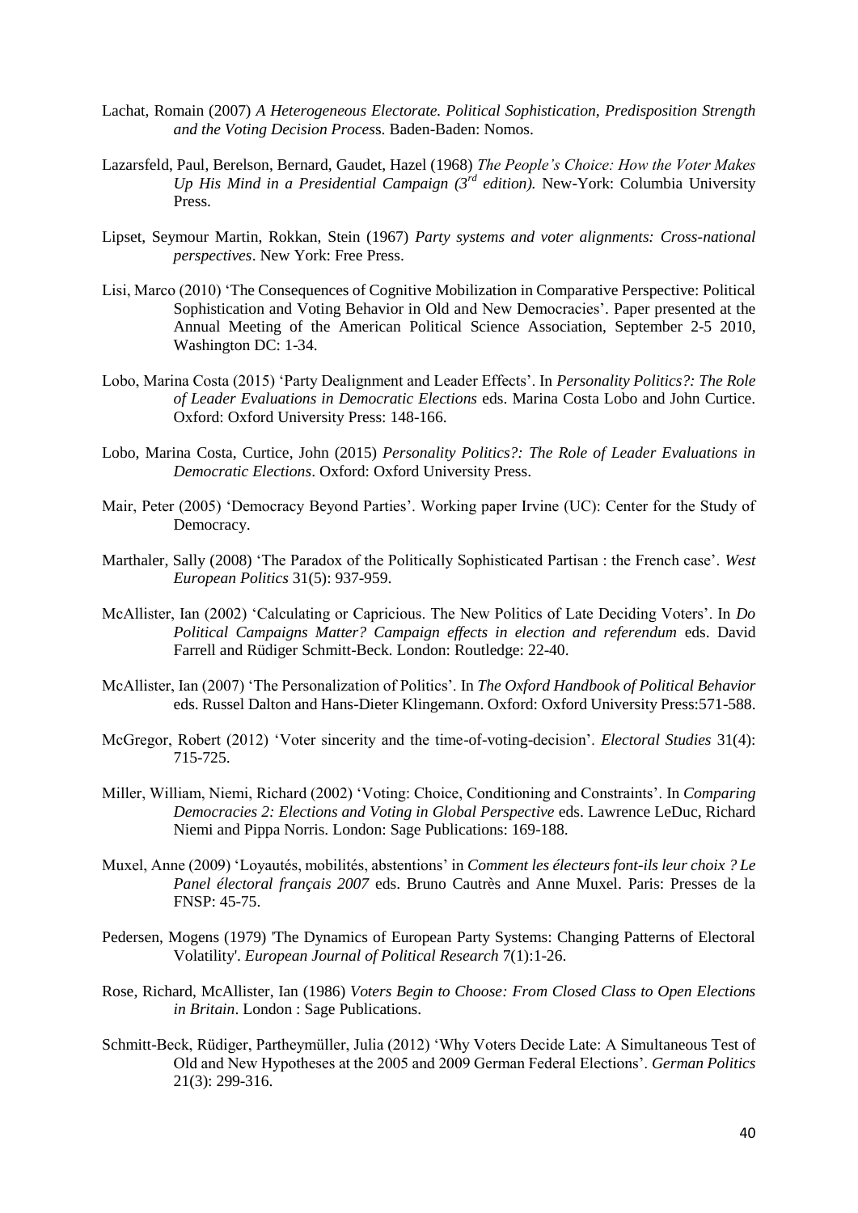Lachat, Romain (2007) *A Heterogeneous Electorate. Political Sophistication, Predisposition Strength and the Voting Decision Process*. Baden-Baden: Nomos.

Lazarsfeld, Paul, Berelson, Bernard, Gaudet, Hazel (1968) *The People's Choice: How the Voter Makes Up His Mind in a Presidential Campaign (3rd edition).* New-York: Columbia University Press.

Lipset, Seymour Martin, Rokkan, Stein (1967) *Party systems and voter alignments: Cross-national perspectives*. New York: Free Press.

Lisi, Marco (2010) 'The Consequences of Cognitive Mobilization in Comparative Perspective: Political Sophistication and Voting Behavior in Old and New Democracies'. Paper presented at the Annual Meeting of the American Political Science Association, September 2-5 2010, Washington DC: 1-34.

Lobo, Marina Costa (2015) 'Party Dealignment and Leader Effects'. In *Personality Politics?: The Role of Leader Evaluations in Democratic Elections* eds. Marina Costa Lobo and John Curtice. Oxford: Oxford University Press: 148-166.

Lobo, Marina Costa, Curtice, John (2015) *Personality Politics?: The Role of Leader Evaluations in Democratic Elections*. Oxford: Oxford University Press.

Mair, Peter (2005) 'Democracy Beyond Parties'. Working paper Irvine (UC): Center for the Study of Democracy.

Marthaler, Sally (2008) 'The Paradox of the Politically Sophisticated Partisan : the French case'. *West European Politics* 31(5): 937-959.

McAllister, Ian (2002) 'Calculating or Capricious. The New Politics of Late Deciding Voters'. In *Do Political Campaigns Matter? Campaign effects in election and referendum* eds. David Farrell and Rüdiger Schmitt-Beck. London: Routledge: 22-40.

McAllister, Ian (2007) 'The Personalization of Politics'. In *The Oxford Handbook of Political Behavior* eds. Russel Dalton and Hans-Dieter Klingemann. Oxford: Oxford University Press:571-588.

McGregor, Robert (2012) 'Voter sincerity and the time-of-voting-decision'. *Electoral Studies* 31(4): 715-725.

Miller, William, Niemi, Richard (2002) 'Voting: Choice, Conditioning and Constraints'. In *Comparing Democracies 2: Elections and Voting in Global Perspective* eds. Lawrence LeDuc, Richard Niemi and Pippa Norris. London: Sage Publications: 169-188.

Muxel, Anne (2009) 'Loyautés, mobilités, abstentions' in *Comment les électeurs font-ils leur choix ? Le Panel électoral français 2007* eds. Bruno Cautrès and Anne Muxel. Paris: Presses de la FNSP: 45-75.

Pedersen, Mogens (1979) 'The Dynamics of European Party Systems: Changing Patterns of Electoral Volatility'. *European Journal of Political Research* 7(1):1-26.

Rose, Richard, McAllister, Ian (1986) *Voters Begin to Choose: From Closed Class to Open Elections in Britain*. London : Sage Publications.

Schmitt-Beck, Rüdiger, Partheymüller, Julia (2012) 'Why Voters Decide Late: A Simultaneous Test of Old and New Hypotheses at the 2005 and 2009 German Federal Elections'. *German Politics* 21(3): 299-316.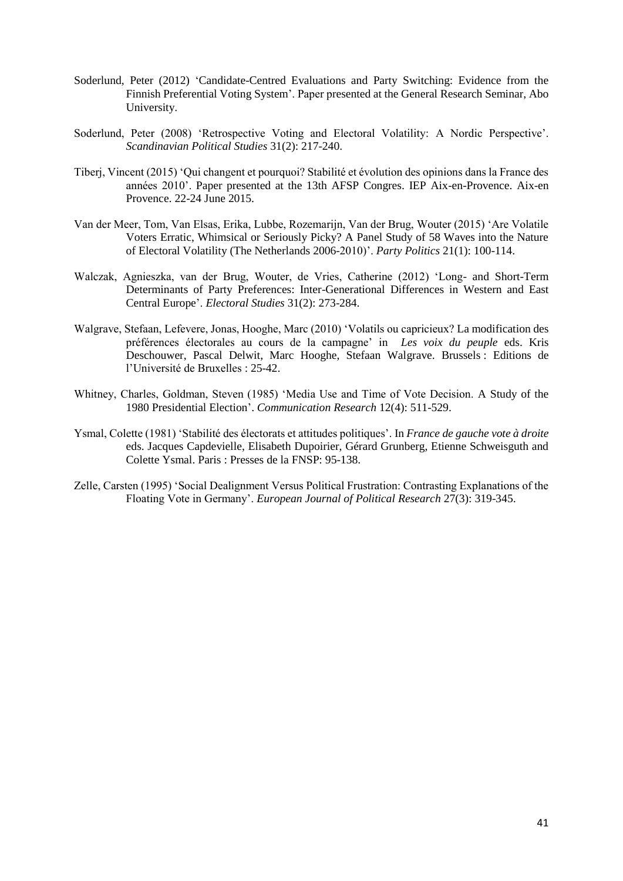Soderlund, Peter (2012) 'Candidate-Centred Evaluations and Party Switching: Evidence from the Finnish Preferential Voting System'. Paper presented at the General Research Seminar, Abo University.

Soderlund, Peter (2008) 'Retrospective Voting and Electoral Volatility: A Nordic Perspective'. *Scandinavian Political Studies* 31(2): 217-240.

Tiberj, Vincent (2015) 'Qui changent et pourquoi? Stabilité et évolution des opinions dans la France des années 2010'. Paper presented at the 13th AFSP Congres. IEP Aix-en-Provence. Aix-en Provence. 22-24 June 2015.

Van der Meer, Tom, Van Elsas, Erika, Lubbe, Rozemarijn, Van der Brug, Wouter (2015) 'Are Volatile Voters Erratic, Whimsical or Seriously Picky? A Panel Study of 58 Waves into the Nature of Electoral Volatility (The Netherlands 2006-2010)'. *Party Politics* 21(1): 100-114.

Walczak, Agnieszka, van der Brug, Wouter, de Vries, Catherine (2012) 'Long- and Short-Term Determinants of Party Preferences: Inter-Generational Differences in Western and East Central Europe'. *Electoral Studies* 31(2): 273-284.

Walgrave, Stefaan, Lefevere, Jonas, Hooghe, Marc (2010) 'Volatils ou capricieux? La modification des préférences électorales au cours de la campagne' in *Les voix du peuple* eds. Kris Deschouwer, Pascal Delwit, Marc Hooghe, Stefaan Walgrave. Brussels : Editions de l'Université de Bruxelles : 25-42.

Whitney, Charles, Goldman, Steven (1985) 'Media Use and Time of Vote Decision. A Study of the 1980 Presidential Election'. *Communication Research* 12(4): 511-529.

Ysmal, Colette (1981) 'Stabilité des électorats et attitudes politiques'. In *France de gauche vote à droite* eds. Jacques Capdevielle, Elisabeth Dupoirier, Gérard Grunberg, Etienne Schweisguth and Colette Ysmal. Paris : Presses de la FNSP: 95-138.

Zelle, Carsten (1995) 'Social Dealignment Versus Political Frustration: Contrasting Explanations of the Floating Vote in Germany'. *European Journal of Political Research* 27(3): 319-345.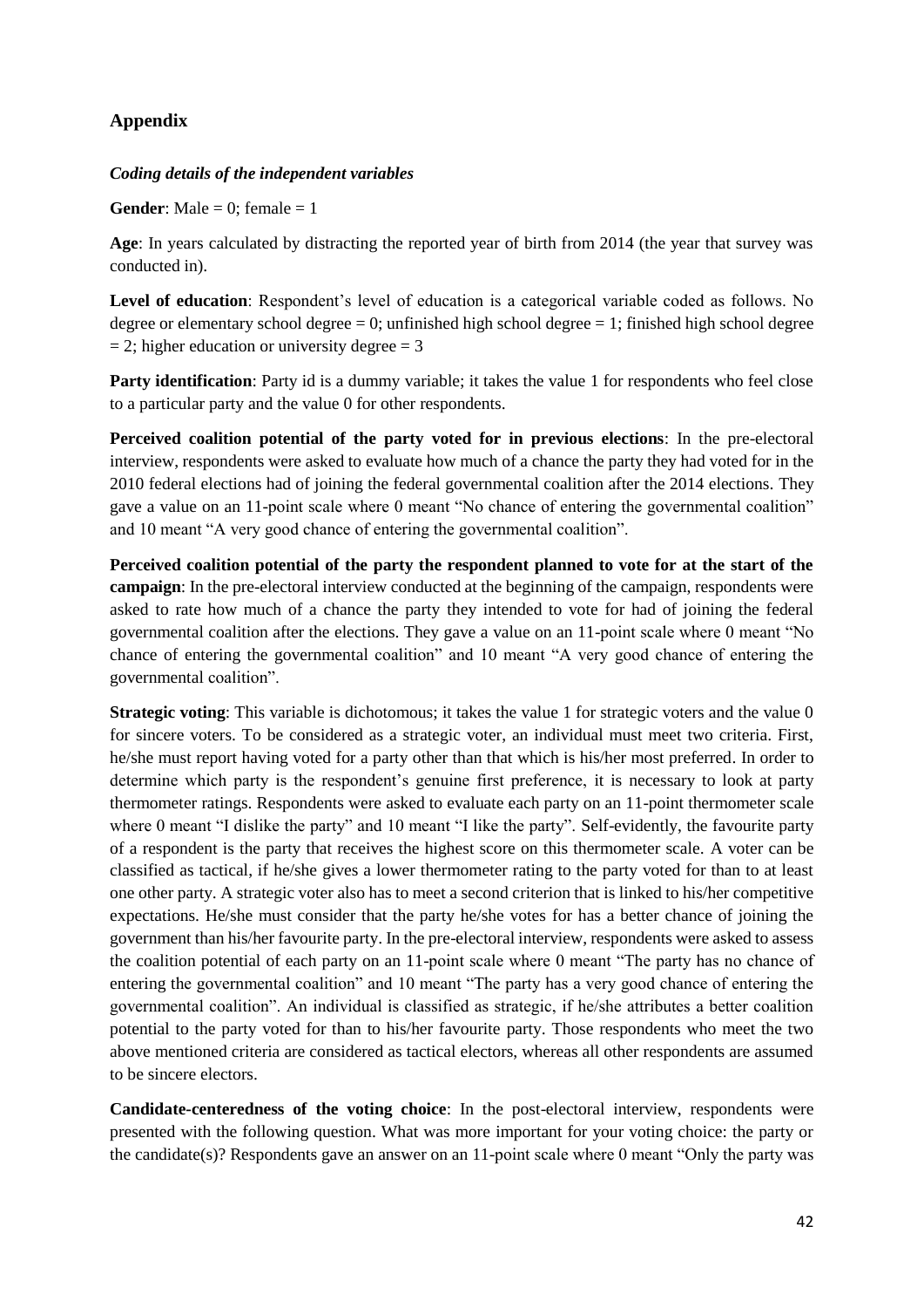## Appendix

### *Coding details of the independent variables*

**Gender**: Male = 0; female = 1

**Age**: In years calculated by distracting the reported year of birth from 2014 (the year that survey was conducted in).

**Level of education**: Respondent's level of education is a categorical variable coded as follows. No degree or elementary school degree = 0; unfinished high school degree = 1; finished high school degree = 2; higher education or university degree = 3

**Party identification**: Party id is a dummy variable; it takes the value 1 for respondents who feel close to a particular party and the value 0 for other respondents.

**Perceived coalition potential of the party voted for in previous elections**: In the pre-electoral interview, respondents were asked to evaluate how much of a chance the party they had voted for in the 2010 federal elections had of joining the federal governmental coalition after the 2014 elections. They gave a value on an 11-point scale where 0 meant "No chance of entering the governmental coalition" and 10 meant "A very good chance of entering the governmental coalition".

**Perceived coalition potential of the party the respondent planned to vote for at the start of the campaign**: In the pre-electoral interview conducted at the beginning of the campaign, respondents were asked to rate how much of a chance the party they intended to vote for had of joining the federal governmental coalition after the elections. They gave a value on an 11-point scale where 0 meant "No chance of entering the governmental coalition" and 10 meant "A very good chance of entering the governmental coalition".

**Strategic voting**: This variable is dichotomous; it takes the value 1 for strategic voters and the value 0 for sincere voters. To be considered as a strategic voter, an individual must meet two criteria. First, he/she must report having voted for a party other than that which is his/her most preferred. In order to determine which party is the respondent's genuine first preference, it is necessary to look at party thermometer ratings. Respondents were asked to evaluate each party on an 11-point thermometer scale where 0 meant "I dislike the party" and 10 meant "I like the party". Self-evidently, the favourite party of a respondent is the party that receives the highest score on this thermometer scale. A voter can be classified as tactical, if he/she gives a lower thermometer rating to the party voted for than to at least one other party. A strategic voter also has to meet a second criterion that is linked to his/her competitive expectations. He/she must consider that the party he/she votes for has a better chance of joining the government than his/her favourite party. In the pre-electoral interview, respondents were asked to assess the coalition potential of each party on an 11-point scale where 0 meant "The party has no chance of entering the governmental coalition" and 10 meant "The party has a very good chance of entering the governmental coalition". An individual is classified as strategic, if he/she attributes a better coalition potential to the party voted for than to his/her favourite party. Those respondents who meet the two above mentioned criteria are considered as tactical electors, whereas all other respondents are assumed to be sincere electors.

**Candidate-centeredness of the voting choice**: In the post-electoral interview, respondents were presented with the following question. What was more important for your voting choice: the party or the candidate(s)? Respondents gave an answer on an 11-point scale where 0 meant "Only the party was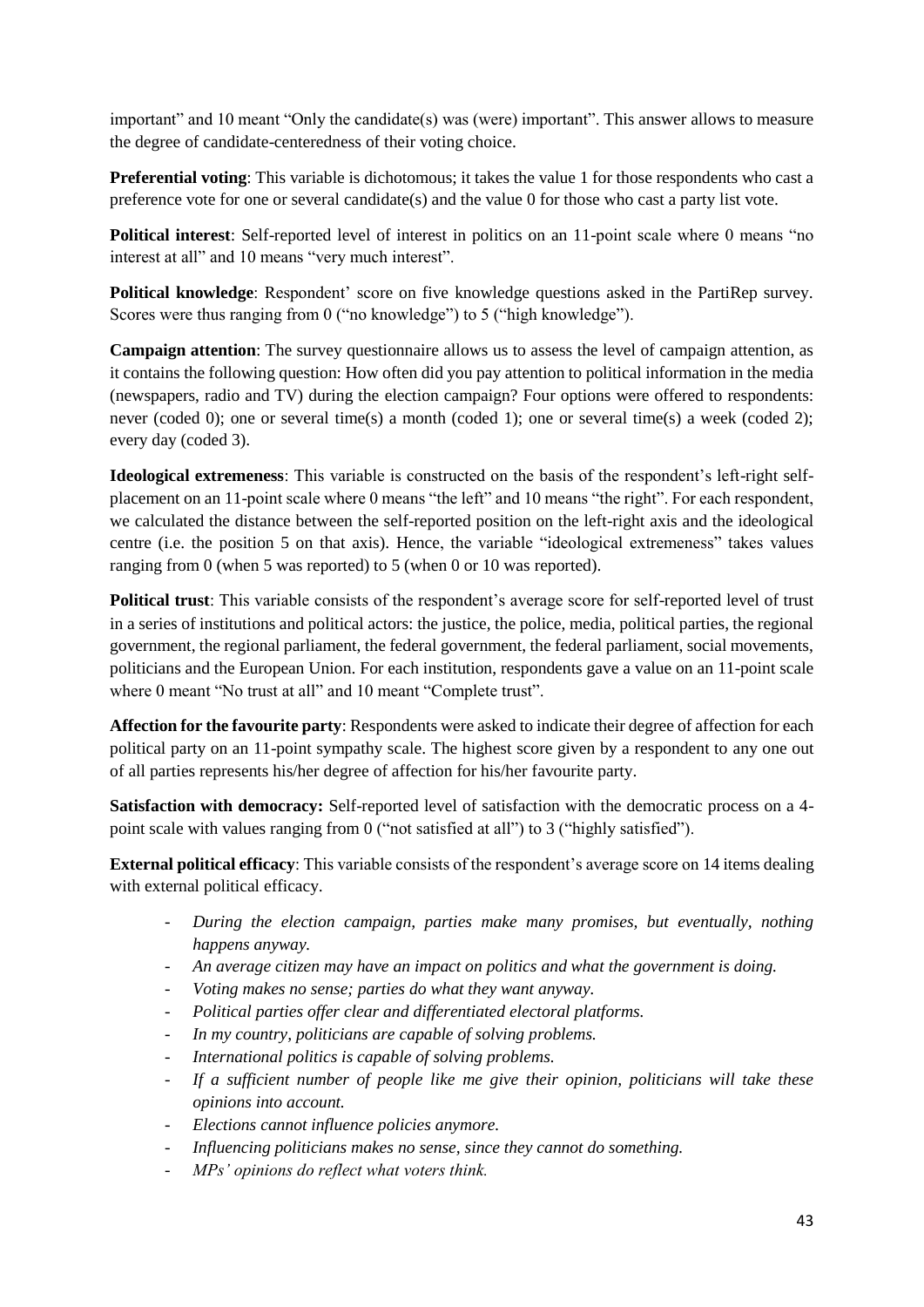important" and 10 meant "Only the candidate(s) was (were) important". This answer allows to measure the degree of candidate-centeredness of their voting choice.

**Preferential voting**: This variable is dichotomous; it takes the value 1 for those respondents who cast a preference vote for one or several candidate(s) and the value 0 for those who cast a party list vote.

**Political interest**: Self-reported level of interest in politics on an 11-point scale where 0 means "no interest at all" and 10 means "very much interest".

**Political knowledge**: Respondent' score on five knowledge questions asked in the PartiRep survey. Scores were thus ranging from 0 ("no knowledge") to 5 ("high knowledge").

**Campaign attention**: The survey questionnaire allows us to assess the level of campaign attention, as it contains the following question: How often did you pay attention to political information in the media (newspapers, radio and TV) during the election campaign? Four options were offered to respondents: never (coded 0); one or several time(s) a month (coded 1); one or several time(s) a week (coded 2); every day (coded 3).

**Ideological extremeness**: This variable is constructed on the basis of the respondent's left-right self-placement on an 11-point scale where 0 means "the left" and 10 means "the right". For each respondent, we calculated the distance between the self-reported position on the left-right axis and the ideological centre (i.e. the position 5 on that axis). Hence, the variable "ideological extremeness" takes values ranging from 0 (when 5 was reported) to 5 (when 0 or 10 was reported).

**Political trust**: This variable consists of the respondent's average score for self-reported level of trust in a series of institutions and political actors: the justice, the police, media, political parties, the regional government, the regional parliament, the federal government, the federal parliament, social movements, politicians and the European Union. For each institution, respondents gave a value on an 11-point scale where 0 meant "No trust at all" and 10 meant "Complete trust".

**Affection for the favourite party**: Respondents were asked to indicate their degree of affection for each political party on an 11-point sympathy scale. The highest score given by a respondent to any one out of all parties represents his/her degree of affection for his/her favourite party.

**Satisfaction with democracy:** Self-reported level of satisfaction with the democratic process on a 4-point scale with values ranging from 0 ("not satisfied at all") to 3 ("highly satisfied").

**External political efficacy**: This variable consists of the respondent's average score on 14 items dealing with external political efficacy.

- *During the election campaign, parties make many promises, but eventually, nothing happens anyway.*
- *An average citizen may have an impact on politics and what the government is doing.*
- *Voting makes no sense; parties do what they want anyway.*
- *Political parties offer clear and differentiated electoral platforms.*
- *In my country, politicians are capable of solving problems.*
- *International politics is capable of solving problems.*
- *If a sufficient number of people like me give their opinion, politicians will take these opinions into account.*
- *Elections cannot influence policies anymore.*
- *Influencing politicians makes no sense, since they cannot do something.*
- *MPs' opinions do reflect what voters think.*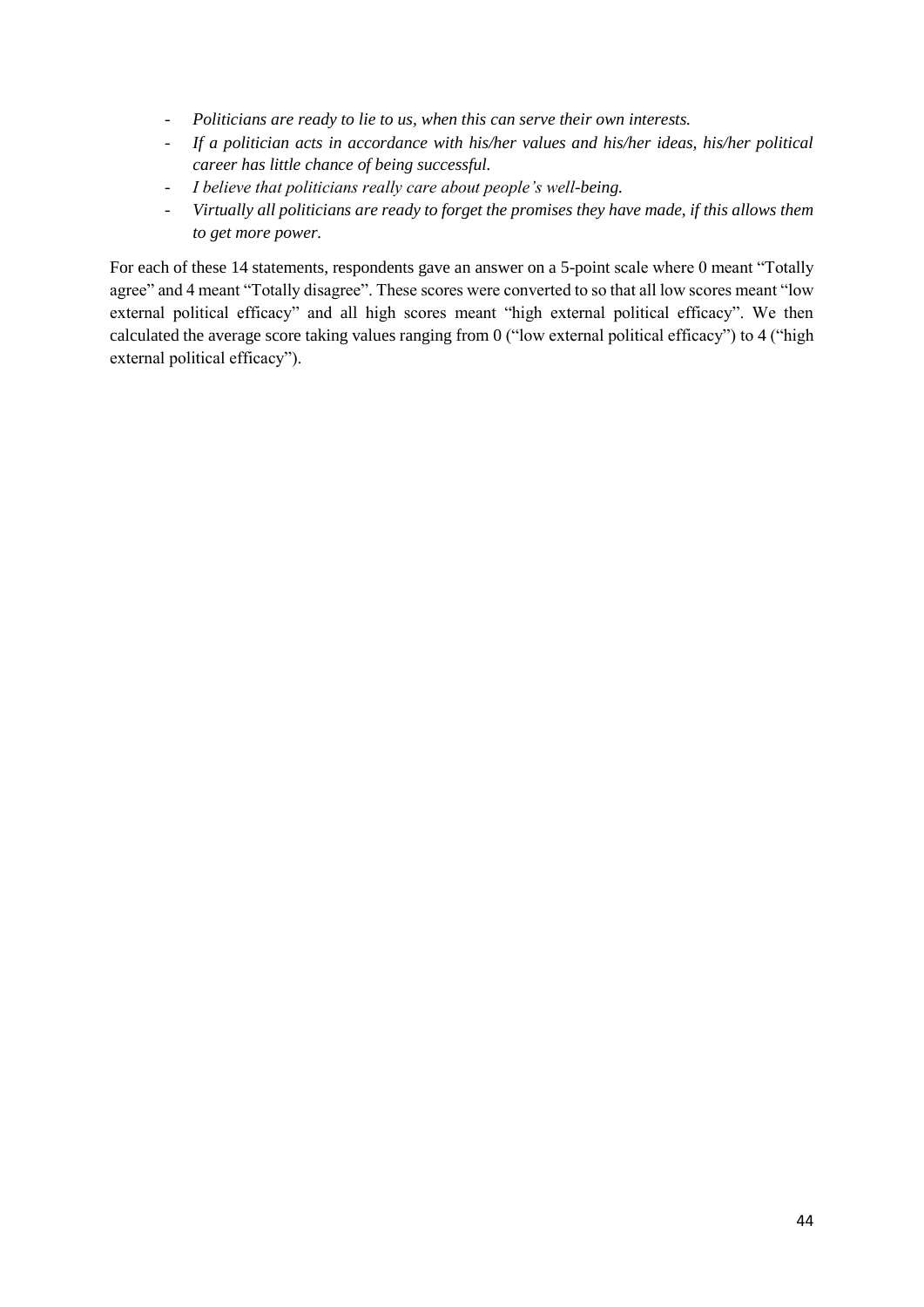- *Politicians are ready to lie to us, when this can serve their own interests.*
- *If a politician acts in accordance with his/her values and his/her ideas, his/her political career has little chance of being successful.*
- *I believe that politicians really care about people's well-being.*
- *Virtually all politicians are ready to forget the promises they have made, if this allows them to get more power.*

For each of these 14 statements, respondents gave an answer on a 5-point scale where 0 meant "Totally agree" and 4 meant "Totally disagree". These scores were converted to so that all low scores meant "low external political efficacy" and all high scores meant "high external political efficacy". We then calculated the average score taking values ranging from 0 ("low external political efficacy") to 4 ("high external political efficacy").